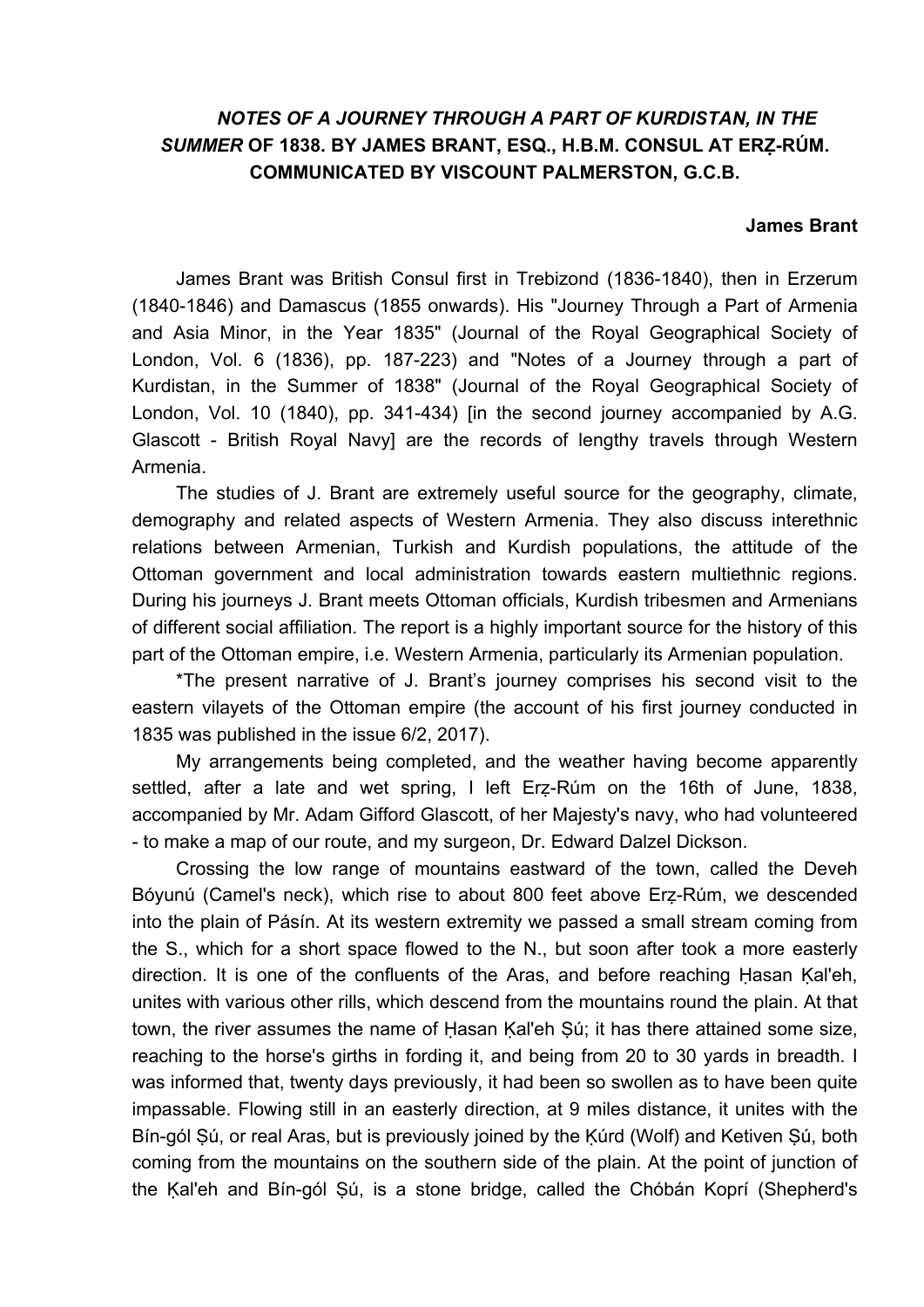# *NOTES OF A JOURNEY THROUGH A PART OF KURDISTAN, IN THE SUMMER* OF 1838. BY JAMES BRANT, ESQ., H.B.M. CONSUL AT ERẒ-RÚM. COMMUNICATED BY VISCOUNT PALMERSTON, G.C.B.

**James Brant**

James Brant was British Consul first in Trebizond (1836-1840), then in Erzerum (1840-1846) and Damascus (1855 onwards). His "Journey Through a Part of Armenia and Asia Minor, in the Year 1835" (Journal of the Royal Geographical Society of London, Vol. 6 (1836), pp. 187-223) and "Notes of a Journey through a part of Kurdistan, in the Summer of 1838" (Journal of the Royal Geographical Society of London, Vol. 10 (1840), pp. 341-434) [in the second journey accompanied by A.G. Glascott - British Royal Navy] are the records of lengthy travels through Western Armenia.

The studies of J. Brant are extremely useful source for the geography, climate, demography and related aspects of Western Armenia. They also discuss interethnic relations between Armenian, Turkish and Kurdish populations, the attitude of the Ottoman government and local administration towards eastern multiethnic regions. During his journeys J. Brant meets Ottoman officials, Kurdish tribesmen and Armenians of different social affiliation. The report is a highly important source for the history of this part of the Ottoman empire, i.e. Western Armenia, particularly its Armenian population.

*The present narrative of J. Brant's journey comprises his second visit to the eastern vilayets of the Ottoman empire (the account of his first journey conducted in 1835 was published in the issue 6/2, 2017).

My arrangements being completed, and the weather having become apparently settled, after a late and wet spring, I left Erẓ-Rúm on the 16th of June, 1838, accompanied by Mr. Adam Gifford Glascott, of her Majesty's navy, who had volunteered - to make a map of our route, and my surgeon, Dr. Edward Dalzel Dickson.

Crossing the low range of mountains eastward of the town, called the Deveh Bóyunú (Camel's neck), which rise to about 800 feet above Erẓ-Rúm, we descended into the plain of Pásín. At its western extremity we passed a small stream coming from the S., which for a short space flowed to the N., but soon after took a more easterly direction. It is one of the confluents of the Aras, and before reaching Ḥasan Ḳal'eh, unites with various other rills, which descend from the mountains round the plain. At that town, the river assumes the name of Ḥasan Ḳal'eh Ṣú; it has there attained some size, reaching to the horse's girths in fording it, and being from 20 to 30 yards in breadth. I was informed that, twenty days previously, it had been so swollen as to have been quite impassable. Flowing still in an easterly direction, at 9 miles distance, it unites with the Bín-gól Ṣú, or real Aras, but is previously joined by the Ḳúrd (Wolf) and Ketiven Ṣú, both coming from the mountains on the southern side of the plain. At the point of junction of the Ḳal'eh and Bín-gól Ṣú, is a stone bridge, called the Chóbán Koprí (Shepherd's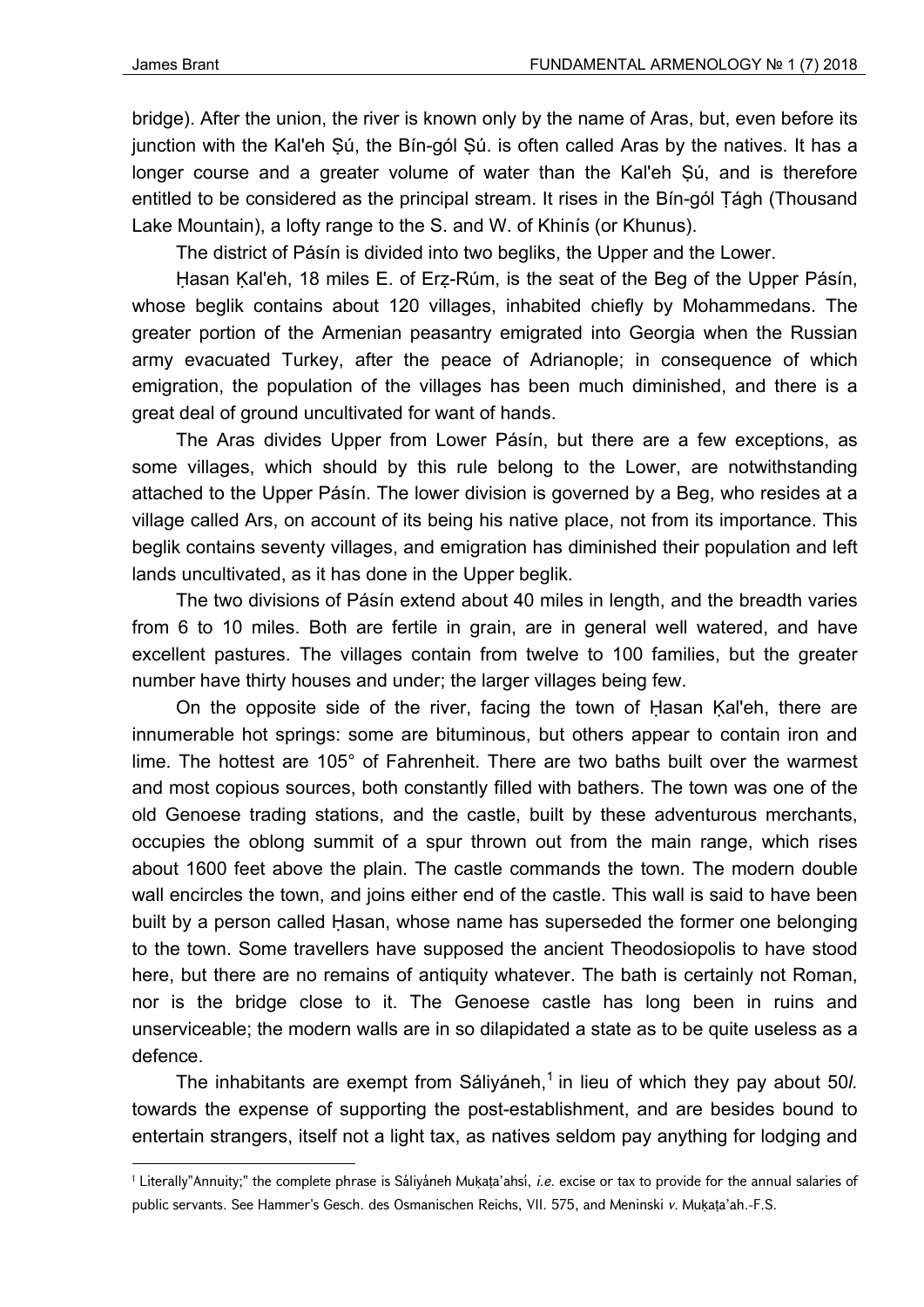bridge). After the union, the river is known only by the name of Aras, but, even before its junction with the Kal'eh Ṣú, the Bín-gól Ṣú. is often called Aras by the natives. It has a longer course and a greater volume of water than the Kal'eh Ṣú, and is therefore entitled to be considered as the principal stream. It rises in the Bín-gól Ṭágh (Thousand Lake Mountain), a lofty range to the S. and W. of Khinís (or Khunus).

The district of Pásín is divided into two begliks, the Upper and the Lower.

Ḥasan Ḳal'eh, 18 miles E. of Erẓ-Rúm, is the seat of the Beg of the Upper Pásín, whose beglik contains about 120 villages, inhabited chiefly by Mohammedans. The greater portion of the Armenian peasantry emigrated into Georgia when the Russian army evacuated Turkey, after the peace of Adrianople; in consequence of which emigration, the population of the villages has been much diminished, and there is a great deal of ground uncultivated for want of hands.

The Aras divides Upper from Lower Pásín, but there are a few exceptions, as some villages, which should by this rule belong to the Lower, are notwithstanding attached to the Upper Pásín. The lower division is governed by a Beg, who resides at a village called Ars, on account of its being his native place, not from its importance. This beglik contains seventy villages, and emigration has diminished their population and left lands uncultivated, as it has done in the Upper beglik.

The two divisions of Pásín extend about 40 miles in length, and the breadth varies from 6 to 10 miles. Both are fertile in grain, are in general well watered, and have excellent pastures. The villages contain from twelve to 100 families, but the greater number have thirty houses and under; the larger villages being few.

On the opposite side of the river, facing the town of Ḥasan Ḳal'eh, there are innumerable hot springs: some are bituminous, but others appear to contain iron and lime. The hottest are 105° of Fahrenheit. There are two baths built over the warmest and most copious sources, both constantly filled with bathers. The town was one of the old Genoese trading stations, and the castle, built by these adventurous merchants, occupies the oblong summit of a spur thrown out from the main range, which rises about 1600 feet above the plain. The castle commands the town. The modern double wall encircles the town, and joins either end of the castle. This wall is said to have been built by a person called Ḥasan, whose name has superseded the former one belonging to the town. Some travellers have supposed the ancient Theodosiopolis to have stood here, but there are no remains of antiquity whatever. The bath is certainly not Roman, nor is the bridge close to it. The Genoese castle has long been in ruins and unserviceable; the modern walls are in so dilapidated a state as to be quite useless as a defence.

The inhabitants are exempt from Sáliyáneh,[1] in lieu of which they pay about 50*l.* towards the expense of supporting the post-establishment, and are besides bound to entertain strangers, itself not a light tax, as natives seldom pay anything for lodging and

---

[1] Literally"Annuity;" the complete phrase is Sáliyáneh Muḳaṭa'ahsí, *i.e.* excise or tax to provide for the annual salaries of public servants. See Hammer's Gesch. des Osmanischen Reichs, VII. 575, and Meninski *v.* Muḳaṭa'ah.-F.S.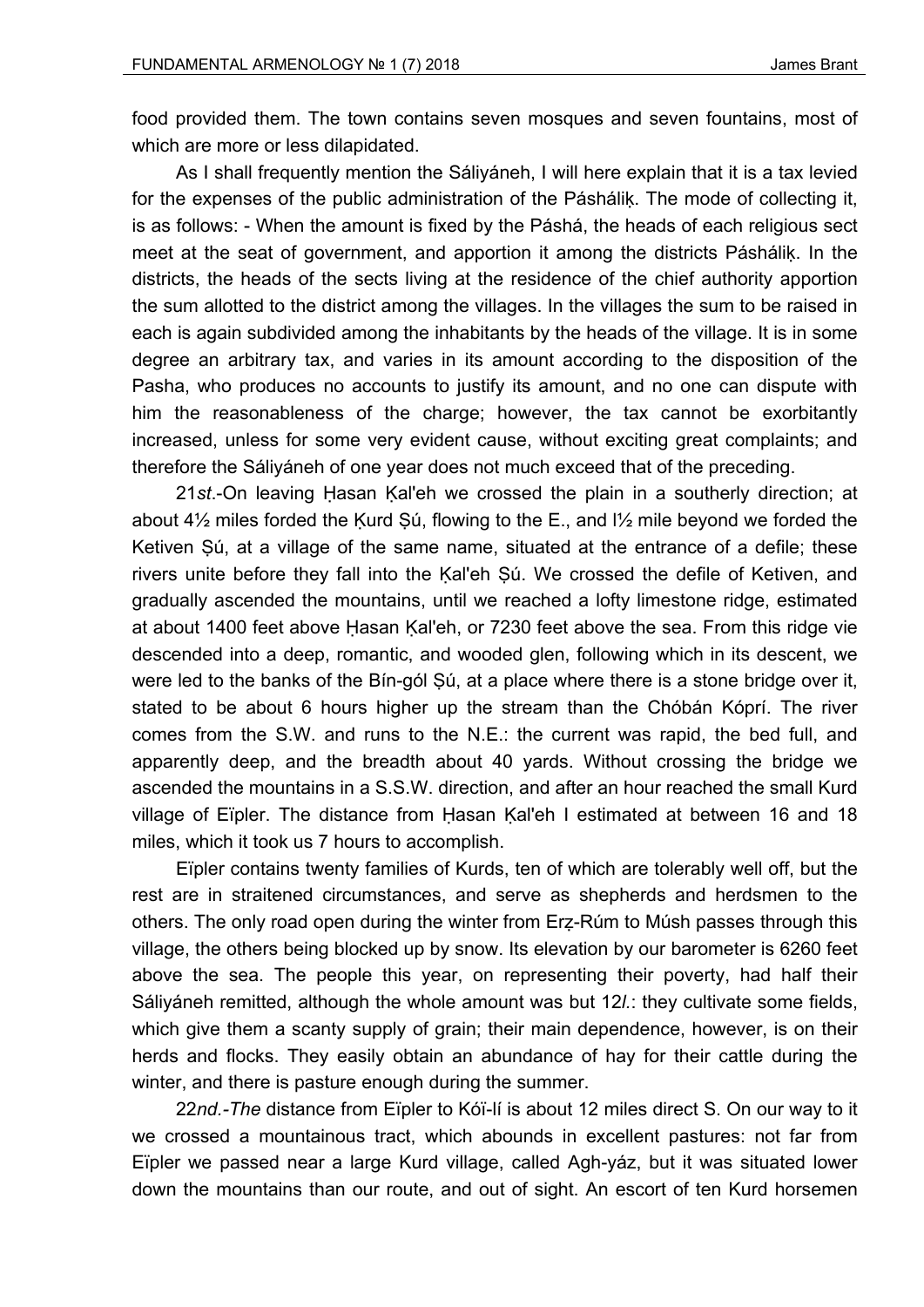food provided them. The town contains seven mosques and seven fountains, most of which are more or less dilapidated.

As I shall frequently mention the Sáliyáneh, I will here explain that it is a tax levied for the expenses of the public administration of the Páshálịk. The mode of collecting it, is as follows: - When the amount is fixed by the Páshá, the heads of each religious sect meet at the seat of government, and apportion it among the districts Páshálịk. In the districts, the heads of the sects living at the residence of the chief authority apportion the sum allotted to the district among the villages. In the villages the sum to be raised in each is again subdivided among the inhabitants by the heads of the village. It is in some degree an arbitrary tax, and varies in its amount according to the disposition of the Pasha, who produces no accounts to justify its amount, and no one can dispute with him the reasonableness of the charge; however, the tax cannot be exorbitantly increased, unless for some very evident cause, without exciting great complaints; and therefore the Sáliyáneh of one year does not much exceed that of the preceding.

21*st*.-On leaving Ḥasan Ḳal'eh we crossed the plain in a southerly direction; at about 4½ miles forded the Ḳurd Ṣú, flowing to the E., and l½ mile beyond we forded the Ketiven Ṣú, at a village of the same name, situated at the entrance of a defile; these rivers unite before they fall into the Ḳal'eh Ṣú. We crossed the defile of Ketiven, and gradually ascended the mountains, until we reached a lofty limestone ridge, estimated at about 1400 feet above Ḥasan Ḳal'eh, or 7230 feet above the sea. From this ridge vie descended into a deep, romantic, and wooded glen, following which in its descent, we were led to the banks of the Bín-gól Ṣú, at a place where there is a stone bridge over it, stated to be about 6 hours higher up the stream than the Chóbán Kóprí. The river comes from the S.W. and runs to the N.E.: the current was rapid, the bed full, and apparently deep, and the breadth about 40 yards. Without crossing the bridge we ascended the mountains in a S.S.W. direction, and after an hour reached the small Kurd village of Eïpler. The distance from Ḥasan Ḳal'eh I estimated at between 16 and 18 miles, which it took us 7 hours to accomplish.

Eïpler contains twenty families of Kurds, ten of which are tolerably well off, but the rest are in straitened circumstances, and serve as shepherds and herdsmen to the others. The only road open during the winter from Erẓ-Rúm to Músh passes through this village, the others being blocked up by snow. Its elevation by our barometer is 6260 feet above the sea. The people this year, on representing their poverty, had half their Sáliyáneh remitted, although the whole amount was but 12*l.*: they cultivate some fields, which give them a scanty supply of grain; their main dependence, however, is on their herds and flocks. They easily obtain an abundance of hay for their cattle during the winter, and there is pasture enough during the summer.

22*nd.-The* distance from Eïpler to Kóï-lí is about 12 miles direct S. On our way to it we crossed a mountainous tract, which abounds in excellent pastures: not far from Eïpler we passed near a large Kurd village, called Agh-yáz, but it was situated lower down the mountains than our route, and out of sight. An escort of ten Kurd horsemen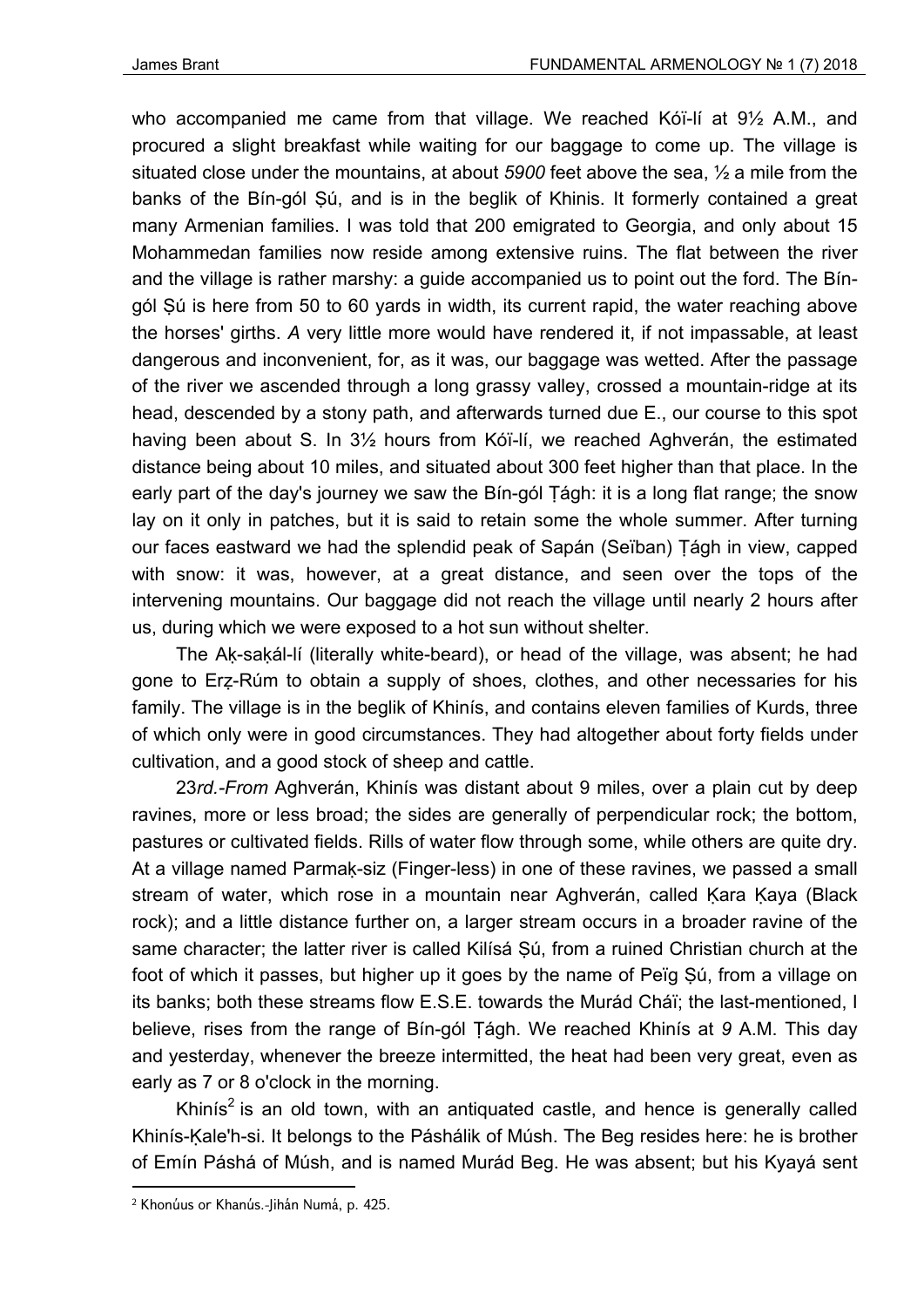who accompanied me came from that village. We reached Kóï-lí at 9½ A.M., and procured a slight breakfast while waiting for our baggage to come up. The village is situated close under the mountains, at about *5900* feet above the sea, ½ a mile from the banks of the Bín-gól Ṣú, and is in the beglik of Khinis. It formerly contained a great many Armenian families. I was told that 200 emigrated to Georgia, and only about 15 Mohammedan families now reside among extensive ruins. The flat between the river and the village is rather marshy: a guide accompanied us to point out the ford. The Bín-gól Ṣú is here from 50 to 60 yards in width, its current rapid, the water reaching above the horses' girths. *A* very little more would have rendered it, if not impassable, at least dangerous and inconvenient, for, as it was, our baggage was wetted. After the passage of the river we ascended through a long grassy valley, crossed a mountain-ridge at its head, descended by a stony path, and afterwards turned due E., our course to this spot having been about S. In 3½ hours from Kóï-lí, we reached Aghverán, the estimated distance being about 10 miles, and situated about 300 feet higher than that place. In the early part of the day's journey we saw the Bín-gól Ṭágh: it is a long flat range; the snow lay on it only in patches, but it is said to retain some the whole summer. After turning our faces eastward we had the splendid peak of Sapán (Seïban) Ṭágh in view, capped with snow: it was, however, at a great distance, and seen over the tops of the intervening mountains. Our baggage did not reach the village until nearly 2 hours after us, during which we were exposed to a hot sun without shelter.

The Aḳ-saḳál-lí (literally white-beard), or head of the village, was absent; he had gone to Erẓ-Rúm to obtain a supply of shoes, clothes, and other necessaries for his family. The village is in the beglik of Khinís, and contains eleven families of Kurds, three of which only were in good circumstances. They had altogether about forty fields under cultivation, and a good stock of sheep and cattle.

23*rd.-From* Aghverán, Khinís was distant about 9 miles, over a plain cut by deep ravines, more or less broad; the sides are generally of perpendicular rock; the bottom, pastures or cultivated fields. Rills of water flow through some, while others are quite dry. At a village named Parmaḳ-siz (Finger-less) in one of these ravines, we passed a small stream of water, which rose in a mountain near Aghverán, called Ḳara Ḳaya (Black rock); and a little distance further on, a larger stream occurs in a broader ravine of the same character; the latter river is called Kilísá Ṣú, from a ruined Christian church at the foot of which it passes, but higher up it goes by the name of Peïg Ṣú, from a village on its banks; both these streams flow E.S.E. towards the Murád Cháï; the last-mentioned, I believe, rises from the range of Bín-gól Ṭágh. We reached Khinís at *9* A.M. This day and yesterday, whenever the breeze intermitted, the heat had been very great, even as early as 7 or 8 o'clock in the morning.

Khinís[2] is an old town, with an antiquated castle, and hence is generally called Khinís-Ḳale'h-si. It belongs to the Páshálik of Músh. The Beg resides here: he is brother of Emín Páshá of Músh, and is named Murád Beg. He was absent; but his Kyayá sent

---

[2] Khonúus or Khanús.-Jihán Numá, p. 425.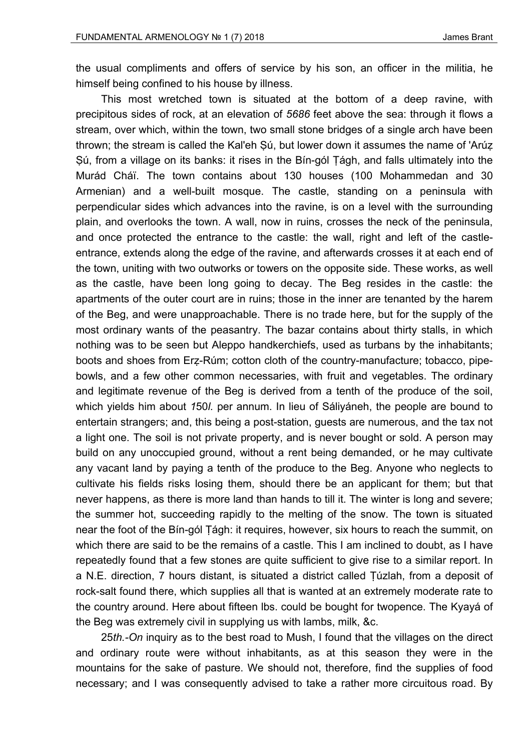the usual compliments and offers of service by his son, an officer in the militia, he himself being confined to his house by illness.

This most wretched town is situated at the bottom of a deep ravine, with precipitous sides of rock, at an elevation of *5686* feet above the sea: through it flows a stream, over which, within the town, two small stone bridges of a single arch have been thrown; the stream is called the Kal'eh Ṣú, but lower down it assumes the name of 'Arúẓ Ṣú, from a village on its banks: it rises in the Bín-gól Ṭágh, and falls ultimately into the Murád Cháï. The town contains about 130 houses (100 Mohammedan and 30 Armenian) and a well-built mosque. The castle, standing on a peninsula with perpendicular sides which advances into the ravine, is on a level with the surrounding plain, and overlooks the town. A wall, now in ruins, crosses the neck of the peninsula, and once protected the entrance to the castle: the wall, right and left of the castle-entrance, extends along the edge of the ravine, and afterwards crosses it at each end of the town, uniting with two outworks or towers on the opposite side. These works, as well as the castle, have been long going to decay. The Beg resides in the castle: the apartments of the outer court are in ruins; those in the inner are tenanted by the harem of the Beg, and were unapproachable. There is no trade here, but for the supply of the most ordinary wants of the peasantry. The bazar contains about thirty stalls, in which nothing was to be seen but Aleppo handkerchiefs, used as turbans by the inhabitants; boots and shoes from Erẓ-Rúm; cotton cloth of the country-manufacture; tobacco, pipe-bowls, and a few other common necessaries, with fruit and vegetables. The ordinary and legitimate revenue of the Beg is derived from a tenth of the produce of the soil, which yields him about *150l.* per annum. In lieu of Sáliyáneh, the people are bound to entertain strangers; and, this being a post-station, guests are numerous, and the tax not a light one. The soil is not private property, and is never bought or sold. A person may build on any unoccupied ground, without a rent being demanded, or he may cultivate any vacant land by paying a tenth of the produce to the Beg. Anyone who neglects to cultivate his fields risks losing them, should there be an applicant for them; but that never happens, as there is more land than hands to till it. The winter is long and severe; the summer hot, succeeding rapidly to the melting of the snow. The town is situated near the foot of the Bín-gól Ṭágh: it requires, however, six hours to reach the summit, on which there are said to be the remains of a castle. This I am inclined to doubt, as I have repeatedly found that a few stones are quite sufficient to give rise to a similar report. In a N.E. direction, 7 hours distant, is situated a district called Ṭúzlah, from a deposit of rock-salt found there, which supplies all that is wanted at an extremely moderate rate to the country around. Here about fifteen lbs. could be bought for twopence. The Kyayá of the Beg was extremely civil in supplying us with lambs, milk, &c.

25*th.-On* inquiry as to the best road to Mush, I found that the villages on the direct and ordinary route were without inhabitants, as at this season they were in the mountains for the sake of pasture. We should not, therefore, find the supplies of food necessary; and I was consequently advised to take a rather more circuitous road. By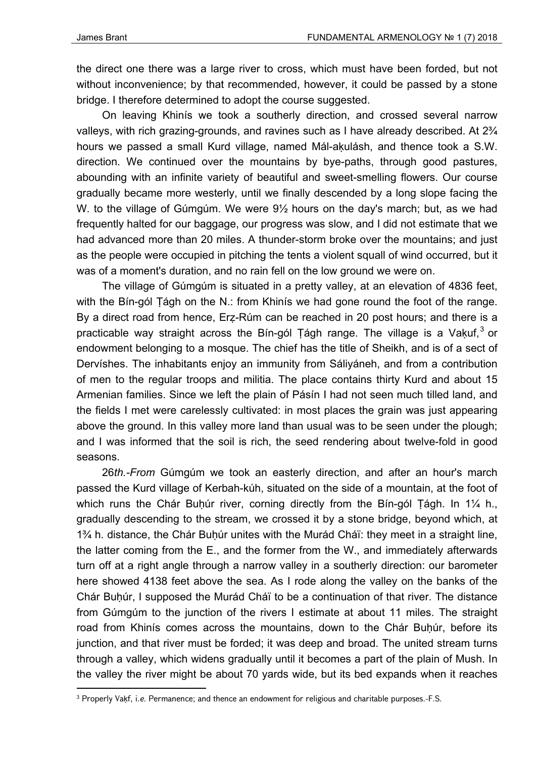the direct one there was a large river to cross, which must have been forded, but not without inconvenience; by that recommended, however, it could be passed by a stone bridge. I therefore determined to adopt the course suggested.

On leaving Khinís we took a southerly direction, and crossed several narrow valleys, with rich grazing-grounds, and ravines such as I have already described. At 2¾ hours we passed a small Kurd village, named Mál-aķulásh, and thence took a S.W. direction. We continued over the mountains by bye-paths, through good pastures, abounding with an infinite variety of beautiful and sweet-smelling flowers. Our course gradually became more westerly, until we finally descended by a long slope facing the W. to the village of Gúmgúm. We were 9½ hours on the day's march; but, as we had frequently halted for our baggage, our progress was slow, and I did not estimate that we had advanced more than 20 miles. A thunder-storm broke over the mountains; and just as the people were occupied in pitching the tents a violent squall of wind occurred, but it was of a moment's duration, and no rain fell on the low ground we were on.

The village of Gúmgúm is situated in a pretty valley, at an elevation of 4836 feet, with the Bín-gól Ţágh on the N.: from Khinís we had gone round the foot of the range. By a direct road from hence, Erẓ-Rúm can be reached in 20 post hours; and there is a practicable way straight across the Bín-gól Ţágh range. The village is a Vaķuf,[3] or endowment belonging to a mosque. The chief has the title of Sheikh, and is of a sect of Dervíshes. The inhabitants enjoy an immunity from Sáliyáneh, and from a contribution of men to the regular troops and militia. The place contains thirty Kurd and about 15 Armenian families. Since we left the plain of Pásín I had not seen much tilled land, and the fields I met were carelessly cultivated: in most places the grain was just appearing above the ground. In this valley more land than usual was to be seen under the plough; and I was informed that the soil is rich, the seed rendering about twelve-fold in good seasons.

26*th.-From* Gúmgúm we took an easterly direction, and after an hour's march passed the Kurd village of Kerbah-kúh, situated on the side of a mountain, at the foot of which runs the Chár Buḥúr river, corning directly from the Bín-gól Ţágh. In 1¼ h., gradually descending to the stream, we crossed it by a stone bridge, beyond which, at 1¾ h. distance, the Chár Buḥúr unites with the Murád Cháï: they meet in a straight line, the latter coming from the E., and the former from the W., and immediately afterwards turn off at a right angle through a narrow valley in a southerly direction: our barometer here showed 4138 feet above the sea. As I rode along the valley on the banks of the Chár Buḥúr, I supposed the Murád Cháï to be a continuation of that river. The distance from Gúmgúm to the junction of the rivers I estimate at about 11 miles. The straight road from Khinís comes across the mountains, down to the Chár Buḥúr, before its junction, and that river must be forded; it was deep and broad. The united stream turns through a valley, which widens gradually until it becomes a part of the plain of Mush. In the valley the river might be about 70 yards wide, but its bed expands when it reaches

[3] Properly Vaķf, i.*e.* Permanence; and thence an endowment for religious and charitable purposes.-F.S.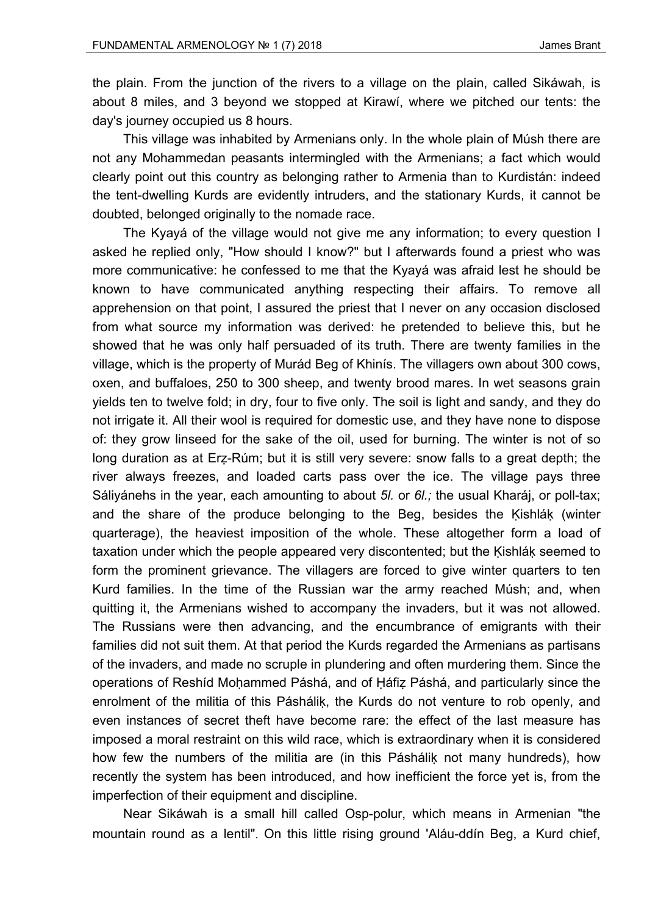the plain. From the junction of the rivers to a village on the plain, called Sikáwah, is about 8 miles, and 3 beyond we stopped at Kirawí, where we pitched our tents: the day's journey occupied us 8 hours.

This village was inhabited by Armenians only. In the whole plain of Músh there are not any Mohammedan peasants intermingled with the Armenians; a fact which would clearly point out this country as belonging rather to Armenia than to Kurdistán: indeed the tent-dwelling Kurds are evidently intruders, and the stationary Kurds, it cannot be doubted, belonged originally to the nomade race.

The Kyayá of the village would not give me any information; to every question I asked he replied only, "How should I know?" but I afterwards found a priest who was more communicative: he confessed to me that the Kyayá was afraid lest he should be known to have communicated anything respecting their affairs. To remove all apprehension on that point, I assured the priest that I never on any occasion disclosed from what source my information was derived: he pretended to believe this, but he showed that he was only half persuaded of its truth. There are twenty families in the village, which is the property of Murád Beg of Khinís. The villagers own about 300 cows, oxen, and buffaloes, 250 to 300 sheep, and twenty brood mares. In wet seasons grain yields ten to twelve fold; in dry, four to five only. The soil is light and sandy, and they do not irrigate it. All their wool is required for domestic use, and they have none to dispose of: they grow linseed for the sake of the oil, used for burning. The winter is not of so long duration as at Erẓ-Rúm; but it is still very severe: snow falls to a great depth; the river always freezes, and loaded carts pass over the ice. The village pays three Sáliyánehs in the year, each amounting to about *5l.* or *6l.;* the usual Kharáj, or poll-tax; and the share of the produce belonging to the Beg, besides the Ḳishláḳ (winter quarterage), the heaviest imposition of the whole. These altogether form a load of taxation under which the people appeared very discontented; but the Ḳishláḳ seemed to form the prominent grievance. The villagers are forced to give winter quarters to ten Kurd families. In the time of the Russian war the army reached Músh; and, when quitting it, the Armenians wished to accompany the invaders, but it was not allowed. The Russians were then advancing, and the encumbrance of emigrants with their families did not suit them. At that period the Kurds regarded the Armenians as partisans of the invaders, and made no scruple in plundering and often murdering them. Since the operations of Reshíd Moḥammed Páshá, and of Ḥáfiẓ Páshá, and particularly since the enrolment of the militia of this Páshálіḳ, the Kurds do not venture to rob openly, and even instances of secret theft have become rare: the effect of the last measure has imposed a moral restraint on this wild race, which is extraordinary when it is considered how few the numbers of the militia are (in this Páshálіḳ not many hundreds), how recently the system has been introduced, and how inefficient the force yet is, from the imperfection of their equipment and discipline.

Near Sikáwah is a small hill called Osp-polur, which means in Armenian "the mountain round as a lentil". On this little rising ground 'Aláu-ddín Beg, a Kurd chief,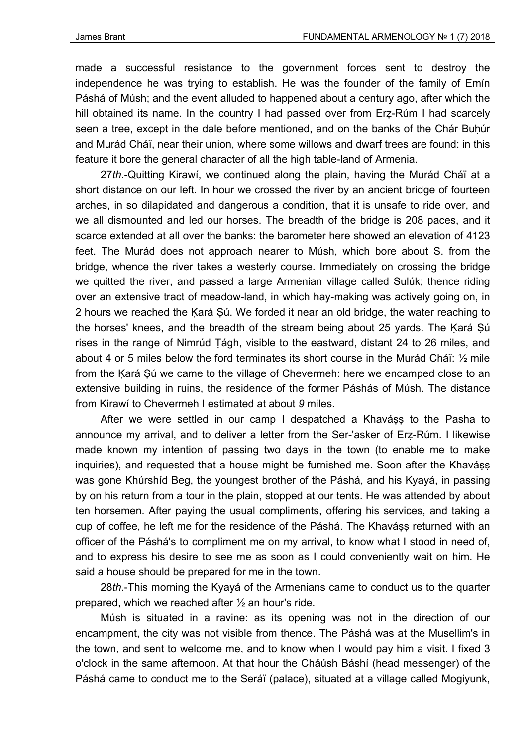made a successful resistance to the government forces sent to destroy the independence he was trying to establish. He was the founder of the family of Emín Páshá of Músh; and the event alluded to happened about a century ago, after which the hill obtained its name. In the country I had passed over from Erẓ-Rúm I had scarcely seen a tree, except in the dale before mentioned, and on the banks of the Chár Buḥúr and Murád Cháï, near their union, where some willows and dwarf trees are found: in this feature it bore the general character of all the high table-land of Armenia.

27*th*.-Quitting Kirawí, we continued along the plain, having the Murád Cháï at a short distance on our left. In hour we crossed the river by an ancient bridge of fourteen arches, in so dilapidated and dangerous a condition, that it is unsafe to ride over, and we all dismounted and led our horses. The breadth of the bridge is 208 paces, and it scarce extended at all over the banks: the barometer here showed an elevation of 4123 feet. The Murád does not approach nearer to Músh, which bore about S. from the bridge, whence the river takes a westerly course. Immediately on crossing the bridge we quitted the river, and passed a large Armenian village called Sulúk; thence riding over an extensive tract of meadow-land, in which hay-making was actively going on, in 2 hours we reached the Ḳará Ṣú. We forded it near an old bridge, the water reaching to the horses' knees, and the breadth of the stream being about 25 yards. The Ḳará Ṣú rises in the range of Nimrúd Ṭágh, visible to the eastward, distant 24 to 26 miles, and about 4 or 5 miles below the ford terminates its short course in the Murád Cháï: ½ mile from the Ḳará Ṣú we came to the village of Chevermeh: here we encamped close to an extensive building in ruins, the residence of the former Páshás of Músh. The distance from Kirawí to Chevermeh I estimated at about *9* miles.

After we were settled in our camp I despatched a Khaváṣṣ to the Pasha to announce my arrival, and to deliver a letter from the Ser-'asker of Erẓ-Rúm. I likewise made known my intention of passing two days in the town (to enable me to make inquiries), and requested that a house might be furnished me. Soon after the Khaváṣṣ was gone Khúrshíd Beg, the youngest brother of the Páshá, and his Kyayá, in passing by on his return from a tour in the plain, stopped at our tents. He was attended by about ten horsemen. After paying the usual compliments, offering his services, and taking a cup of coffee, he left me for the residence of the Páshá. The Khaváṣṣ returned with an officer of the Páshá's to compliment me on my arrival, to know what I stood in need of, and to express his desire to see me as soon as I could conveniently wait on him. He said a house should be prepared for me in the town.

28*th*.-This morning the Kyayá of the Armenians came to conduct us to the quarter prepared, which we reached after ½ an hour's ride.

Músh is situated in a ravine: as its opening was not in the direction of our encampment, the city was not visible from thence. The Páshá was at the Musellim's in the town, and sent to welcome me, and to know when I would pay him a visit. I fixed 3 o'clock in the same afternoon. At that hour the Cháúsh Báshí (head messenger) of the Páshá came to conduct me to the Seráï (palace), situated at a village called Mogiyunk,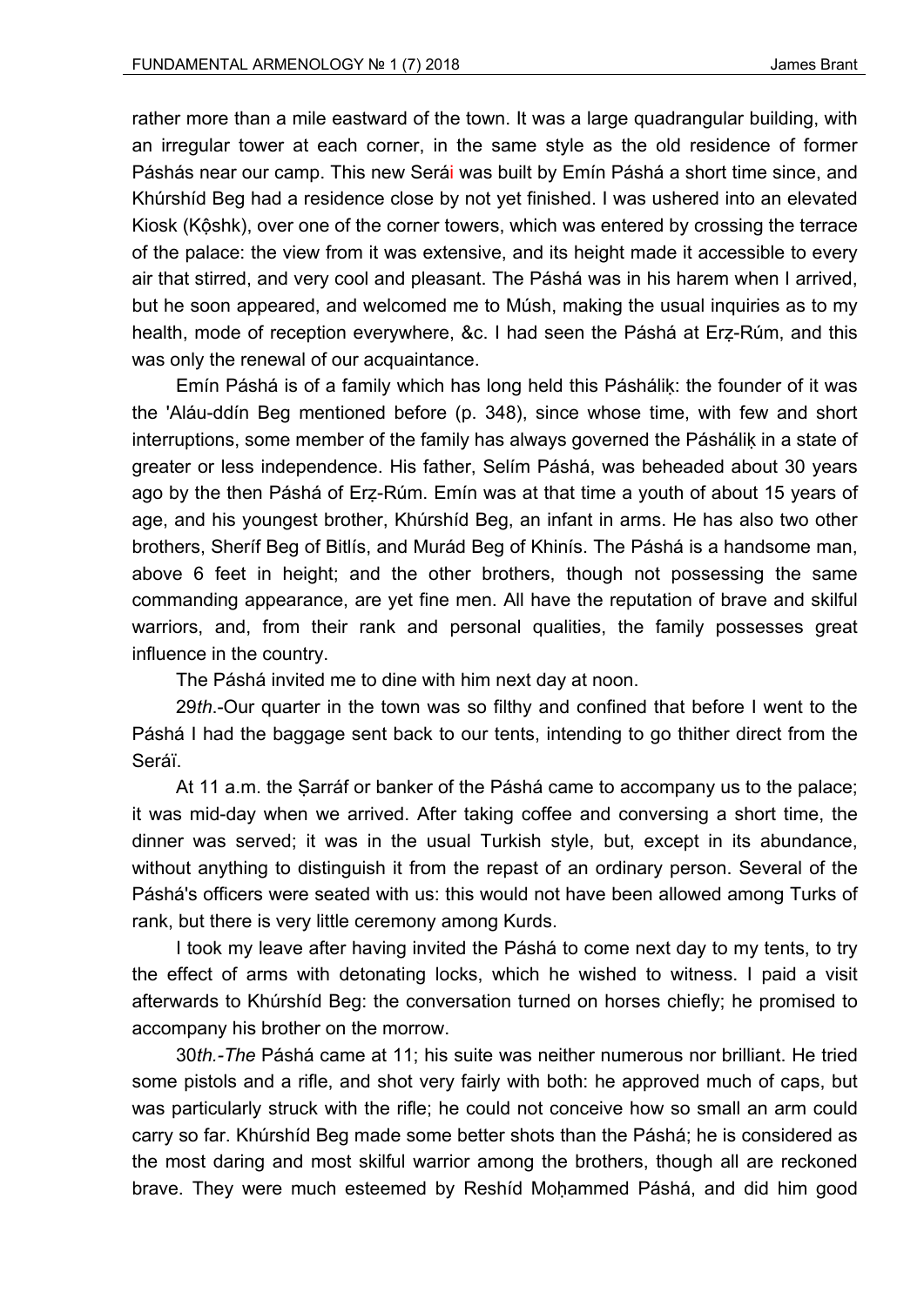rather more than a mile eastward of the town. It was a large quadrangular building, with an irregular tower at each corner, in the same style as the old residence of former Páshás near our camp. This new Serái was built by Emín Páshá a short time since, and Khúrshíd Beg had a residence close by not yet finished. I was ushered into an elevated Kiosk (Kộshk), over one of the corner towers, which was entered by crossing the terrace of the palace: the view from it was extensive, and its height made it accessible to every air that stirred, and very cool and pleasant. The Páshá was in his harem when I arrived, but he soon appeared, and welcomed me to Músh, making the usual inquiries as to my health, mode of reception everywhere, &c. I had seen the Páshá at Erẓ-Rúm, and this was only the renewal of our acquaintance.

Emín Páshá is of a family which has long held this Pásháliḳ: the founder of it was the 'Aláu-ddín Beg mentioned before (p. 348), since whose time, with few and short interruptions, some member of the family has always governed the Pásháliḳ in a state of greater or less independence. His father, Selím Páshá, was beheaded about 30 years ago by the then Páshá of Erẓ-Rúm. Emín was at that time a youth of about 15 years of age, and his youngest brother, Khúrshíd Beg, an infant in arms. He has also two other brothers, Sheríf Beg of Bitlís, and Murád Beg of Khinís. The Páshá is a handsome man, above 6 feet in height; and the other brothers, though not possessing the same commanding appearance, are yet fine men. All have the reputation of brave and skilful warriors, and, from their rank and personal qualities, the family possesses great influence in the country.

The Páshá invited me to dine with him next day at noon.

29*th*.-Our quarter in the town was so filthy and confined that before I went to the Páshá I had the baggage sent back to our tents, intending to go thither direct from the Seráï.

At 11 a.m. the Ṣarráf or banker of the Páshá came to accompany us to the palace; it was mid-day when we arrived. After taking coffee and conversing a short time, the dinner was served; it was in the usual Turkish style, but, except in its abundance, without anything to distinguish it from the repast of an ordinary person. Several of the Páshá's officers were seated with us: this would not have been allowed among Turks of rank, but there is very little ceremony among Kurds.

I took my leave after having invited the Páshá to come next day to my tents, to try the effect of arms with detonating locks, which he wished to witness. I paid a visit afterwards to Khúrshíd Beg: the conversation turned on horses chiefly; he promised to accompany his brother on the morrow.

30*th.-The* Páshá came at 11; his suite was neither numerous nor brilliant. He tried some pistols and a rifle, and shot very fairly with both: he approved much of caps, but was particularly struck with the rifle; he could not conceive how so small an arm could carry so far. Khúrshíd Beg made some better shots than the Páshá; he is considered as the most daring and most skilful warrior among the brothers, though all are reckoned brave. They were much esteemed by Reshíd Moḥammed Páshá, and did him good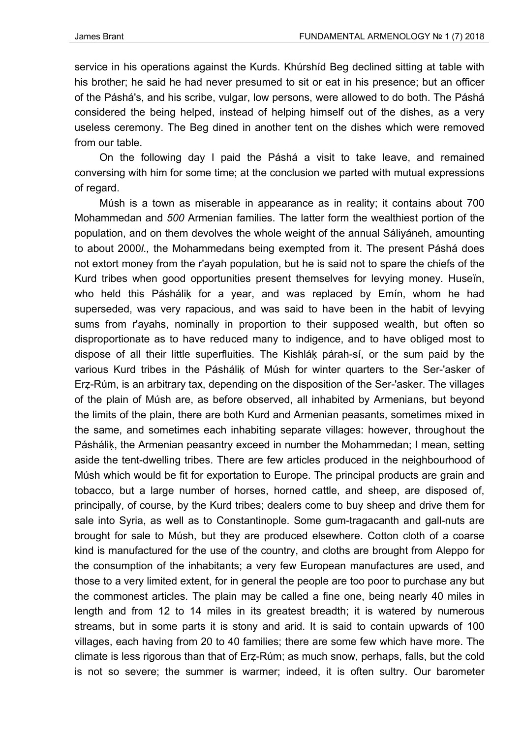service in his operations against the Kurds. Khúrshíd Beg declined sitting at table with his brother; he said he had never presumed to sit or eat in his presence; but an officer of the Páshá's, and his scribe, vulgar, low persons, were allowed to do both. The Páshá considered the being helped, instead of helping himself out of the dishes, as a very useless ceremony. The Beg dined in another tent on the dishes which were removed from our table.

On the following day I paid the Páshá a visit to take leave, and remained conversing with him for some time; at the conclusion we parted with mutual expressions of regard.

Músh is a town as miserable in appearance as in reality; it contains about 700 Mohammedan and *500* Armenian families. The latter form the wealthiest portion of the population, and on them devolves the whole weight of the annual Sáliyáneh, amounting to about 2000*l.,* the Mohammedans being exempted from it. The present Páshá does not extort money from the r'ayah population, but he is said not to spare the chiefs of the Kurd tribes when good opportunities present themselves for levying money. Huseïn, who held this Páshálịḳ for a year, and was replaced by Emín, whom he had superseded, was very rapacious, and was said to have been in the habit of levying sums from r'ayahs, nominally in proportion to their supposed wealth, but often so disproportionate as to have reduced many to indigence, and to have obliged most to dispose of all their little superfluities. The Kishláḳ párah-sí, or the sum paid by the various Kurd tribes in the Páshálịḳ of Músh for winter quarters to the Ser-'asker of Erẓ-Rúm, is an arbitrary tax, depending on the disposition of the Ser-'asker. The villages of the plain of Músh are, as before observed, all inhabited by Armenians, but beyond the limits of the plain, there are both Kurd and Armenian peasants, sometimes mixed in the same, and sometimes each inhabiting separate villages: however, throughout the Páshálịḳ, the Armenian peasantry exceed in number the Mohammedan; I mean, setting aside the tent-dwelling tribes. There are few articles produced in the neighbourhood of Músh which would be fit for exportation to Europe. The principal products are grain and tobacco, but a large number of horses, horned cattle, and sheep, are disposed of, principally, of course, by the Kurd tribes; dealers come to buy sheep and drive them for sale into Syria, as well as to Constantinople. Some gum-tragacanth and gall-nuts are brought for sale to Músh, but they are produced elsewhere. Cotton cloth of a coarse kind is manufactured for the use of the country, and cloths are brought from Aleppo for the consumption of the inhabitants; a very few European manufactures are used, and those to a very limited extent, for in general the people are too poor to purchase any but the commonest articles. The plain may be called a fine one, being nearly 40 miles in length and from 12 to 14 miles in its greatest breadth; it is watered by numerous streams, but in some parts it is stony and arid. It is said to contain upwards of 100 villages, each having from 20 to 40 families; there are some few which have more. The climate is less rigorous than that of Erẓ-Rúm; as much snow, perhaps, falls, but the cold is not so severe; the summer is warmer; indeed, it is often sultry. Our barometer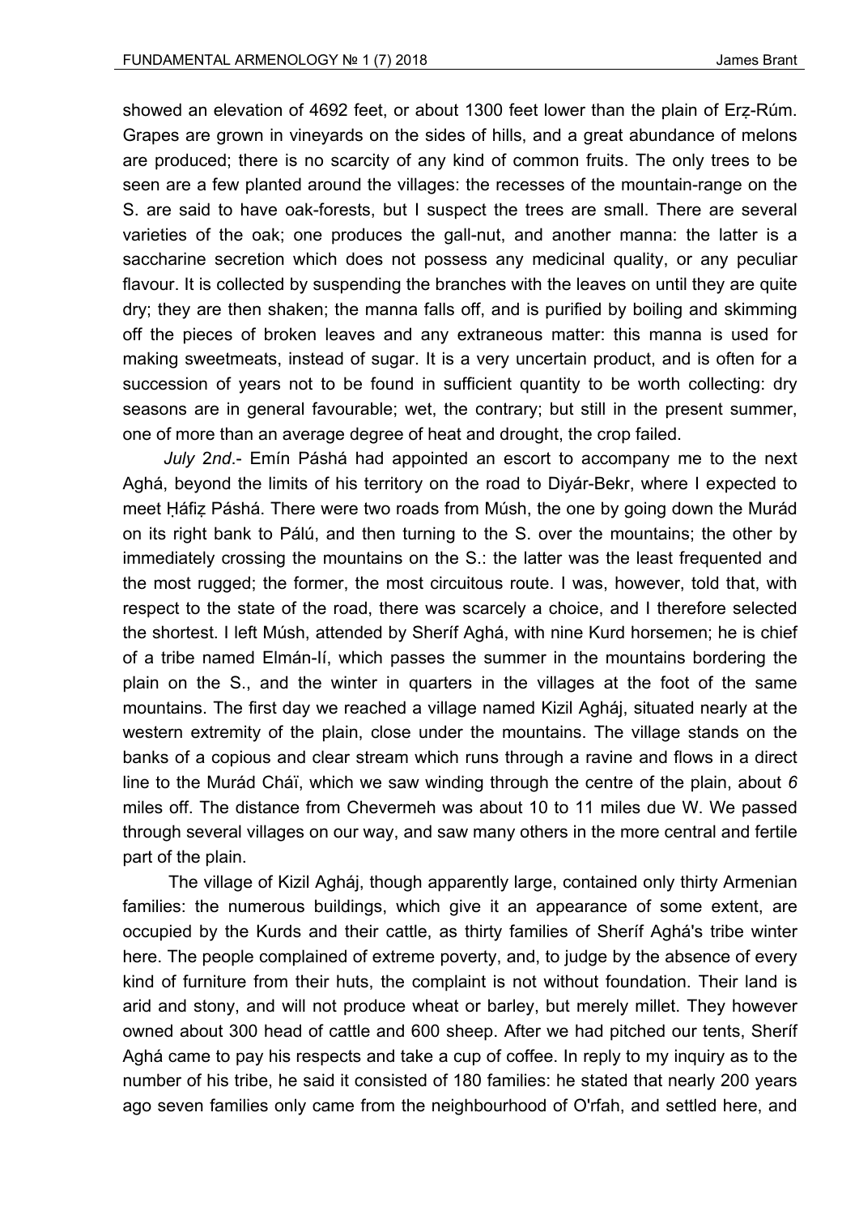showed an elevation of 4692 feet, or about 1300 feet lower than the plain of Erẓ-Rúm. Grapes are grown in vineyards on the sides of hills, and a great abundance of melons are produced; there is no scarcity of any kind of common fruits. The only trees to be seen are a few planted around the villages: the recesses of the mountain-range on the S. are said to have oak-forests, but I suspect the trees are small. There are several varieties of the oak; one produces the gall-nut, and another manna: the latter is a saccharine secretion which does not possess any medicinal quality, or any peculiar flavour. It is collected by suspending the branches with the leaves on until they are quite dry; they are then shaken; the manna falls off, and is purified by boiling and skimming off the pieces of broken leaves and any extraneous matter: this manna is used for making sweetmeats, instead of sugar. It is a very uncertain product, and is often for a succession of years not to be found in sufficient quantity to be worth collecting: dry seasons are in general favourable; wet, the contrary; but still in the present summer, one of more than an average degree of heat and drought, the crop failed.

*July 2nd*.- Emín Páshá had appointed an escort to accompany me to the next Aghá, beyond the limits of his territory on the road to Diyár-Bekr, where I expected to meet Ḥáfiẓ Páshá. There were two roads from Músh, the one by going down the Murád on its right bank to Pálú, and then turning to the S. over the mountains; the other by immediately crossing the mountains on the S.: the latter was the least frequented and the most rugged; the former, the most circuitous route. I was, however, told that, with respect to the state of the road, there was scarcely a choice, and I therefore selected the shortest. I left Músh, attended by Sheríf Aghá, with nine Kurd horsemen; he is chief of a tribe named Elmán-Ií, which passes the summer in the mountains bordering the plain on the S., and the winter in quarters in the villages at the foot of the same mountains. The first day we reached a village named Kizil Agháj, situated nearly at the western extremity of the plain, close under the mountains. The village stands on the banks of a copious and clear stream which runs through a ravine and flows in a direct line to the Murád Cháï, which we saw winding through the centre of the plain, about *6* miles off. The distance from Chevermeh was about 10 to 11 miles due W. We passed through several villages on our way, and saw many others in the more central and fertile part of the plain.

The village of Kizil Agháj, though apparently large, contained only thirty Armenian families: the numerous buildings, which give it an appearance of some extent, are occupied by the Kurds and their cattle, as thirty families of Sheríf Aghá's tribe winter here. The people complained of extreme poverty, and, to judge by the absence of every kind of furniture from their huts, the complaint is not without foundation. Their land is arid and stony, and will not produce wheat or barley, but merely millet. They however owned about 300 head of cattle and 600 sheep. After we had pitched our tents, Sheríf Aghá came to pay his respects and take a cup of coffee. In reply to my inquiry as to the number of his tribe, he said it consisted of 180 families: he stated that nearly 200 years ago seven families only came from the neighbourhood of O'rfah, and settled here, and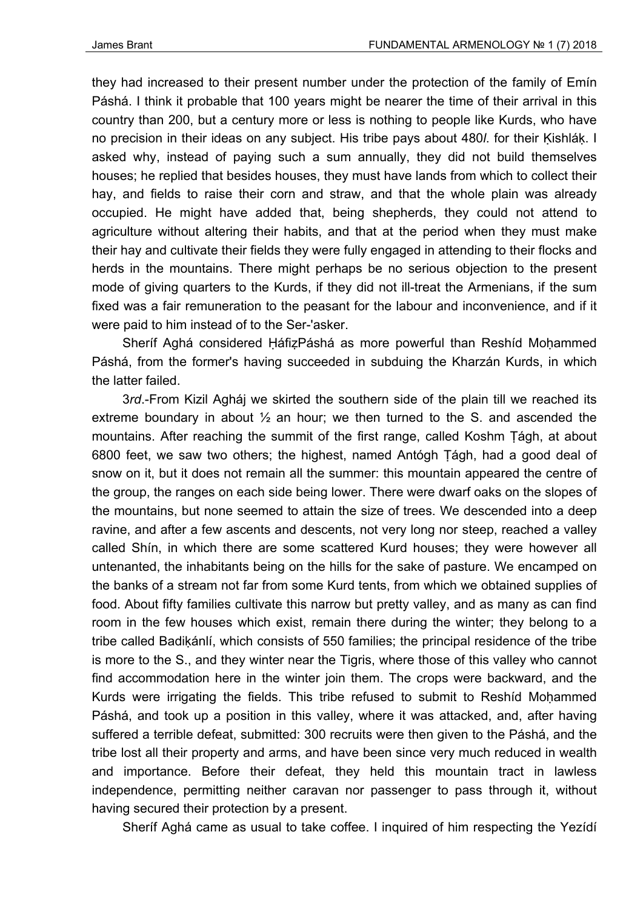they had increased to their present number under the protection of the family of Emín Páshá. I think it probable that 100 years might be nearer the time of their arrival in this country than 200, but a century more or less is nothing to people like Kurds, who have no precision in their ideas on any subject. His tribe pays about 480*l*. for their Ḳishláḳ. I asked why, instead of paying such a sum annually, they did not build themselves houses; he replied that besides houses, they must have lands from which to collect their hay, and fields to raise their corn and straw, and that the whole plain was already occupied. He might have added that, being shepherds, they could not attend to agriculture without altering their habits, and that at the period when they must make their hay and cultivate their fields they were fully engaged in attending to their flocks and herds in the mountains. There might perhaps be no serious objection to the present mode of giving quarters to the Kurds, if they did not ill-treat the Armenians, if the sum fixed was a fair remuneration to the peasant for the labour and inconvenience, and if it were paid to him instead of to the Ser-'asker.

Sheríf Aghá considered ḤáfiẓPáshá as more powerful than Reshíd Moḥammed Páshá, from the former's having succeeded in subduing the Kharzán Kurds, in which the latter failed.

3*rd*.-From Kizil Agháj we skirted the southern side of the plain till we reached its extreme boundary in about ½ an hour; we then turned to the S. and ascended the mountains. After reaching the summit of the first range, called Koshm Ṭágh, at about 6800 feet, we saw two others; the highest, named Antógh Ṭágh, had a good deal of snow on it, but it does not remain all the summer: this mountain appeared the centre of the group, the ranges on each side being lower. There were dwarf oaks on the slopes of the mountains, but none seemed to attain the size of trees. We descended into a deep ravine, and after a few ascents and descents, not very long nor steep, reached a valley called Shín, in which there are some scattered Kurd houses; they were however all untenanted, the inhabitants being on the hills for the sake of pasture. We encamped on the banks of a stream not far from some Kurd tents, from which we obtained supplies of food. About fifty families cultivate this narrow but pretty valley, and as many as can find room in the few houses which exist, remain there during the winter; they belong to a tribe called Badiḳánlí, which consists of 550 families; the principal residence of the tribe is more to the S., and they winter near the Tigris, where those of this valley who cannot find accommodation here in the winter join them. The crops were backward, and the Kurds were irrigating the fields. This tribe refused to submit to Reshíd Moḥammed Páshá, and took up a position in this valley, where it was attacked, and, after having suffered a terrible defeat, submitted: 300 recruits were then given to the Páshá, and the tribe lost all their property and arms, and have been since very much reduced in wealth and importance. Before their defeat, they held this mountain tract in lawless independence, permitting neither caravan nor passenger to pass through it, without having secured their protection by a present.

Sheríf Aghá came as usual to take coffee. I inquired of him respecting the Yezídí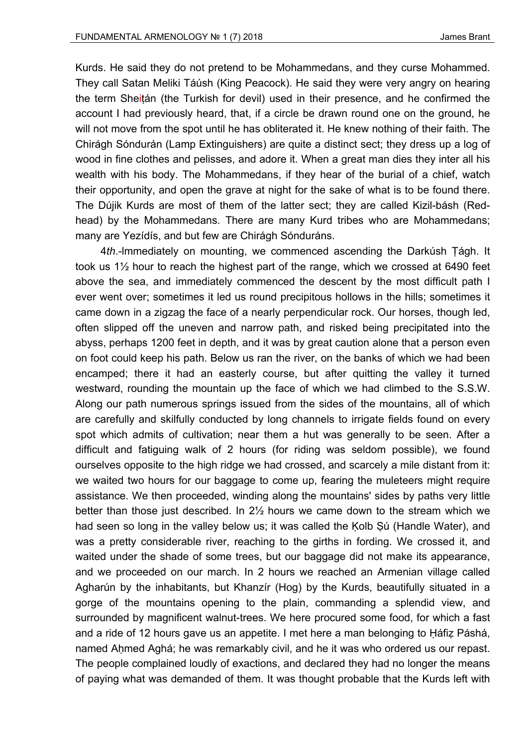Kurds. He said they do not pretend to be Mohammedans, and they curse Mohammed. They call Satan Meliki Táúsh (King Peacock). He said they were very angry on hearing the term Sheiṭán (the Turkish for devil) used in their presence, and he confirmed the account I had previously heard, that, if a circle be drawn round one on the ground, he will not move from the spot until he has obliterated it. He knew nothing of their faith. The Chirágh Sóndurán (Lamp Extinguishers) are quite a distinct sect; they dress up a log of wood in fine clothes and pelisses, and adore it. When a great man dies they inter all his wealth with his body. The Mohammedans, if they hear of the burial of a chief, watch their opportunity, and open the grave at night for the sake of what is to be found there. The Dújik Kurds are most of them of the latter sect; they are called Kizil-básh (Red-head) by the Mohammedans. There are many Kurd tribes who are Mohammedans; many are Yezídís, and but few are Chirágh Sónduráns.

4*th*.-Immediately on mounting, we commenced ascending the Darkúsh Ṭágh. It took us 1½ hour to reach the highest part of the range, which we crossed at 6490 feet above the sea, and immediately commenced the descent by the most difficult path I ever went over; sometimes it led us round precipitous hollows in the hills; sometimes it came down in a zigzag the face of a nearly perpendicular rock. Our horses, though led, often slipped off the uneven and narrow path, and risked being precipitated into the abyss, perhaps 1200 feet in depth, and it was by great caution alone that a person even on foot could keep his path. Below us ran the river, on the banks of which we had been encamped; there it had an easterly course, but after quitting the valley it turned westward, rounding the mountain up the face of which we had climbed to the S.S.W. Along our path numerous springs issued from the sides of the mountains, all of which are carefully and skilfully conducted by long channels to irrigate fields found on every spot which admits of cultivation; near them a hut was generally to be seen. After a difficult and fatiguing walk of 2 hours (for riding was seldom possible), we found ourselves opposite to the high ridge we had crossed, and scarcely a mile distant from it: we waited two hours for our baggage to come up, fearing the muleteers might require assistance. We then proceeded, winding along the mountains' sides by paths very little better than those just described. In 2½ hours we came down to the stream which we had seen so long in the valley below us; it was called the Ḳolb Ṣú (Handle Water), and was a pretty considerable river, reaching to the girths in fording. We crossed it, and waited under the shade of some trees, but our baggage did not make its appearance, and we proceeded on our march. In 2 hours we reached an Armenian village called Agharún by the inhabitants, but Khanzír (Hog) by the Kurds, beautifully situated in a gorge of the mountains opening to the plain, commanding a splendid view, and surrounded by magnificent walnut-trees. We here procured some food, for which a fast and a ride of 12 hours gave us an appetite. I met here a man belonging to Ḥáfiẓ Páshá, named Aḥmed Aghá; he was remarkably civil, and he it was who ordered us our repast. The people complained loudly of exactions, and declared they had no longer the means of paying what was demanded of them. It was thought probable that the Kurds left with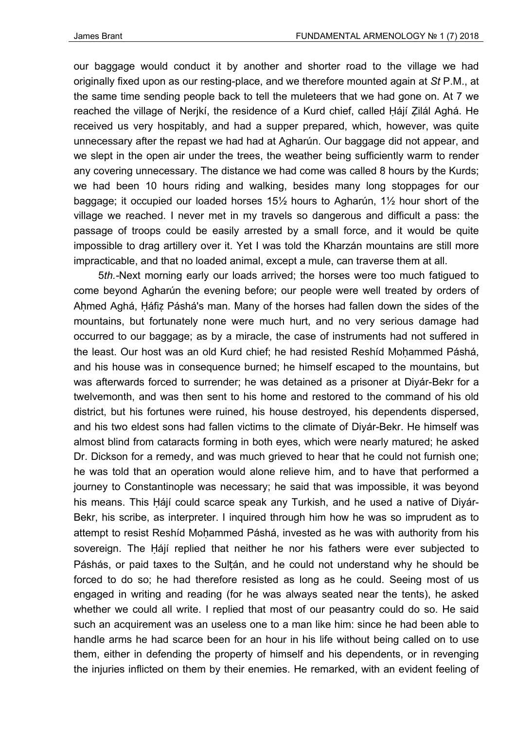our baggage would conduct it by another and shorter road to the village we had originally fixed upon as our resting-place, and we therefore mounted again at *St* P.M., at the same time sending people back to tell the muleteers that we had gone on. At 7 we reached the village of Nerjkí, the residence of a Kurd chief, called Ḥájí Ẓilál Aghá. He received us very hospitably, and had a supper prepared, which, however, was quite unnecessary after the repast we had had at Agharún. Our baggage did not appear, and we slept in the open air under the trees, the weather being sufficiently warm to render any covering unnecessary. The distance we had come was called 8 hours by the Kurds; we had been 10 hours riding and walking, besides many long stoppages for our baggage; it occupied our loaded horses 15½ hours to Agharún, 1½ hour short of the village we reached. I never met in my travels so dangerous and difficult a pass: the passage of troops could be easily arrested by a small force, and it would be quite impossible to drag artillery over it. Yet I was told the Kharzán mountains are still more impracticable, and that no loaded animal, except a mule, can traverse them at all.

5*th.*-Next morning early our loads arrived; the horses were too much fatigued to come beyond Agharún the evening before; our people were well treated by orders of Aḥmed Aghá, Ḥáfiẓ Páshá's man. Many of the horses had fallen down the sides of the mountains, but fortunately none were much hurt, and no very serious damage had occurred to our baggage; as by a miracle, the case of instruments had not suffered in the least. Our host was an old Kurd chief; he had resisted Reshíd Moḥammed Páshá, and his house was in consequence burned; he himself escaped to the mountains, but was afterwards forced to surrender; he was detained as a prisoner at Diyár-Bekr for a twelvemonth, and was then sent to his home and restored to the command of his old district, but his fortunes were ruined, his house destroyed, his dependents dispersed, and his two eldest sons had fallen victims to the climate of Diyár-Bekr. He himself was almost blind from cataracts forming in both eyes, which were nearly matured; he asked Dr. Dickson for a remedy, and was much grieved to hear that he could not furnish one; he was told that an operation would alone relieve him, and to have that performed a journey to Constantinople was necessary; he said that was impossible, it was beyond his means. This Ḥájí could scarce speak any Turkish, and he used a native of Diyár-Bekr, his scribe, as interpreter. I inquired through him how he was so imprudent as to attempt to resist Reshíd Moḥammed Páshá, invested as he was with authority from his sovereign. The Ḥájí replied that neither he nor his fathers were ever subjected to Páshás, or paid taxes to the Sulṭán, and he could not understand why he should be forced to do so; he had therefore resisted as long as he could. Seeing most of us engaged in writing and reading (for he was always seated near the tents), he asked whether we could all write. I replied that most of our peasantry could do so. He said such an acquirement was an useless one to a man like him: since he had been able to handle arms he had scarce been for an hour in his life without being called on to use them, either in defending the property of himself and his dependents, or in revenging the injuries inflicted on them by their enemies. He remarked, with an evident feeling of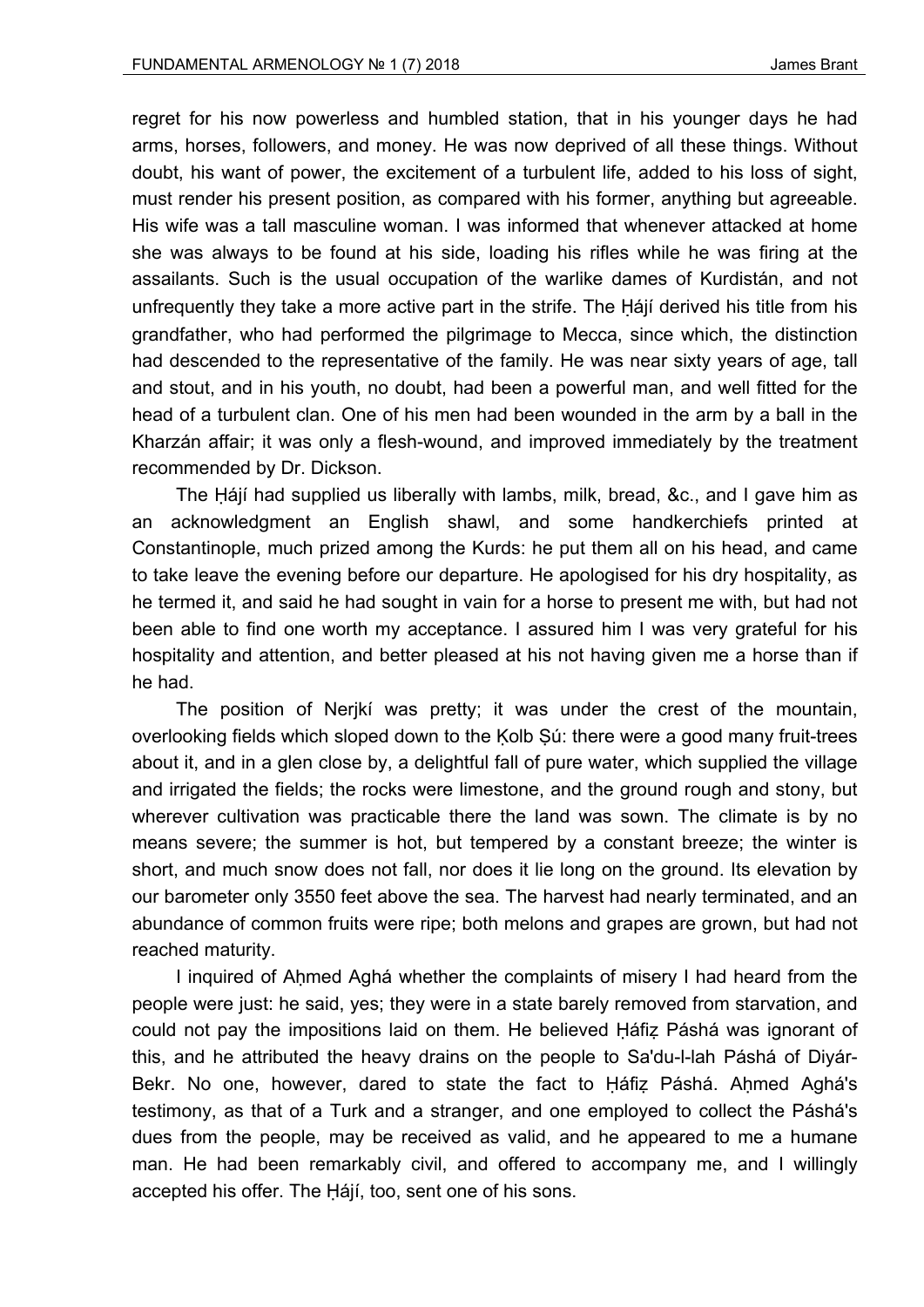regret for his now powerless and humbled station, that in his younger days he had arms, horses, followers, and money. He was now deprived of all these things. Without doubt, his want of power, the excitement of a turbulent life, added to his loss of sight, must render his present position, as compared with his former, anything but agreeable. His wife was a tall masculine woman. I was informed that whenever attacked at home she was always to be found at his side, loading his rifles while he was firing at the assailants. Such is the usual occupation of the warlike dames of Kurdistán, and not unfrequently they take a more active part in the strife. The Ḥájí derived his title from his grandfather, who had performed the pilgrimage to Mecca, since which, the distinction had descended to the representative of the family. He was near sixty years of age, tall and stout, and in his youth, no doubt, had been a powerful man, and well fitted for the head of a turbulent clan. One of his men had been wounded in the arm by a ball in the Kharzán affair; it was only a flesh-wound, and improved immediately by the treatment recommended by Dr. Dickson.

The Ḥájí had supplied us liberally with lambs, milk, bread, &c., and I gave him as an acknowledgment an English shawl, and some handkerchiefs printed at Constantinople, much prized among the Kurds: he put them all on his head, and came to take leave the evening before our departure. He apologised for his dry hospitality, as he termed it, and said he had sought in vain for a horse to present me with, but had not been able to find one worth my acceptance. I assured him I was very grateful for his hospitality and attention, and better pleased at his not having given me a horse than if he had.

The position of Nerjkí was pretty; it was under the crest of the mountain, overlooking fields which sloped down to the Ḳolb Ṣú: there were a good many fruit-trees about it, and in a glen close by, a delightful fall of pure water, which supplied the village and irrigated the fields; the rocks were limestone, and the ground rough and stony, but wherever cultivation was practicable there the land was sown. The climate is by no means severe; the summer is hot, but tempered by a constant breeze; the winter is short, and much snow does not fall, nor does it lie long on the ground. Its elevation by our barometer only 3550 feet above the sea. The harvest had nearly terminated, and an abundance of common fruits were ripe; both melons and grapes are grown, but had not reached maturity.

I inquired of Aḥmed Aghá whether the complaints of misery I had heard from the people were just: he said, yes; they were in a state barely removed from starvation, and could not pay the impositions laid on them. He believed Ḥáfiẓ Páshá was ignorant of this, and he attributed the heavy drains on the people to Sa'du-l-lah Páshá of Diyár-Bekr. No one, however, dared to state the fact to Ḥáfiẓ Páshá. Aḥmed Aghá's testimony, as that of a Turk and a stranger, and one employed to collect the Páshá's dues from the people, may be received as valid, and he appeared to me a humane man. He had been remarkably civil, and offered to accompany me, and I willingly accepted his offer. The Ḥájí, too, sent one of his sons.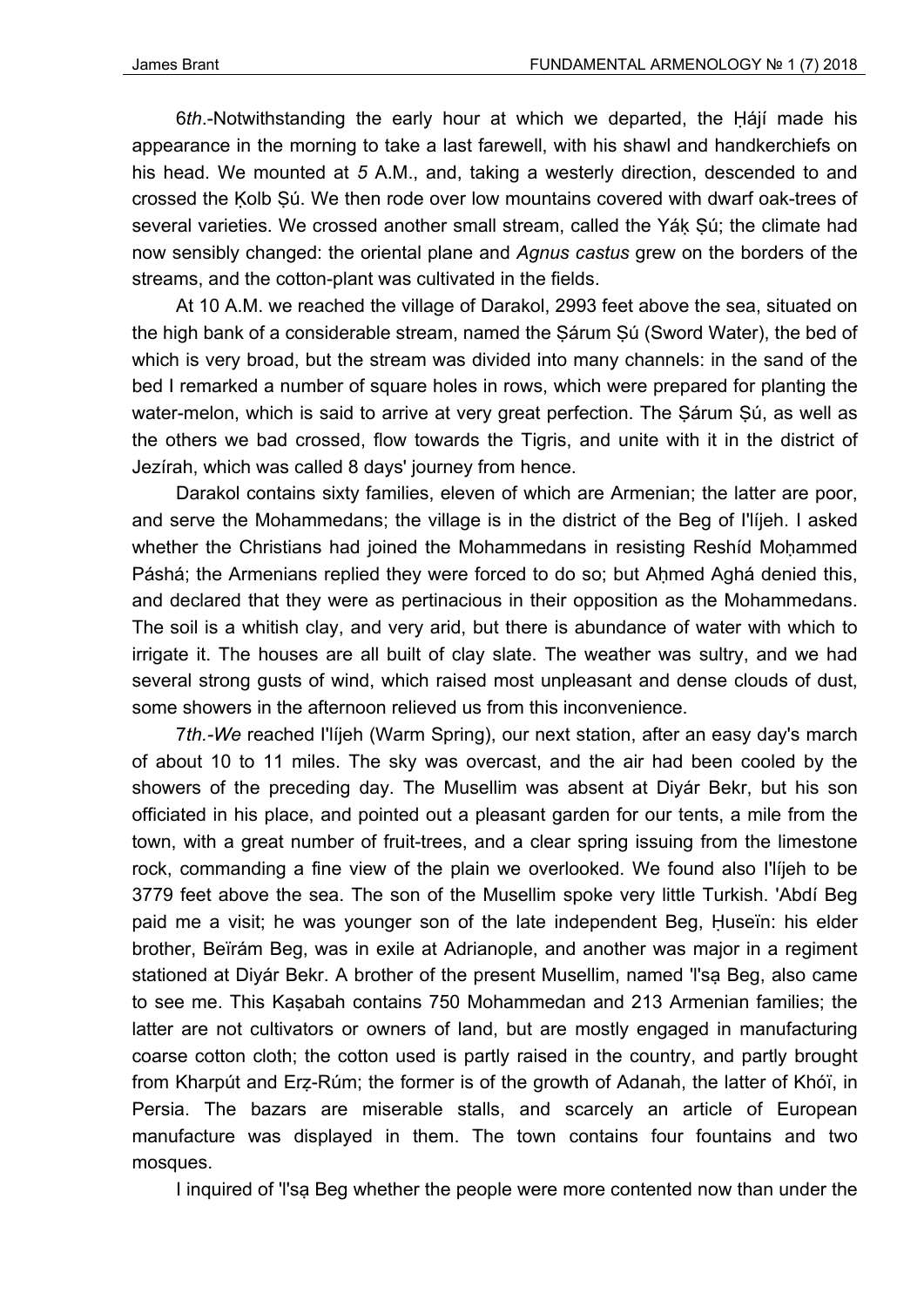*6th*.-Notwithstanding the early hour at which we departed, the Ḥájí made his appearance in the morning to take a last farewell, with his shawl and handkerchiefs on his head. We mounted at *5* A.M., and, taking a westerly direction, descended to and crossed the Ḳolb Ṣú. We then rode over low mountains covered with dwarf oak-trees of several varieties. We crossed another small stream, called the Yáḳ Ṣú; the climate had now sensibly changed: the oriental plane and *Agnus castus* grew on the borders of the streams, and the cotton-plant was cultivated in the fields.

At 10 A.M. we reached the village of Darakol, 2993 feet above the sea, situated on the high bank of a considerable stream, named the Ṣárum Ṣú (Sword Water), the bed of which is very broad, but the stream was divided into many channels: in the sand of the bed I remarked a number of square holes in rows, which were prepared for planting the water-melon, which is said to arrive at very great perfection. The Ṣárum Ṣú, as well as the others we bad crossed, flow towards the Tigris, and unite with it in the district of Jezírah, which was called 8 days' journey from hence.

Darakol contains sixty families, eleven of which are Armenian; the latter are poor, and serve the Mohammedans; the village is in the district of the Beg of I'líjeh. I asked whether the Christians had joined the Mohammedans in resisting Reshíd Moḥammed Páshá; the Armenians replied they were forced to do so; but Aḥmed Aghá denied this, and declared that they were as pertinacious in their opposition as the Mohammedans. The soil is a whitish clay, and very arid, but there is abundance of water with which to irrigate it. The houses are all built of clay slate. The weather was sultry, and we had several strong gusts of wind, which raised most unpleasant and dense clouds of dust, some showers in the afternoon relieved us from this inconvenience.

*7th.-We* reached I'líjeh (Warm Spring), our next station, after an easy day's march of about 10 to 11 miles. The sky was overcast, and the air had been cooled by the showers of the preceding day. The Musellim was absent at Diyár Bekr, but his son officiated in his place, and pointed out a pleasant garden for our tents, a mile from the town, with a great number of fruit-trees, and a clear spring issuing from the limestone rock, commanding a fine view of the plain we overlooked. We found also I'líjeh to be 3779 feet above the sea. The son of the Musellim spoke very little Turkish. 'Abdí Beg paid me a visit; he was younger son of the late independent Beg, Ḥuseïn: his elder brother, Beïrám Beg, was in exile at Adrianople, and another was major in a regiment stationed at Diyár Bekr. A brother of the present Musellim, named 'I'sạ Beg, also came to see me. This Kaṣabah contains 750 Mohammedan and 213 Armenian families; the latter are not cultivators or owners of land, but are mostly engaged in manufacturing coarse cotton cloth; the cotton used is partly raised in the country, and partly brought from Kharpút and Erẓ-Rúm; the former is of the growth of Adanah, the latter of Khóï, in Persia. The bazars are miserable stalls, and scarcely an article of European manufacture was displayed in them. The town contains four fountains and two mosques.

I inquired of 'I'sạ Beg whether the people were more contented now than under the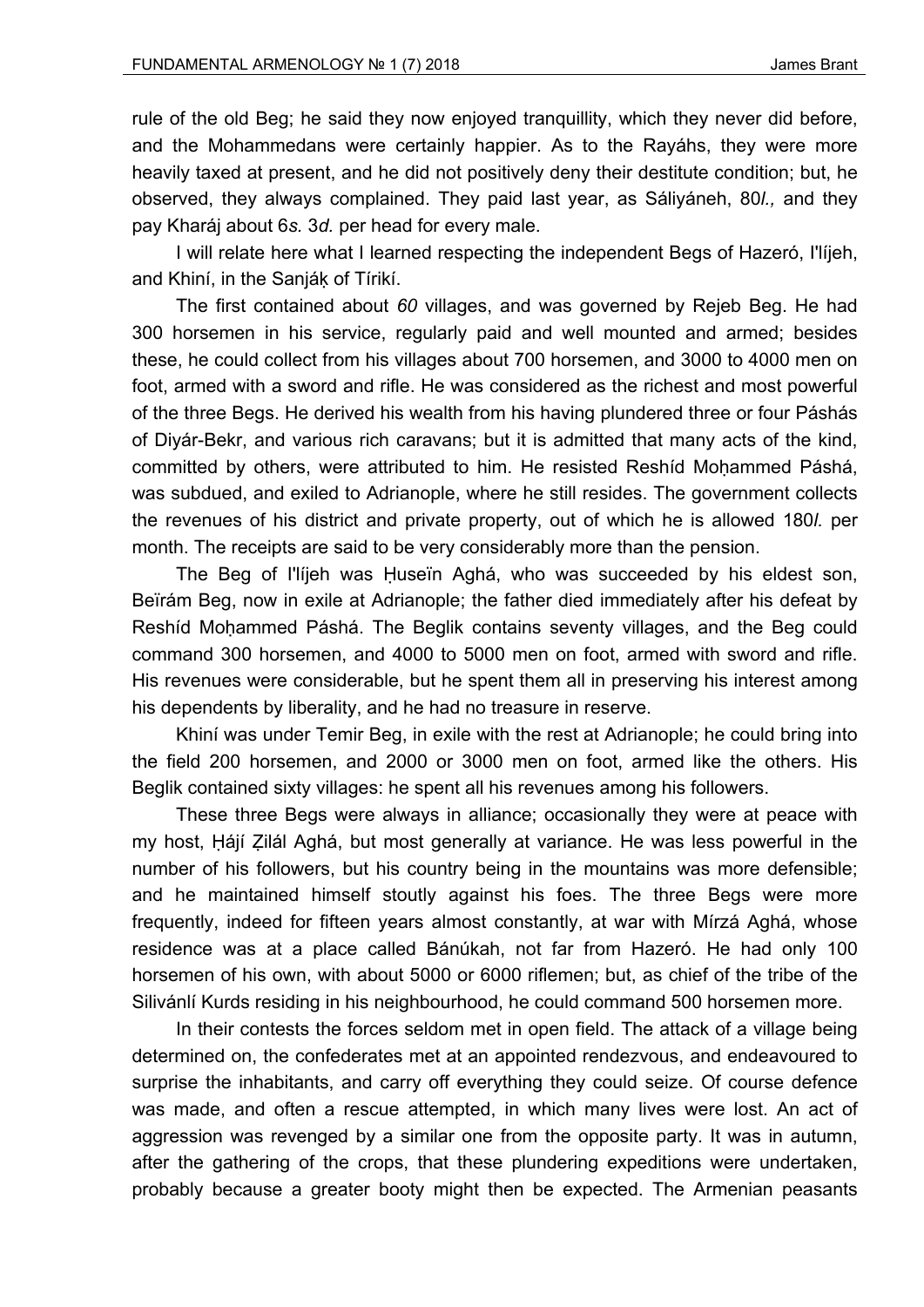rule of the old Beg; he said they now enjoyed tranquillity, which they never did before, and the Mohammedans were certainly happier. As to the Rayáhs, they were more heavily taxed at present, and he did not positively deny their destitute condition; but, he observed, they always complained. They paid last year, as Sáliyáneh, 80*l.,* and they pay Kharáj about 6*s.* 3*d.* per head for every male.

I will relate here what I learned respecting the independent Begs of Hazeró, I'líjeh, and Khiní, in the Sanjáḳ of Tírikí.

The first contained about *60* villages, and was governed by Rejeb Beg. He had 300 horsemen in his service, regularly paid and well mounted and armed; besides these, he could collect from his villages about 700 horsemen, and 3000 to 4000 men on foot, armed with a sword and rifle. He was considered as the richest and most powerful of the three Begs. He derived his wealth from his having plundered three or four Páshás of Diyár-Bekr, and various rich caravans; but it is admitted that many acts of the kind, committed by others, were attributed to him. He resisted Reshíd Moḥammed Páshá, was subdued, and exiled to Adrianople, where he still resides. The government collects the revenues of his district and private property, out of which he is allowed 180*l.* per month. The receipts are said to be very considerably more than the pension.

The Beg of I'líjeh was Ḥuseïn Aghá, who was succeeded by his eldest son, Beïrám Beg, now in exile at Adrianople; the father died immediately after his defeat by Reshíd Moḥammed Páshá. The Beglik contains seventy villages, and the Beg could command 300 horsemen, and 4000 to 5000 men on foot, armed with sword and rifle. His revenues were considerable, but he spent them all in preserving his interest among his dependents by liberality, and he had no treasure in reserve.

Khiní was under Temir Beg, in exile with the rest at Adrianople; he could bring into the field 200 horsemen, and 2000 or 3000 men on foot, armed like the others. His Beglik contained sixty villages: he spent all his revenues among his followers.

These three Begs were always in alliance; occasionally they were at peace with my host, Ḥájí Ẓilál Aghá, but most generally at variance. He was less powerful in the number of his followers, but his country being in the mountains was more defensible; and he maintained himself stoutly against his foes. The three Begs were more frequently, indeed for fifteen years almost constantly, at war with Mírzá Aghá, whose residence was at a place called Bánúkah, not far from Hazeró. He had only 100 horsemen of his own, with about 5000 or 6000 riflemen; but, as chief of the tribe of the Silivánlí Kurds residing in his neighbourhood, he could command 500 horsemen more.

In their contests the forces seldom met in open field. The attack of a village being determined on, the confederates met at an appointed rendezvous, and endeavoured to surprise the inhabitants, and carry off everything they could seize. Of course defence was made, and often a rescue attempted, in which many lives were lost. An act of aggression was revenged by a similar one from the opposite party. It was in autumn, after the gathering of the crops, that these plundering expeditions were undertaken, probably because a greater booty might then be expected. The Armenian peasants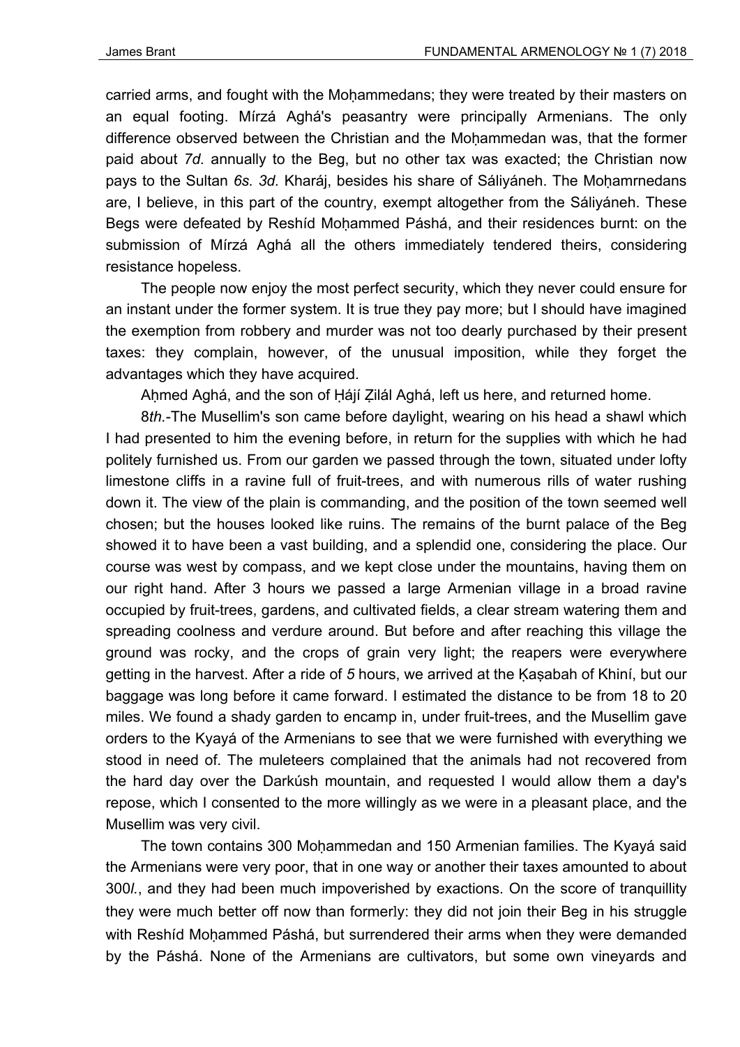carried arms, and fought with the Moḥammedans; they were treated by their masters on an equal footing. Mírzá Aghá's peasantry were principally Armenians. The only difference observed between the Christian and the Moḥammedan was, that the former paid about *7d.* annually to the Beg, but no other tax was exacted; the Christian now pays to the Sultan *6s. 3d.* Kharáj, besides his share of Sáliyáneh. The Moḥamrnedans are, I believe, in this part of the country, exempt altogether from the Sáliyáneh. These Begs were defeated by Reshíd Moḥammed Páshá, and their residences burnt: on the submission of Mírzá Aghá all the others immediately tendered theirs, considering resistance hopeless.

The people now enjoy the most perfect security, which they never could ensure for an instant under the former system. It is true they pay more; but I should have imagined the exemption from robbery and murder was not too dearly purchased by their present taxes: they complain, however, of the unusual imposition, while they forget the advantages which they have acquired.

Aḥmed Aghá, and the son of Ḥájí Ẓilál Aghá, left us here, and returned home.

8*th.*-The Musellim's son came before daylight, wearing on his head a shawl which I had presented to him the evening before, in return for the supplies with which he had politely furnished us. From our garden we passed through the town, situated under lofty limestone cliffs in a ravine full of fruit-trees, and with numerous rills of water rushing down it. The view of the plain is commanding, and the position of the town seemed well chosen; but the houses looked like ruins. The remains of the burnt palace of the Beg showed it to have been a vast building, and a splendid one, considering the place. Our course was west by compass, and we kept close under the mountains, having them on our right hand. After 3 hours we passed a large Armenian village in a broad ravine occupied by fruit-trees, gardens, and cultivated fields, a clear stream watering them and spreading coolness and verdure around. But before and after reaching this village the ground was rocky, and the crops of grain very light; the reapers were everywhere getting in the harvest. After a ride of *5* hours, we arrived at the Ḳaṣabah of Khiní, but our baggage was long before it came forward. I estimated the distance to be from 18 to 20 miles. We found a shady garden to encamp in, under fruit-trees, and the Musellim gave orders to the Kyayá of the Armenians to see that we were furnished with everything we stood in need of. The muleteers complained that the animals had not recovered from the hard day over the Darkúsh mountain, and requested I would allow them a day's repose, which I consented to the more willingly as we were in a pleasant place, and the Musellim was very civil.

The town contains 300 Moḥammedan and 150 Armenian families. The Kyayá said the Armenians were very poor, that in one way or another their taxes amounted to about 300*l.*, and they had been much impoverished by exactions. On the score of tranquillity they were much better off now than formerly: they did not join their Beg in his struggle with Reshíd Moḥammed Páshá, but surrendered their arms when they were demanded by the Páshá. None of the Armenians are cultivators, but some own vineyards and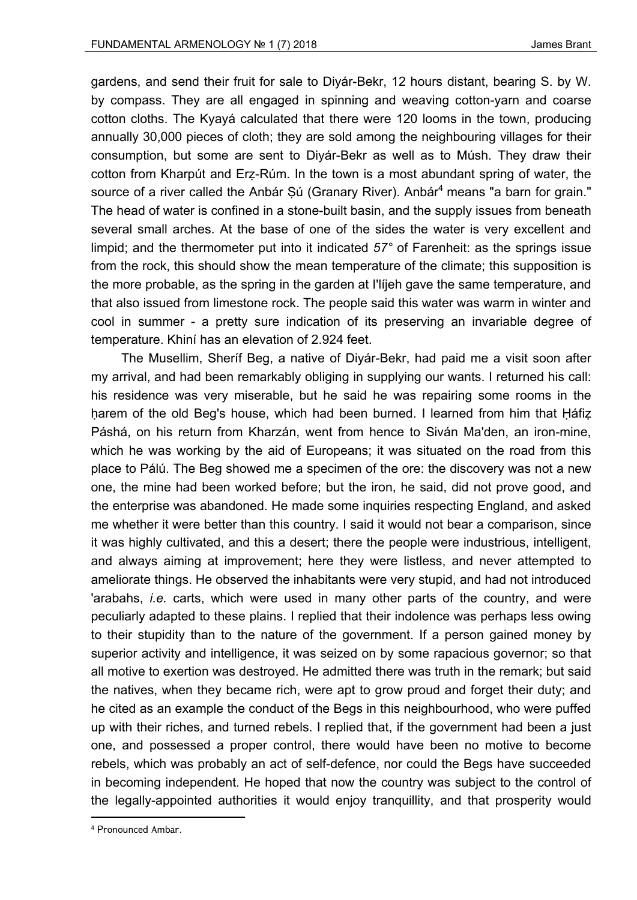gardens, and send their fruit for sale to Diyár-Bekr, 12 hours distant, bearing S. by W. by compass. They are all engaged in spinning and weaving cotton-yarn and coarse cotton cloths. The Kyayá calculated that there were 120 looms in the town, producing annually 30,000 pieces of cloth; they are sold among the neighbouring villages for their consumption, but some are sent to Diyár-Bekr as well as to Músh. They draw their cotton from Kharpút and Erẓ-Rúm. In the town is a most abundant spring of water, the source of a river called the Anbár Ṣú (Granary River). Anbár[4] means "a barn for grain." The head of water is confined in a stone-built basin, and the supply issues from beneath several small arches. At the base of one of the sides the water is very excellent and limpid; and the thermometer put into it indicated *57°* of Farenheit: as the springs issue from the rock, this should show the mean temperature of the climate; this supposition is the more probable, as the spring in the garden at I'líjeh gave the same temperature, and that also issued from limestone rock. The people said this water was warm in winter and cool in summer - a pretty sure indication of its preserving an invariable degree of temperature. Khiní has an elevation of 2.924 feet.

The Musellim, Sheríf Beg, a native of Diyár-Bekr, had paid me a visit soon after my arrival, and had been remarkably obliging in supplying our wants. I returned his call: his residence was very miserable, but he said he was repairing some rooms in the ḥarem of the old Beg's house, which had been burned. I learned from him that Ḥáfiẓ Páshá, on his return from Kharzán, went from hence to Siván Ma'den, an iron-mine, which he was working by the aid of Europeans; it was situated on the road from this place to Pálú. The Beg showed me a specimen of the ore: the discovery was not a new one, the mine had been worked before; but the iron, he said, did not prove good, and the enterprise was abandoned. He made some inquiries respecting England, and asked me whether it were better than this country. I said it would not bear a comparison, since it was highly cultivated, and this a desert; there the people were industrious, intelligent, and always aiming at improvement; here they were listless, and never attempted to ameliorate things. He observed the inhabitants were very stupid, and had not introduced 'arabahs, *i.e.* carts, which were used in many other parts of the country, and were peculiarly adapted to these plains. I replied that their indolence was perhaps less owing to their stupidity than to the nature of the government. If a person gained money by superior activity and intelligence, it was seized on by some rapacious governor; so that all motive to exertion was destroyed. He admitted there was truth in the remark; but said the natives, when they became rich, were apt to grow proud and forget their duty; and he cited as an example the conduct of the Begs in this neighbourhood, who were puffed up with their riches, and turned rebels. I replied that, if the government had been a just one, and possessed a proper control, there would have been no motive to become rebels, which was probably an act of self-defence, nor could the Begs have succeeded in becoming independent. He hoped that now the country was subject to the control of the legally-appointed authorities it would enjoy tranquillity, and that prosperity would

[4] Pronounced Ambar.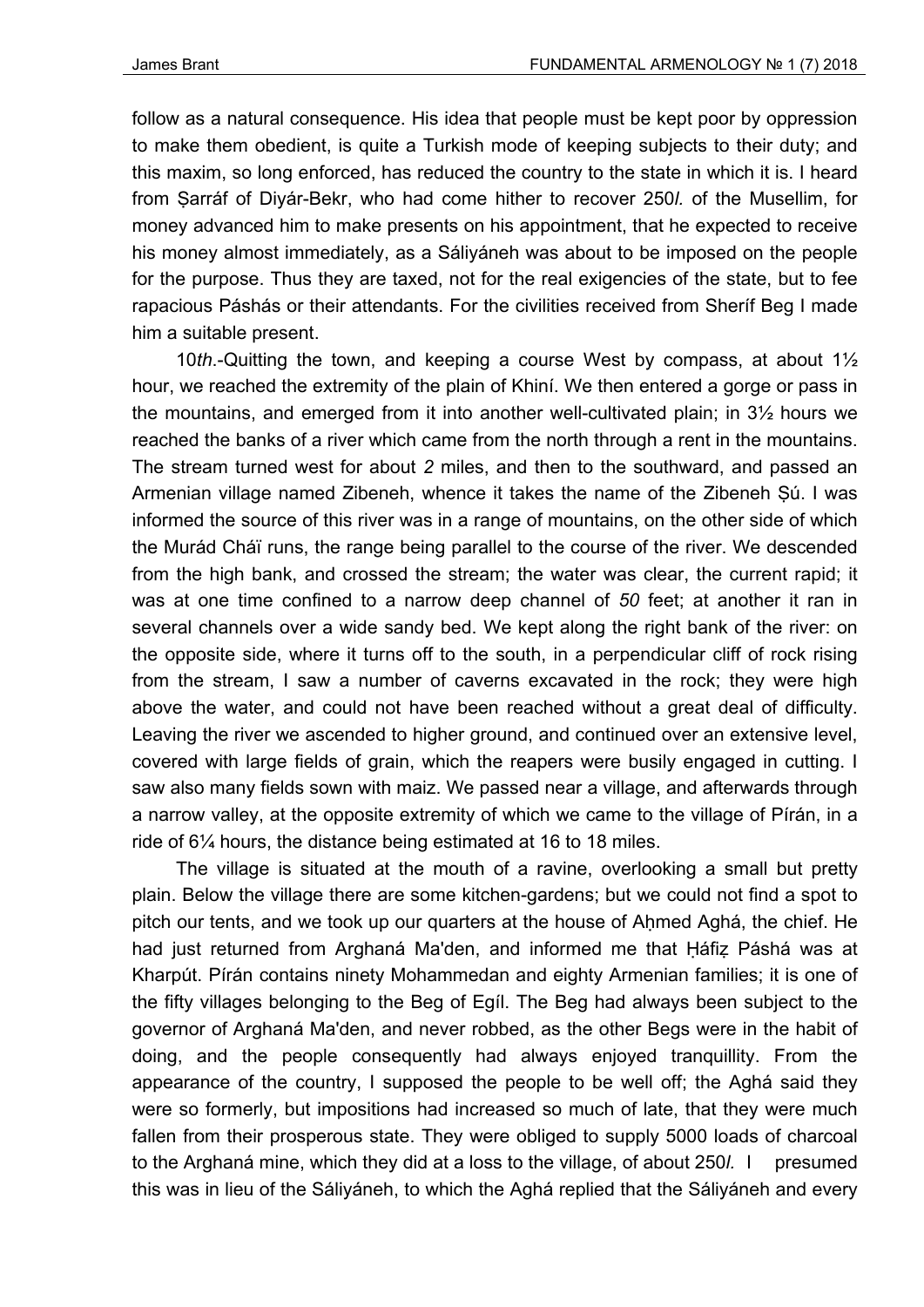follow as a natural consequence. His idea that people must be kept poor by oppression to make them obedient, is quite a Turkish mode of keeping subjects to their duty; and this maxim, so long enforced, has reduced the country to the state in which it is. I heard from Ṣarráf of Diyár-Bekr, who had come hither to recover 250*l.* of the Musellim, for money advanced him to make presents on his appointment, that he expected to receive his money almost immediately, as a Sáliyáneh was about to be imposed on the people for the purpose. Thus they are taxed, not for the real exigencies of the state, but to fee rapacious Páshás or their attendants. For the civilities received from Sheríf Beg I made him a suitable present.

10*th*.-Quitting the town, and keeping a course West by compass, at about 1½ hour, we reached the extremity of the plain of Khiní. We then entered a gorge or pass in the mountains, and emerged from it into another well-cultivated plain; in 3½ hours we reached the banks of a river which came from the north through a rent in the mountains. The stream turned west for about *2* miles, and then to the southward, and passed an Armenian village named Zibeneh, whence it takes the name of the Zibeneh Ṣú. I was informed the source of this river was in a range of mountains, on the other side of which the Murád Cháï runs, the range being parallel to the course of the river. We descended from the high bank, and crossed the stream; the water was clear, the current rapid; it was at one time confined to a narrow deep channel of *50* feet; at another it ran in several channels over a wide sandy bed. We kept along the right bank of the river: on the opposite side, where it turns off to the south, in a perpendicular cliff of rock rising from the stream, I saw a number of caverns excavated in the rock; they were high above the water, and could not have been reached without a great deal of difficulty. Leaving the river we ascended to higher ground, and continued over an extensive level, covered with large fields of grain, which the reapers were busily engaged in cutting. I saw also many fields sown with maiz. We passed near a village, and afterwards through a narrow valley, at the opposite extremity of which we came to the village of Pírán, in a ride of 6¼ hours, the distance being estimated at 16 to 18 miles.

The village is situated at the mouth of a ravine, overlooking a small but pretty plain. Below the village there are some kitchen-gardens; but we could not find a spot to pitch our tents, and we took up our quarters at the house of Aḥmed Aghá, the chief. He had just returned from Arghaná Ma'den, and informed me that Ḥáfiẓ Páshá was at Kharpút. Pírán contains ninety Mohammedan and eighty Armenian families; it is one of the fifty villages belonging to the Beg of Egíl. The Beg had always been subject to the governor of Arghaná Ma'den, and never robbed, as the other Begs were in the habit of doing, and the people consequently had always enjoyed tranquillity. From the appearance of the country, I supposed the people to be well off; the Aghá said they were so formerly, but impositions had increased so much of late, that they were much fallen from their prosperous state. They were obliged to supply 5000 loads of charcoal to the Arghaná mine, which they did at a loss to the village, of about 250*l.* I presumed this was in lieu of the Sáliyáneh, to which the Aghá replied that the Sáliyáneh and every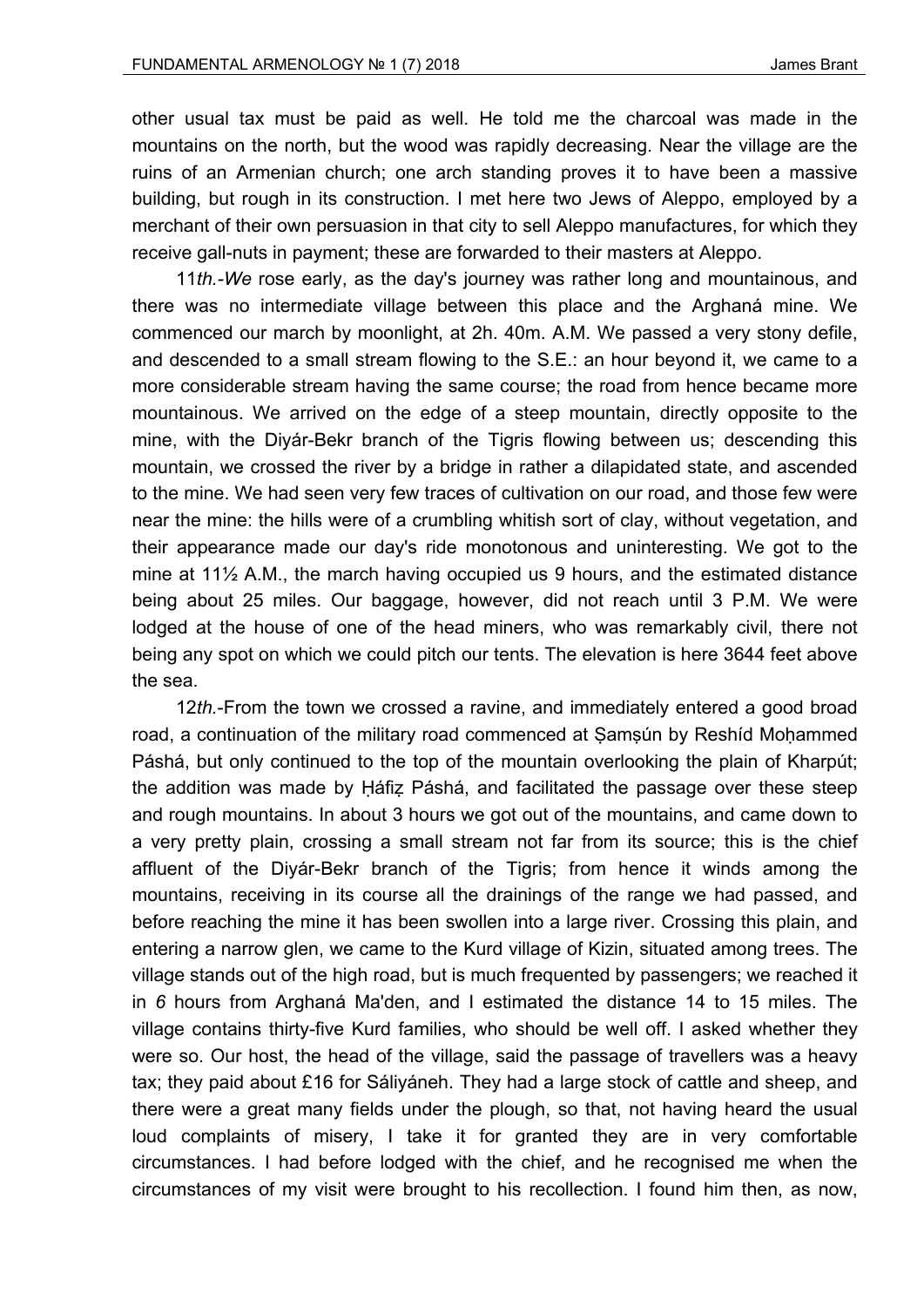other usual tax must be paid as well. He told me the charcoal was made in the mountains on the north, but the wood was rapidly decreasing. Near the village are the ruins of an Armenian church; one arch standing proves it to have been a massive building, but rough in its construction. I met here two Jews of Aleppo, employed by a merchant of their own persuasion in that city to sell Aleppo manufactures, for which they receive gall-nuts in payment; these are forwarded to their masters at Aleppo.

11*th.-We* rose early, as the day's journey was rather long and mountainous, and there was no intermediate village between this place and the Arghaná mine. We commenced our march by moonlight, at 2h. 40m. A.M. We passed a very stony defile, and descended to a small stream flowing to the S.E.: an hour beyond it, we came to a more considerable stream having the same course; the road from hence became more mountainous. We arrived on the edge of a steep mountain, directly opposite to the mine, with the Diyár-Bekr branch of the Tigris flowing between us; descending this mountain, we crossed the river by a bridge in rather a dilapidated state, and ascended to the mine. We had seen very few traces of cultivation on our road, and those few were near the mine: the hills were of a crumbling whitish sort of clay, without vegetation, and their appearance made our day's ride monotonous and uninteresting. We got to the mine at 11½ A.M., the march having occupied us 9 hours, and the estimated distance being about 25 miles. Our baggage, however, did not reach until 3 P.M. We were lodged at the house of one of the head miners, who was remarkably civil, there not being any spot on which we could pitch our tents. The elevation is here 3644 feet above the sea.

12*th.*-From the town we crossed a ravine, and immediately entered a good broad road, a continuation of the military road commenced at Ṣamṣún by Reshíd Moḥammed Páshá, but only continued to the top of the mountain overlooking the plain of Kharpút; the addition was made by Ḥáfiẓ Páshá, and facilitated the passage over these steep and rough mountains. In about 3 hours we got out of the mountains, and came down to a very pretty plain, crossing a small stream not far from its source; this is the chief affluent of the Diyár-Bekr branch of the Tigris; from hence it winds among the mountains, receiving in its course all the drainings of the range we had passed, and before reaching the mine it has been swollen into a large river. Crossing this plain, and entering a narrow glen, we came to the Kurd village of Kizin, situated among trees. The village stands out of the high road, but is much frequented by passengers; we reached it in *6* hours from Arghaná Ma'den, and I estimated the distance 14 to 15 miles. The village contains thirty-five Kurd families, who should be well off. I asked whether they were so. Our host, the head of the village, said the passage of travellers was a heavy tax; they paid about £16 for Sáliyáneh. They had a large stock of cattle and sheep, and there were a great many fields under the plough, so that, not having heard the usual loud complaints of misery, I take it for granted they are in very comfortable circumstances. I had before lodged with the chief, and he recognised me when the circumstances of my visit were brought to his recollection. I found him then, as now,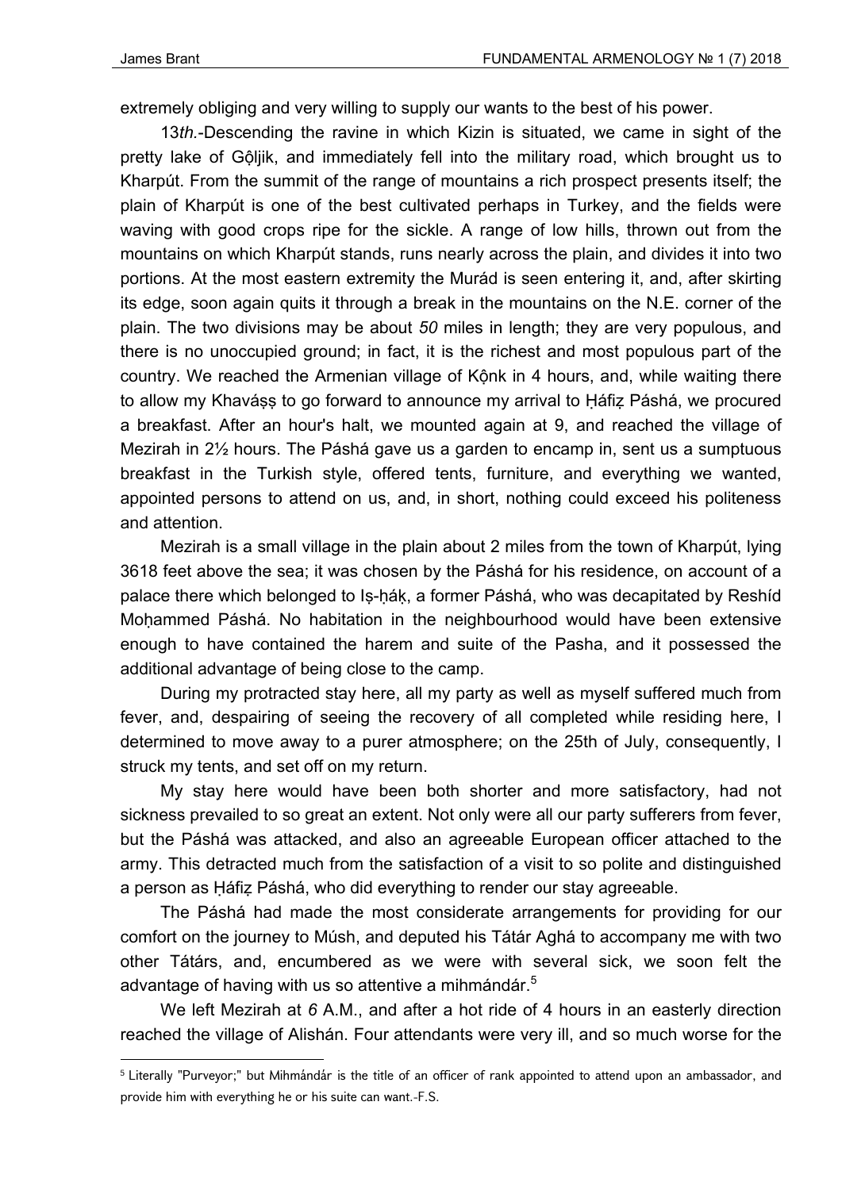extremely obliging and very willing to supply our wants to the best of his power.

13*th.*-Descending the ravine in which Kizin is situated, we came in sight of the pretty lake of Gộljik, and immediately fell into the military road, which brought us to Kharpút. From the summit of the range of mountains a rich prospect presents itself; the plain of Kharpút is one of the best cultivated perhaps in Turkey, and the fields were waving with good crops ripe for the sickle. A range of low hills, thrown out from the mountains on which Kharpút stands, runs nearly across the plain, and divides it into two portions. At the most eastern extremity the Murád is seen entering it, and, after skirting its edge, soon again quits it through a break in the mountains on the N.E. corner of the plain. The two divisions may be about *50* miles in length; they are very populous, and there is no unoccupied ground; in fact, it is the richest and most populous part of the country. We reached the Armenian village of Kộnk in 4 hours, and, while waiting there to allow my Khaváṣṣ to go forward to announce my arrival to Ḥáfiẓ Páshá, we procured a breakfast. After an hour's halt, we mounted again at 9, and reached the village of Mezirah in 2½ hours. The Páshá gave us a garden to encamp in, sent us a sumptuous breakfast in the Turkish style, offered tents, furniture, and everything we wanted, appointed persons to attend on us, and, in short, nothing could exceed his politeness and attention.

Mezirah is a small village in the plain about 2 miles from the town of Kharpút, lying 3618 feet above the sea; it was chosen by the Páshá for his residence, on account of a palace there which belonged to Iṣ-ḥáḳ, a former Páshá, who was decapitated by Reshíd Moḥammed Páshá. No habitation in the neighbourhood would have been extensive enough to have contained the harem and suite of the Pasha, and it possessed the additional advantage of being close to the camp.

During my protracted stay here, all my party as well as myself suffered much from fever, and, despairing of seeing the recovery of all completed while residing here, I determined to move away to a purer atmosphere; on the 25th of July, consequently, I struck my tents, and set off on my return.

My stay here would have been both shorter and more satisfactory, had not sickness prevailed to so great an extent. Not only were all our party sufferers from fever, but the Páshá was attacked, and also an agreeable European officer attached to the army. This detracted much from the satisfaction of a visit to so polite and distinguished a person as Ḥáfiẓ Páshá, who did everything to render our stay agreeable.

The Páshá had made the most considerate arrangements for providing for our comfort on the journey to Músh, and deputed his Tátár Aghá to accompany me with two other Tátárs, and, encumbered as we were with several sick, we soon felt the advantage of having with us so attentive a mihmándár.[5]

We left Mezirah at *6* A.M., and after a hot ride of 4 hours in an easterly direction reached the village of Alishán. Four attendants were very ill, and so much worse for the

---

[5] Literally "Purveyor;" but Mihmándár is the title of an officer of rank appointed to attend upon an ambassador, and provide him with everything he or his suite can want.-F.S.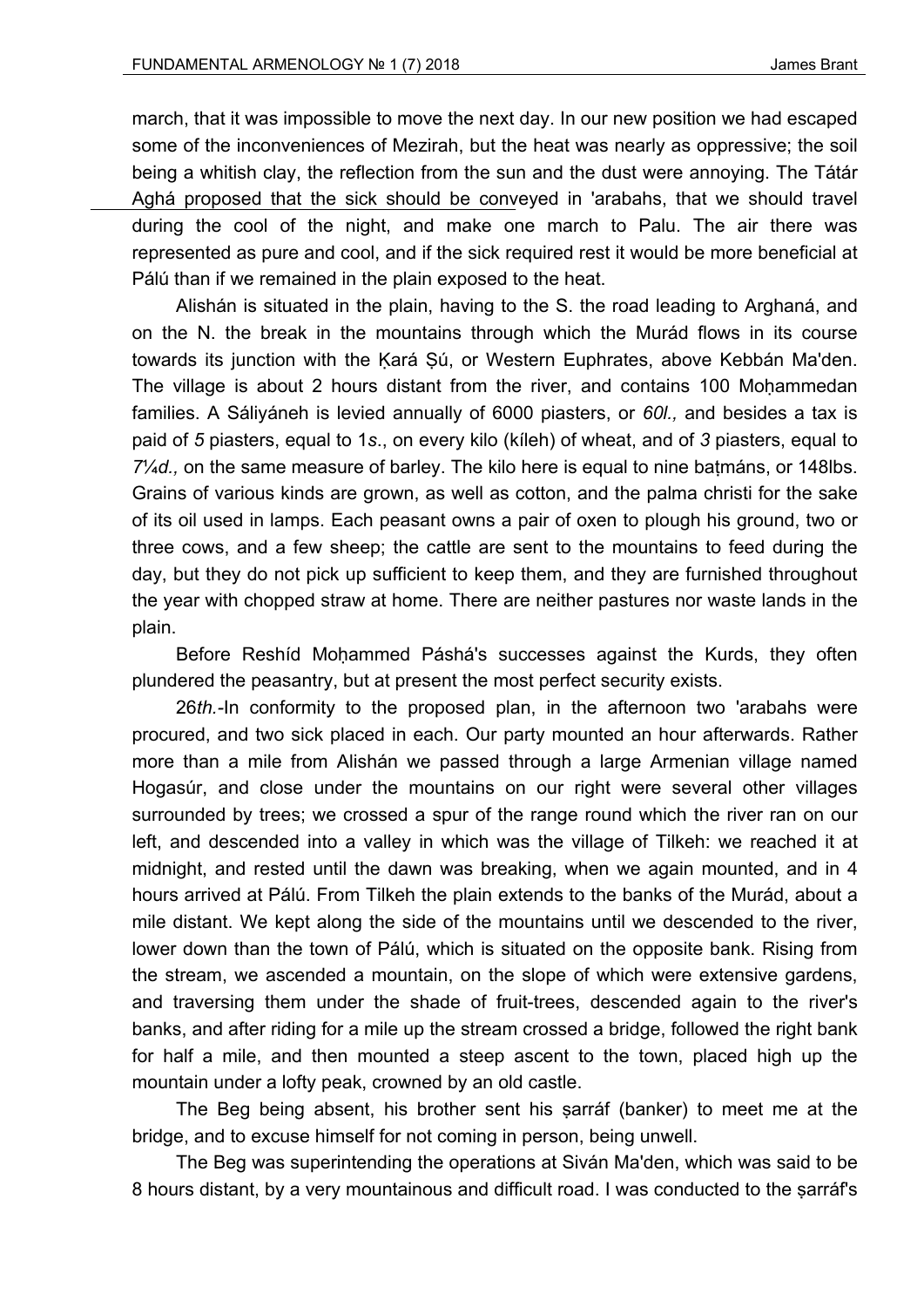march, that it was impossible to move the next day. In our new position we had escaped some of the inconveniences of Mezirah, but the heat was nearly as oppressive; the soil being a whitish clay, the reflection from the sun and the dust were annoying. The Tátár Aghá proposed that the sick should be conveyed in 'arabahs, that we should travel during the cool of the night, and make one march to Palu. The air there was represented as pure and cool, and if the sick required rest it would be more beneficial at Pálú than if we remained in the plain exposed to the heat.

Alishán is situated in the plain, having to the S. the road leading to Arghaná, and on the N. the break in the mountains through which the Murád flows in its course towards its junction with the Ḳará Ṣú, or Western Euphrates, above Kebbán Ma'den. The village is about 2 hours distant from the river, and contains 100 Moḥammedan families. A Sáliyáneh is levied annually of 6000 piasters, or *60l.,* and besides a tax is paid of *5* piasters, equal to 1*s*., on every kilo (kíleh) of wheat, and of *3* piasters, equal to *7¼d.,* on the same measure of barley. The kilo here is equal to nine baṭmáns, or 148lbs. Grains of various kinds are grown, as well as cotton, and the palma christi for the sake of its oil used in lamps. Each peasant owns a pair of oxen to plough his ground, two or three cows, and a few sheep; the cattle are sent to the mountains to feed during the day, but they do not pick up sufficient to keep them, and they are furnished throughout the year with chopped straw at home. There are neither pastures nor waste lands in the plain.

Before Reshíd Moḥammed Páshá's successes against the Kurds, they often plundered the peasantry, but at present the most perfect security exists.

26*th.*-In conformity to the proposed plan, in the afternoon two 'arabahs were procured, and two sick placed in each. Our party mounted an hour afterwards. Rather more than a mile from Alishán we passed through a large Armenian village named Hogasúr, and close under the mountains on our right were several other villages surrounded by trees; we crossed a spur of the range round which the river ran on our left, and descended into a valley in which was the village of Tilkeh: we reached it at midnight, and rested until the dawn was breaking, when we again mounted, and in 4 hours arrived at Pálú. From Tilkeh the plain extends to the banks of the Murád, about a mile distant. We kept along the side of the mountains until we descended to the river, lower down than the town of Pálú, which is situated on the opposite bank. Rising from the stream, we ascended a mountain, on the slope of which were extensive gardens, and traversing them under the shade of fruit-trees, descended again to the river's banks, and after riding for a mile up the stream crossed a bridge, followed the right bank for half a mile, and then mounted a steep ascent to the town, placed high up the mountain under a lofty peak, crowned by an old castle.

The Beg being absent, his brother sent his ṣarráf (banker) to meet me at the bridge, and to excuse himself for not coming in person, being unwell.

The Beg was superintending the operations at Siván Ma'den, which was said to be 8 hours distant, by a very mountainous and difficult road. I was conducted to the ṣarráf's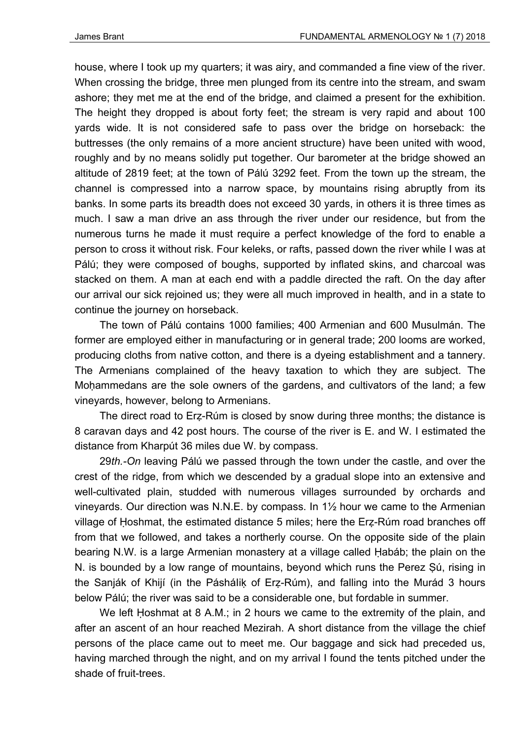house, where I took up my quarters; it was airy, and commanded a fine view of the river. When crossing the bridge, three men plunged from its centre into the stream, and swam ashore; they met me at the end of the bridge, and claimed a present for the exhibition. The height they dropped is about forty feet; the stream is very rapid and about 100 yards wide. It is not considered safe to pass over the bridge on horseback: the buttresses (the only remains of a more ancient structure) have been united with wood, roughly and by no means solidly put together. Our barometer at the bridge showed an altitude of 2819 feet; at the town of Pálú 3292 feet. From the town up the stream, the channel is compressed into a narrow space, by mountains rising abruptly from its banks. In some parts its breadth does not exceed 30 yards, in others it is three times as much. I saw a man drive an ass through the river under our residence, but from the numerous turns he made it must require a perfect knowledge of the ford to enable a person to cross it without risk. Four keleks, or rafts, passed down the river while I was at Pálú; they were composed of boughs, supported by inflated skins, and charcoal was stacked on them. A man at each end with a paddle directed the raft. On the day after our arrival our sick rejoined us; they were all much improved in health, and in a state to continue the journey on horseback.

The town of Pálú contains 1000 families; 400 Armenian and 600 Musulmán. The former are employed either in manufacturing or in general trade; 200 looms are worked, producing cloths from native cotton, and there is a dyeing establishment and a tannery. The Armenians complained of the heavy taxation to which they are subject. The Moḥammedans are the sole owners of the gardens, and cultivators of the land; a few vineyards, however, belong to Armenians.

The direct road to Erẓ-Rúm is closed by snow during three months; the distance is 8 caravan days and 42 post hours. The course of the river is E. and W. I estimated the distance from Kharpút 36 miles due W. by compass.

29*th.-On* leaving Pálú we passed through the town under the castle, and over the crest of the ridge, from which we descended by a gradual slope into an extensive and well-cultivated plain, studded with numerous villages surrounded by orchards and vineyards. Our direction was N.N.E. by compass. In 1½ hour we came to the Armenian village of Ḥoshmat, the estimated distance 5 miles; here the Erẓ-Rúm road branches off from that we followed, and takes a northerly course. On the opposite side of the plain bearing N.W. is a large Armenian monastery at a village called Ḥabáb; the plain on the N. is bounded by a low range of mountains, beyond which runs the Perez Ṣú, rising in the Sanják of Khijí (in the Páshálịk of Erẓ-Rúm), and falling into the Murád 3 hours below Pálú; the river was said to be a considerable one, but fordable in summer.

We left Ḥoshmat at 8 A.M.; in 2 hours we came to the extremity of the plain, and after an ascent of an hour reached Mezirah. A short distance from the village the chief persons of the place came out to meet me. Our baggage and sick had preceded us, having marched through the night, and on my arrival I found the tents pitched under the shade of fruit-trees.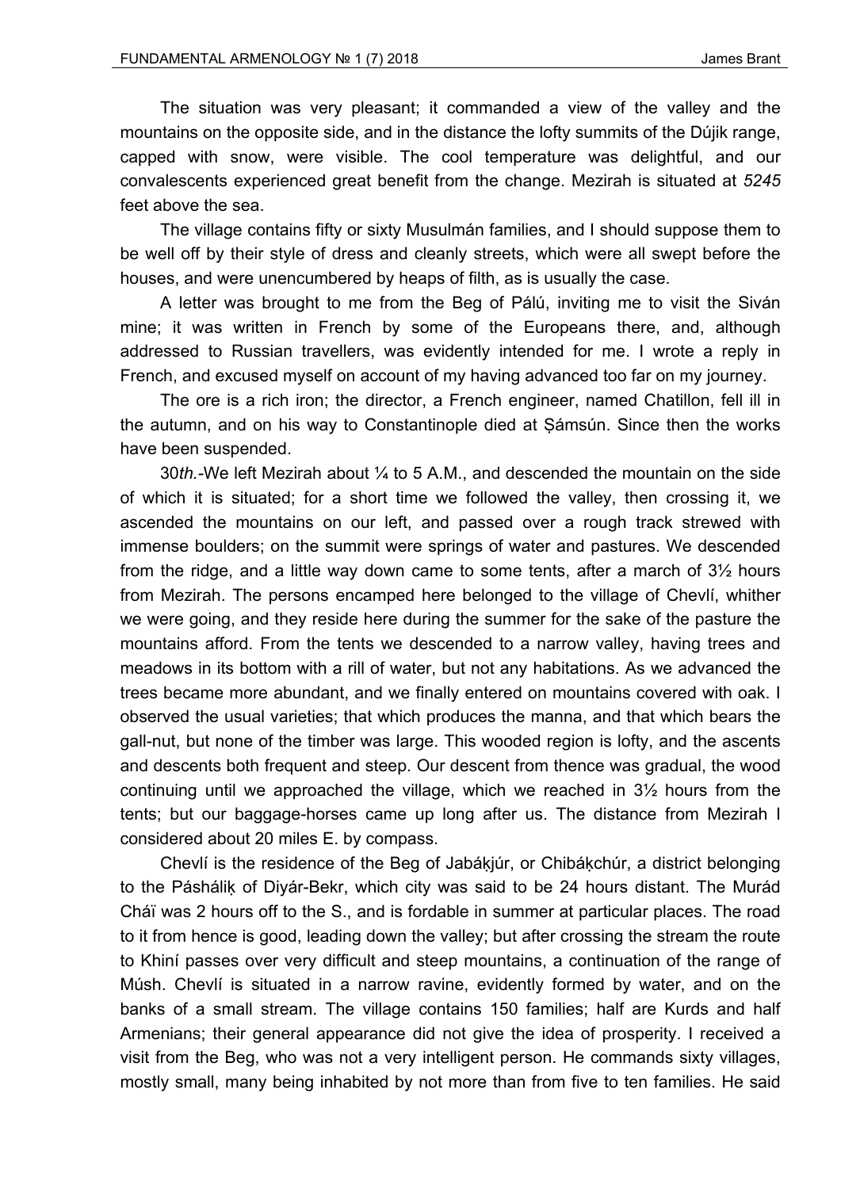The situation was very pleasant; it commanded a view of the valley and the mountains on the opposite side, and in the distance the lofty summits of the Dújik range, capped with snow, were visible. The cool temperature was delightful, and our convalescents experienced great benefit from the change. Mezirah is situated at *5245* feet above the sea.

The village contains fifty or sixty Musulmán families, and I should suppose them to be well off by their style of dress and cleanly streets, which were all swept before the houses, and were unencumbered by heaps of filth, as is usually the case.

A letter was brought to me from the Beg of Pálú, inviting me to visit the Siván mine; it was written in French by some of the Europeans there, and, although addressed to Russian travellers, was evidently intended for me. I wrote a reply in French, and excused myself on account of my having advanced too far on my journey.

The ore is a rich iron; the director, a French engineer, named Chatillon, fell ill in the autumn, and on his way to Constantinople died at Ṣámsún. Since then the works have been suspended.

30*th.*-We left Mezirah about ¼ to 5 A.M., and descended the mountain on the side of which it is situated; for a short time we followed the valley, then crossing it, we ascended the mountains on our left, and passed over a rough track strewed with immense boulders; on the summit were springs of water and pastures. We descended from the ridge, and a little way down came to some tents, after a march of 3½ hours from Mezirah. The persons encamped here belonged to the village of Chevlí, whither we were going, and they reside here during the summer for the sake of the pasture the mountains afford. From the tents we descended to a narrow valley, having trees and meadows in its bottom with a rill of water, but not any habitations. As we advanced the trees became more abundant, and we finally entered on mountains covered with oak. I observed the usual varieties; that which produces the manna, and that which bears the gall-nut, but none of the timber was large. This wooded region is lofty, and the ascents and descents both frequent and steep. Our descent from thence was gradual, the wood continuing until we approached the village, which we reached in 3½ hours from the tents; but our baggage-horses came up long after us. The distance from Mezirah I considered about 20 miles E. by compass.

Chevlí is the residence of the Beg of Jabáḳjúr, or Chibáḳchúr, a district belonging to the Pásháliḳ of Diyár-Bekr, which city was said to be 24 hours distant. The Murád Cháï was 2 hours off to the S., and is fordable in summer at particular places. The road to it from hence is good, leading down the valley; but after crossing the stream the route to Khiní passes over very difficult and steep mountains, a continuation of the range of Músh. Chevlí is situated in a narrow ravine, evidently formed by water, and on the banks of a small stream. The village contains 150 families; half are Kurds and half Armenians; their general appearance did not give the idea of prosperity. I received a visit from the Beg, who was not a very intelligent person. He commands sixty villages, mostly small, many being inhabited by not more than from five to ten families. He said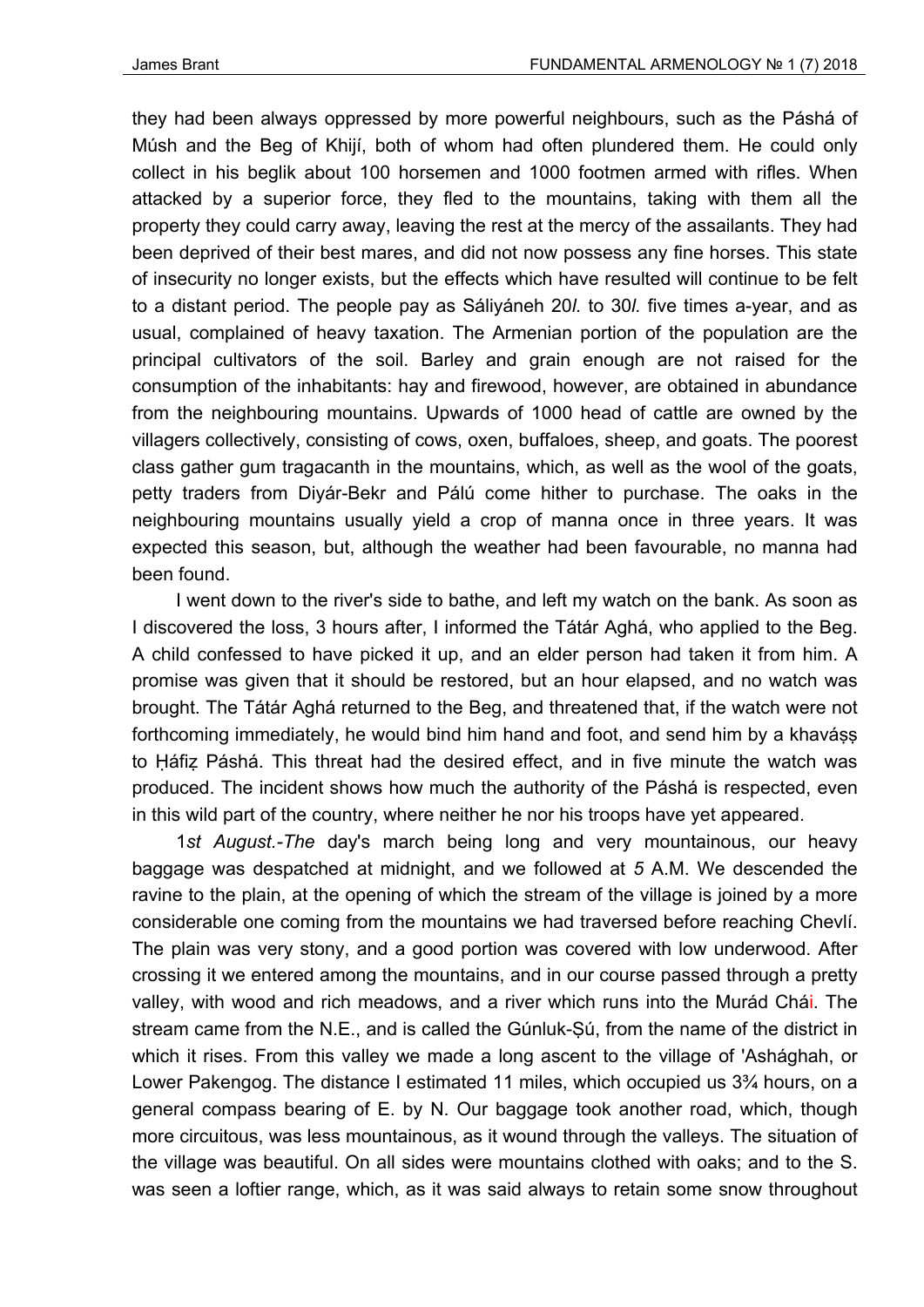they had been always oppressed by more powerful neighbours, such as the Páshá of Músh and the Beg of Khijí, both of whom had often plundered them. He could only collect in his beglik about 100 horsemen and 1000 footmen armed with rifles. When attacked by a superior force, they fled to the mountains, taking with them all the property they could carry away, leaving the rest at the mercy of the assailants. They had been deprived of their best mares, and did not now possess any fine horses. This state of insecurity no longer exists, but the effects which have resulted will continue to be felt to a distant period. The people pay as Sáliyáneh 20*l.* to 30*l.* five times a-year, and as usual, complained of heavy taxation. The Armenian portion of the population are the principal cultivators of the soil. Barley and grain enough are not raised for the consumption of the inhabitants: hay and firewood, however, are obtained in abundance from the neighbouring mountains. Upwards of 1000 head of cattle are owned by the villagers collectively, consisting of cows, oxen, buffaloes, sheep, and goats. The poorest class gather gum tragacanth in the mountains, which, as well as the wool of the goats, petty traders from Diyár-Bekr and Pálú come hither to purchase. The oaks in the neighbouring mountains usually yield a crop of manna once in three years. It was expected this season, but, although the weather had been favourable, no manna had been found.

I went down to the river's side to bathe, and left my watch on the bank. As soon as I discovered the loss, 3 hours after, I informed the Tátár Aghá, who applied to the Beg. A child confessed to have picked it up, and an elder person had taken it from him. A promise was given that it should be restored, but an hour elapsed, and no watch was brought. The Tátár Aghá returned to the Beg, and threatened that, if the watch were not forthcoming immediately, he would bind him hand and foot, and send him by a khaváṣṣ to Ḥáfiẓ Páshá. This threat had the desired effect, and in five minute the watch was produced. The incident shows how much the authority of the Páshá is respected, even in this wild part of the country, where neither he nor his troops have yet appeared.

1*st August.-The* day's march being long and very mountainous, our heavy baggage was despatched at midnight, and we followed at *5* A.M. We descended the ravine to the plain, at the opening of which the stream of the village is joined by a more considerable one coming from the mountains we had traversed before reaching Chevlí. The plain was very stony, and a good portion was covered with low underwood. After crossing it we entered among the mountains, and in our course passed through a pretty valley, with wood and rich meadows, and a river which runs into the Murád Chái. The stream came from the N.E., and is called the Gúnluk-Ṣú, from the name of the district in which it rises. From this valley we made a long ascent to the village of 'Ashághah, or Lower Pakengog. The distance I estimated 11 miles, which occupied us 3¾ hours, on a general compass bearing of E. by N. Our baggage took another road, which, though more circuitous, was less mountainous, as it wound through the valleys. The situation of the village was beautiful. On all sides were mountains clothed with oaks; and to the S. was seen a loftier range, which, as it was said always to retain some snow throughout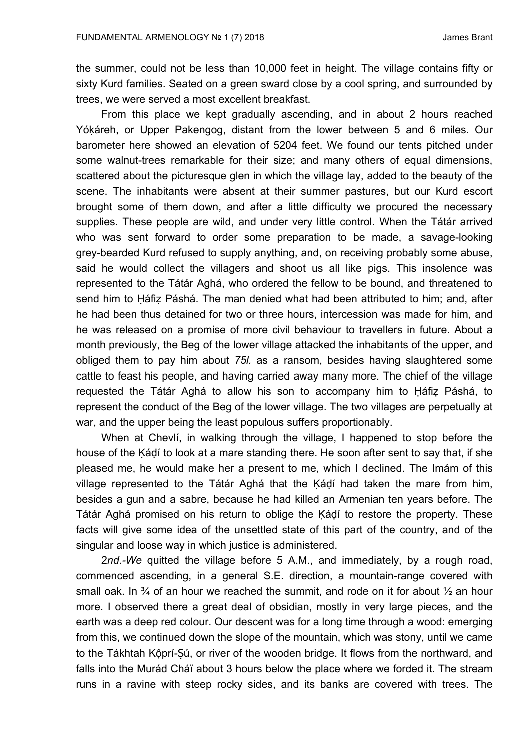the summer, could not be less than 10,000 feet in height. The village contains fifty or sixty Kurd families. Seated on a green sward close by a cool spring, and surrounded by trees, we were served a most excellent breakfast.

From this place we kept gradually ascending, and in about 2 hours reached Yóḳáreh, or Upper Pakengog, distant from the lower between 5 and 6 miles. Our barometer here showed an elevation of 5204 feet. We found our tents pitched under some walnut-trees remarkable for their size; and many others of equal dimensions, scattered about the picturesque glen in which the village lay, added to the beauty of the scene. The inhabitants were absent at their summer pastures, but our Kurd escort brought some of them down, and after a little difficulty we procured the necessary supplies. These people are wild, and under very little control. When the Tátár arrived who was sent forward to order some preparation to be made, a savage-looking grey-bearded Kurd refused to supply anything, and, on receiving probably some abuse, said he would collect the villagers and shoot us all like pigs. This insolence was represented to the Tátár Aghá, who ordered the fellow to be bound, and threatened to send him to Ḥáfiẓ Páshá. The man denied what had been attributed to him; and, after he had been thus detained for two or three hours, intercession was made for him, and he was released on a promise of more civil behaviour to travellers in future. About a month previously, the Beg of the lower village attacked the inhabitants of the upper, and obliged them to pay him about *75l.* as a ransom, besides having slaughtered some cattle to feast his people, and having carried away many more. The chief of the village requested the Tátár Aghá to allow his son to accompany him to Ḥáfiẓ Páshá, to represent the conduct of the Beg of the lower village. The two villages are perpetually at war, and the upper being the least populous suffers proportionably.

When at Chevlí, in walking through the village, I happened to stop before the house of the Ḳáḍí to look at a mare standing there. He soon after sent to say that, if she pleased me, he would make her a present to me, which I declined. The Imám of this village represented to the Tátár Aghá that the Ḳáḍí had taken the mare from him, besides a gun and a sabre, because he had killed an Armenian ten years before. The Tátár Aghá promised on his return to oblige the Ḳáḍí to restore the property. These facts will give some idea of the unsettled state of this part of the country, and of the singular and loose way in which justice is administered.

2*nd.-We* quitted the village before 5 A.M., and immediately, by a rough road, commenced ascending, in a general S.E. direction, a mountain-range covered with small oak. In ¾ of an hour we reached the summit, and rode on it for about ½ an hour more. I observed there a great deal of obsidian, mostly in very large pieces, and the earth was a deep red colour. Our descent was for a long time through a wood: emerging from this, we continued down the slope of the mountain, which was stony, until we came to the Tákhtah Ḳộprí-Ṣú, or river of the wooden bridge. It flows from the northward, and falls into the Murád Cháï about 3 hours below the place where we forded it. The stream runs in a ravine with steep rocky sides, and its banks are covered with trees. The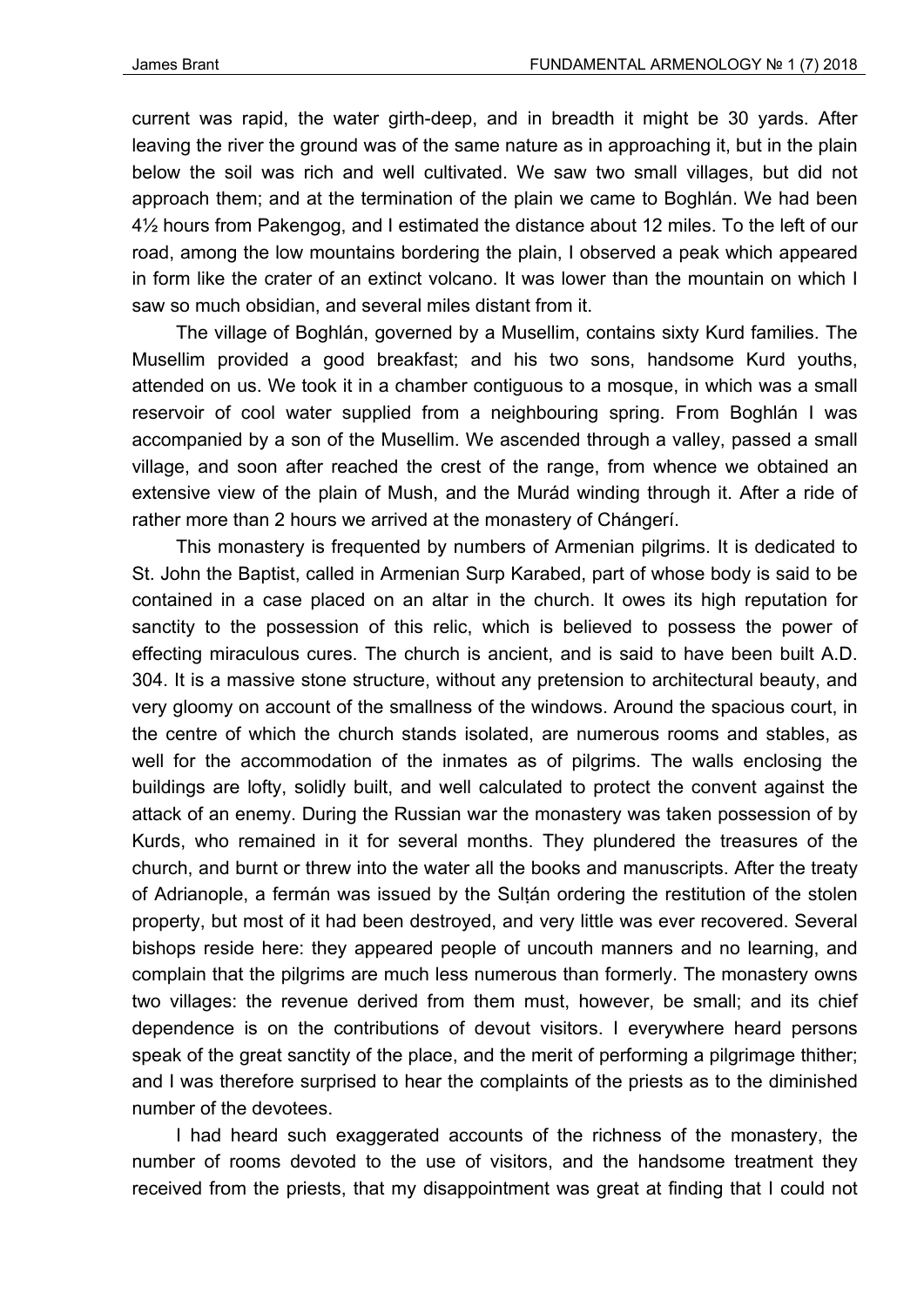current was rapid, the water girth-deep, and in breadth it might be 30 yards. After leaving the river the ground was of the same nature as in approaching it, but in the plain below the soil was rich and well cultivated. We saw two small villages, but did not approach them; and at the termination of the plain we came to Boghlán. We had been 4½ hours from Pakengog, and I estimated the distance about 12 miles. To the left of our road, among the low mountains bordering the plain, I observed a peak which appeared in form like the crater of an extinct volcano. It was lower than the mountain on which I saw so much obsidian, and several miles distant from it.

The village of Boghlán, governed by a Musellim, contains sixty Kurd families. The Musellim provided a good breakfast; and his two sons, handsome Kurd youths, attended on us. We took it in a chamber contiguous to a mosque, in which was a small reservoir of cool water supplied from a neighbouring spring. From Boghlán I was accompanied by a son of the Musellim. We ascended through a valley, passed a small village, and soon after reached the crest of the range, from whence we obtained an extensive view of the plain of Mush, and the Murád winding through it. After a ride of rather more than 2 hours we arrived at the monastery of Chángerí.

This monastery is frequented by numbers of Armenian pilgrims. It is dedicated to St. John the Baptist, called in Armenian Surp Karabed, part of whose body is said to be contained in a case placed on an altar in the church. It owes its high reputation for sanctity to the possession of this relic, which is believed to possess the power of effecting miraculous cures. The church is ancient, and is said to have been built A.D. 304. It is a massive stone structure, without any pretension to architectural beauty, and very gloomy on account of the smallness of the windows. Around the spacious court, in the centre of which the church stands isolated, are numerous rooms and stables, as well for the accommodation of the inmates as of pilgrims. The walls enclosing the buildings are lofty, solidly built, and well calculated to protect the convent against the attack of an enemy. During the Russian war the monastery was taken possession of by Kurds, who remained in it for several months. They plundered the treasures of the church, and burnt or threw into the water all the books and manuscripts. After the treaty of Adrianople, a fermán was issued by the Sulṭán ordering the restitution of the stolen property, but most of it had been destroyed, and very little was ever recovered. Several bishops reside here: they appeared people of uncouth manners and no learning, and complain that the pilgrims are much less numerous than formerly. The monastery owns two villages: the revenue derived from them must, however, be small; and its chief dependence is on the contributions of devout visitors. I everywhere heard persons speak of the great sanctity of the place, and the merit of performing a pilgrimage thither; and I was therefore surprised to hear the complaints of the priests as to the diminished number of the devotees.

I had heard such exaggerated accounts of the richness of the monastery, the number of rooms devoted to the use of visitors, and the handsome treatment they received from the priests, that my disappointment was great at finding that I could not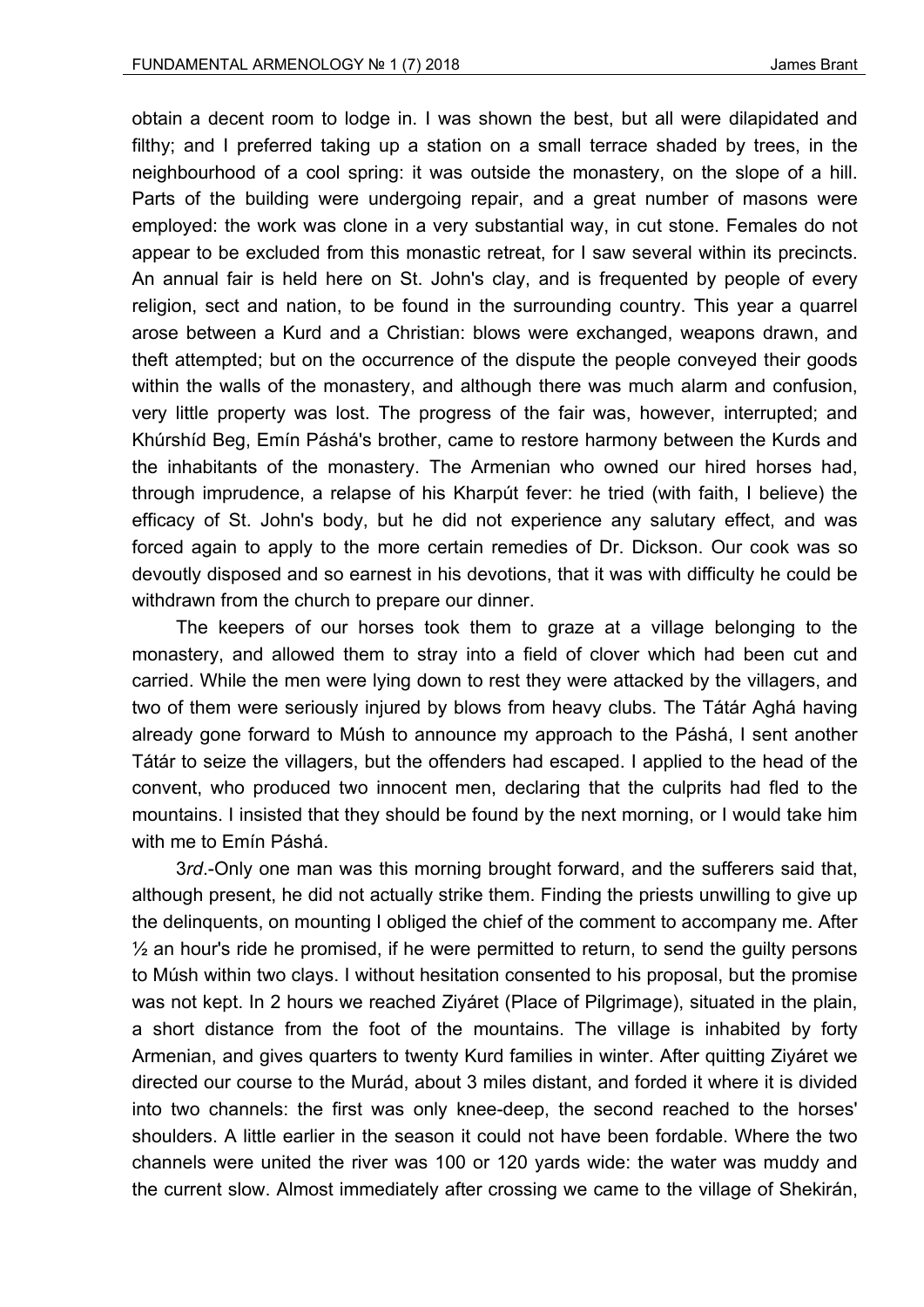obtain a decent room to lodge in. I was shown the best, but all were dilapidated and filthy; and I preferred taking up a station on a small terrace shaded by trees, in the neighbourhood of a cool spring: it was outside the monastery, on the slope of a hill. Parts of the building were undergoing repair, and a great number of masons were employed: the work was clone in a very substantial way, in cut stone. Females do not appear to be excluded from this monastic retreat, for I saw several within its precincts. An annual fair is held here on St. John's clay, and is frequented by people of every religion, sect and nation, to be found in the surrounding country. This year a quarrel arose between a Kurd and a Christian: blows were exchanged, weapons drawn, and theft attempted; but on the occurrence of the dispute the people conveyed their goods within the walls of the monastery, and although there was much alarm and confusion, very little property was lost. The progress of the fair was, however, interrupted; and Khúrshíd Beg, Emín Páshá's brother, came to restore harmony between the Kurds and the inhabitants of the monastery. The Armenian who owned our hired horses had, through imprudence, a relapse of his Kharpút fever: he tried (with faith, I believe) the efficacy of St. John's body, but he did not experience any salutary effect, and was forced again to apply to the more certain remedies of Dr. Dickson. Our cook was so devoutly disposed and so earnest in his devotions, that it was with difficulty he could be withdrawn from the church to prepare our dinner.

The keepers of our horses took them to graze at a village belonging to the monastery, and allowed them to stray into a field of clover which had been cut and carried. While the men were lying down to rest they were attacked by the villagers, and two of them were seriously injured by blows from heavy clubs. The Tátár Aghá having already gone forward to Músh to announce my approach to the Páshá, I sent another Tátár to seize the villagers, but the offenders had escaped. I applied to the head of the convent, who produced two innocent men, declaring that the culprits had fled to the mountains. I insisted that they should be found by the next morning, or I would take him with me to Emín Páshá.

3*rd*.-Only one man was this morning brought forward, and the sufferers said that, although present, he did not actually strike them. Finding the priests unwilling to give up the delinquents, on mounting I obliged the chief of the comment to accompany me. After ½ an hour's ride he promised, if he were permitted to return, to send the guilty persons to Músh within two clays. I without hesitation consented to his proposal, but the promise was not kept. In 2 hours we reached Ziyáret (Place of Pilgrimage), situated in the plain, a short distance from the foot of the mountains. The village is inhabited by forty Armenian, and gives quarters to twenty Kurd families in winter. After quitting Ziyáret we directed our course to the Murád, about 3 miles distant, and forded it where it is divided into two channels: the first was only knee-deep, the second reached to the horses' shoulders. A little earlier in the season it could not have been fordable. Where the two channels were united the river was 100 or 120 yards wide: the water was muddy and the current slow. Almost immediately after crossing we came to the village of Shekirán,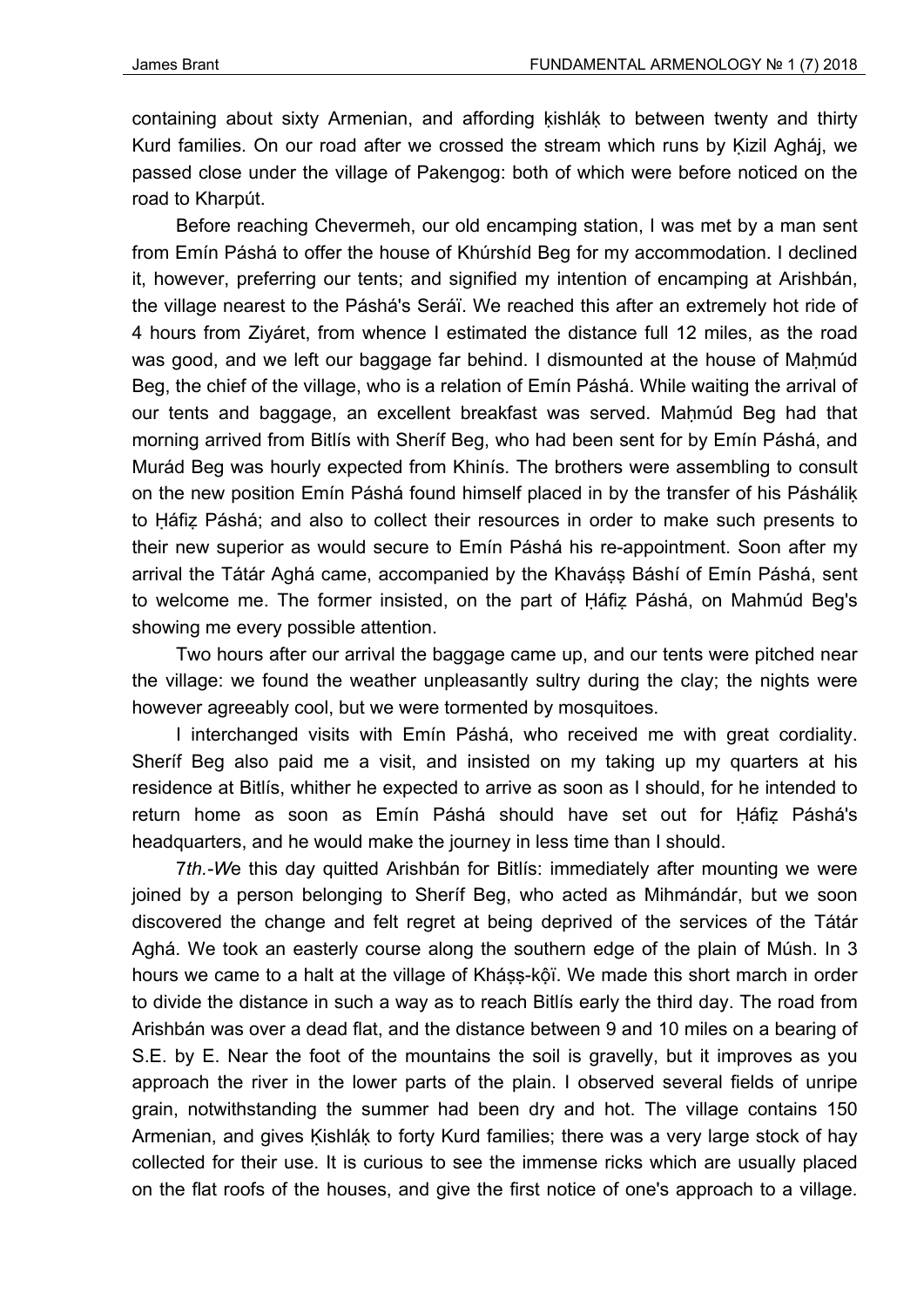containing about sixty Armenian, and affording ḳishláḳ to between twenty and thirty Kurd families. On our road after we crossed the stream which runs by Ḳizil Agháj, we passed close under the village of Pakengog: both of which were before noticed on the road to Kharpút.

Before reaching Chevermeh, our old encamping station, I was met by a man sent from Emín Páshá to offer the house of Khúrshíd Beg for my accommodation. I declined it, however, preferring our tents; and signified my intention of encamping at Arishbán, the village nearest to the Páshá's Seráï. We reached this after an extremely hot ride of 4 hours from Ziyáret, from whence I estimated the distance full 12 miles, as the road was good, and we left our baggage far behind. I dismounted at the house of Maḥmúd Beg, the chief of the village, who is a relation of Emín Páshá. While waiting the arrival of our tents and baggage, an excellent breakfast was served. Maḥmúd Beg had that morning arrived from Bitlís with Sheríf Beg, who had been sent for by Emín Páshá, and Murád Beg was hourly expected from Khinís. The brothers were assembling to consult on the new position Emín Páshá found himself placed in by the transfer of his Páshálịḳ to Ḥáfiẓ Páshá; and also to collect their resources in order to make such presents to their new superior as would secure to Emín Páshá his re-appointment. Soon after my arrival the Tátár Aghá came, accompanied by the Khaváṣṣ Báshí of Emín Páshá, sent to welcome me. The former insisted, on the part of Ḥáfiẓ Páshá, on Mahmúd Beg's showing me every possible attention.

Two hours after our arrival the baggage came up, and our tents were pitched near the village: we found the weather unpleasantly sultry during the clay; the nights were however agreeably cool, but we were tormented by mosquitoes.

I interchanged visits with Emín Páshá, who received me with great cordiality. Sheríf Beg also paid me a visit, and insisted on my taking up my quarters at his residence at Bitlís, whither he expected to arrive as soon as I should, for he intended to return home as soon as Emín Páshá should have set out for Ḥáfiẓ Páshá's headquarters, and he would make the journey in less time than I should.

7*th.-W*e this day quitted Arishbán for Bitlís: immediately after mounting we were joined by a person belonging to Sheríf Beg, who acted as Mihmándár, but we soon discovered the change and felt regret at being deprived of the services of the Tátár Aghá. We took an easterly course along the southern edge of the plain of Músh. In 3 hours we came to a halt at the village of Kháṣṣ-ḳộï. We made this short march in order to divide the distance in such a way as to reach Bitlís early the third day. The road from Arishbán was over a dead flat, and the distance between 9 and 10 miles on a bearing of S.E. by E. Near the foot of the mountains the soil is gravelly, but it improves as you approach the river in the lower parts of the plain. I observed several fields of unripe grain, notwithstanding the summer had been dry and hot. The village contains 150 Armenian, and gives Ḳishláḳ to forty Kurd families; there was a very large stock of hay collected for their use. It is curious to see the immense ricks which are usually placed on the flat roofs of the houses, and give the first notice of one's approach to a village.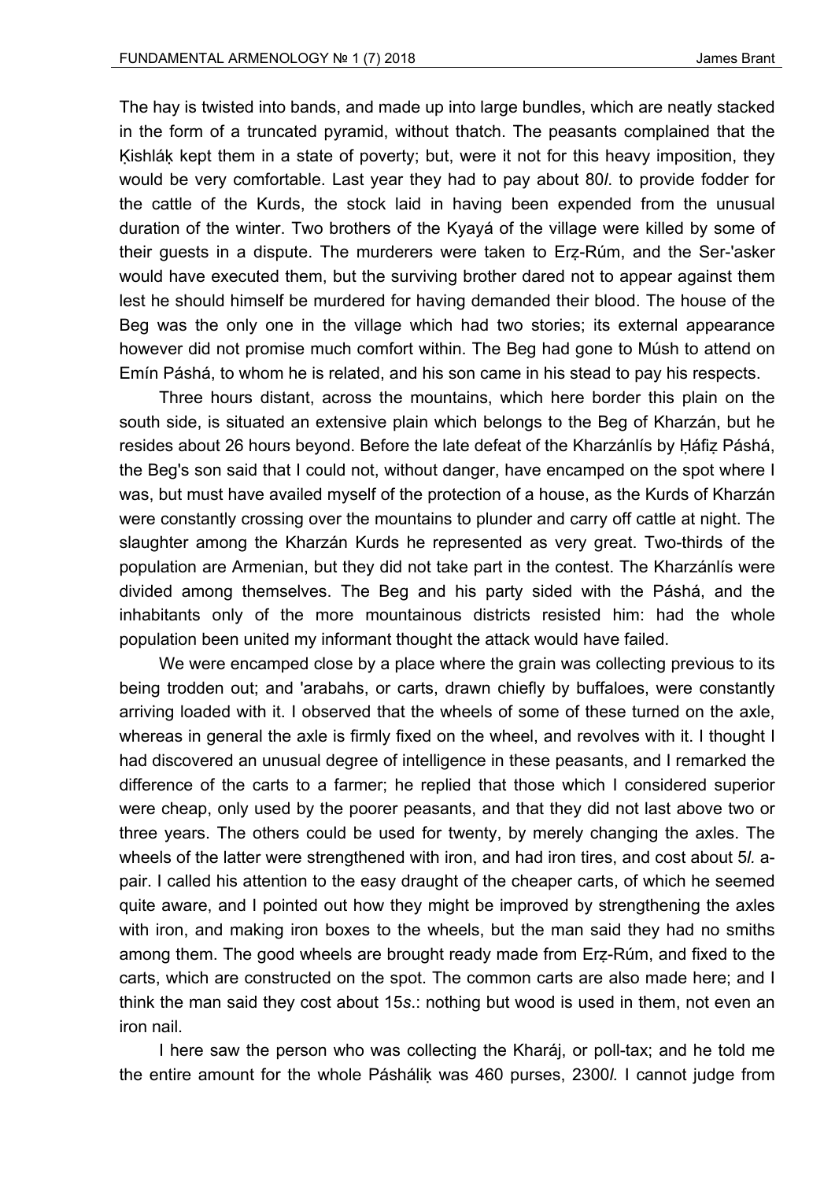The hay is twisted into bands, and made up into large bundles, which are neatly stacked in the form of a truncated pyramid, without thatch. The peasants complained that the Ḳishláḳ kept them in a state of poverty; but, were it not for this heavy imposition, they would be very comfortable. Last year they had to pay about 80*l*. to provide fodder for the cattle of the Kurds, the stock laid in having been expended from the unusual duration of the winter. Two brothers of the Kyayá of the village were killed by some of their guests in a dispute. The murderers were taken to Erẓ-Rúm, and the Ser-'asker would have executed them, but the surviving brother dared not to appear against them lest he should himself be murdered for having demanded their blood. The house of the Beg was the only one in the village which had two stories; its external appearance however did not promise much comfort within. The Beg had gone to Músh to attend on Emín Páshá, to whom he is related, and his son came in his stead to pay his respects.

Three hours distant, across the mountains, which here border this plain on the south side, is situated an extensive plain which belongs to the Beg of Kharzán, but he resides about 26 hours beyond. Before the late defeat of the Kharzánlís by Ḥáfiẓ Páshá, the Beg's son said that I could not, without danger, have encamped on the spot where I was, but must have availed myself of the protection of a house, as the Kurds of Kharzán were constantly crossing over the mountains to plunder and carry off cattle at night. The slaughter among the Kharzán Kurds he represented as very great. Two-thirds of the population are Armenian, but they did not take part in the contest. The Kharzánlís were divided among themselves. The Beg and his party sided with the Páshá, and the inhabitants only of the more mountainous districts resisted him: had the whole population been united my informant thought the attack would have failed.

We were encamped close by a place where the grain was collecting previous to its being trodden out; and 'arabahs, or carts, drawn chiefly by buffaloes, were constantly arriving loaded with it. I observed that the wheels of some of these turned on the axle, whereas in general the axle is firmly fixed on the wheel, and revolves with it. I thought I had discovered an unusual degree of intelligence in these peasants, and I remarked the difference of the carts to a farmer; he replied that those which I considered superior were cheap, only used by the poorer peasants, and that they did not last above two or three years. The others could be used for twenty, by merely changing the axles. The wheels of the latter were strengthened with iron, and had iron tires, and cost about 5*l. a*-pair. I called his attention to the easy draught of the cheaper carts, of which he seemed quite aware, and I pointed out how they might be improved by strengthening the axles with iron, and making iron boxes to the wheels, but the man said they had no smiths among them. The good wheels are brought ready made from Erẓ-Rúm, and fixed to the carts, which are constructed on the spot. The common carts are also made here; and I think the man said they cost about 15*s*.: nothing but wood is used in them, not even an iron nail.

I here saw the person who was collecting the Kharáj, or poll-tax; and he told me the entire amount for the whole Páshálíḳ was 460 purses, 2300*l*. I cannot judge from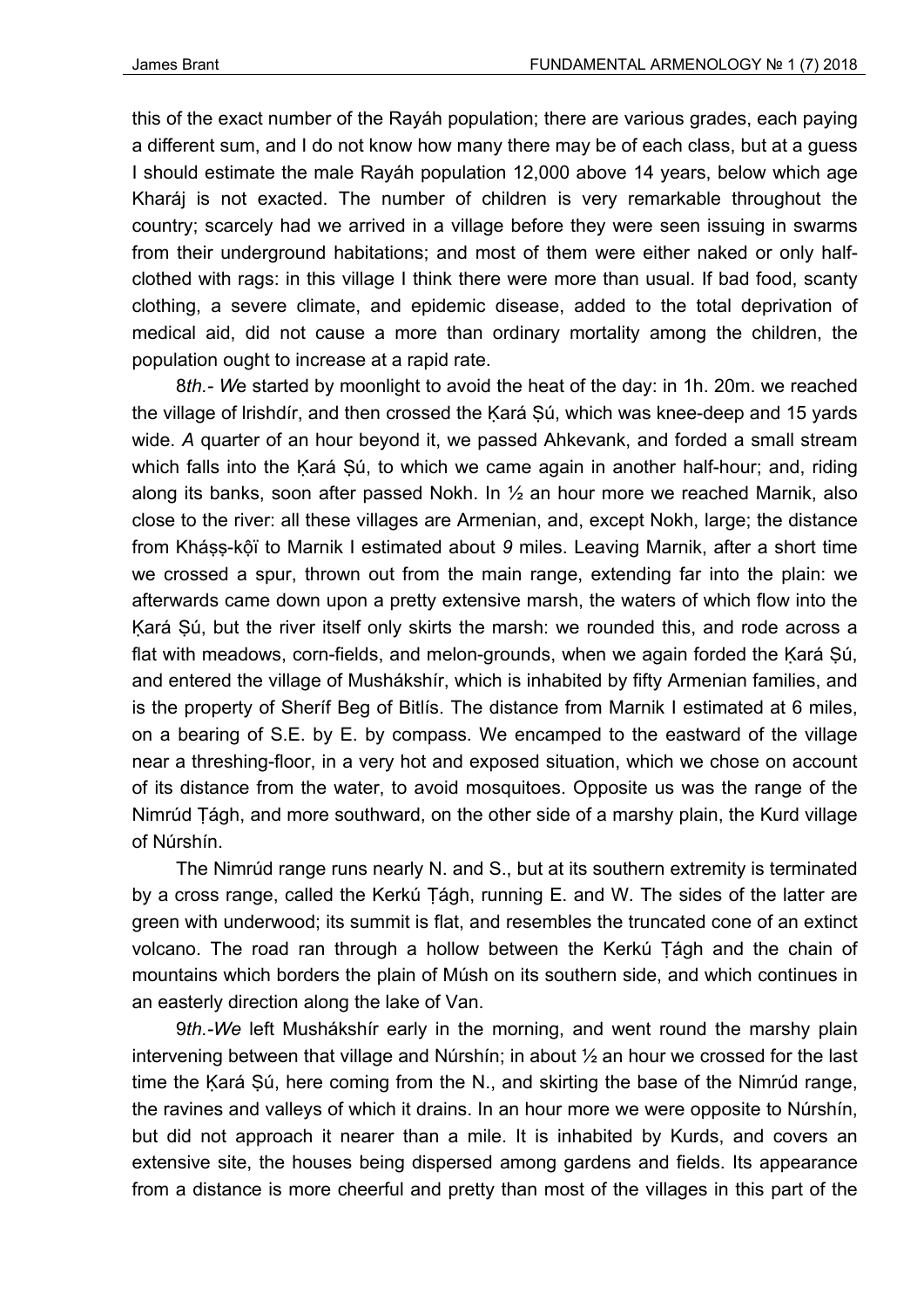this of the exact number of the Rayáh population; there are various grades, each paying a different sum, and I do not know how many there may be of each class, but at a guess I should estimate the male Rayáh population 12,000 above 14 years, below which age Kharáj is not exacted. The number of children is very remarkable throughout the country; scarcely had we arrived in a village before they were seen issuing in swarms from their underground habitations; and most of them were either naked or only half-clothed with rags: in this village I think there were more than usual. If bad food, scanty clothing, a severe climate, and epidemic disease, added to the total deprivation of medical aid, did not cause a more than ordinary mortality among the children, the population ought to increase at a rapid rate.

8*th.- W*e started by moonlight to avoid the heat of the day: in 1h. 20m. we reached the village of lrishdír, and then crossed the Ḳará Ṣú, which was knee-deep and 15 yards wide. *A* quarter of an hour beyond it, we passed Ahkevank, and forded a small stream which falls into the Ḳará Ṣú, to which we came again in another half-hour; and, riding along its banks, soon after passed Nokh. In ½ an hour more we reached Marnik, also close to the river: all these villages are Armenian, and, except Nokh, large; the distance from Kháṣṣ-kṓï to Marnik I estimated about *9* miles. Leaving Marnik, after a short time we crossed a spur, thrown out from the main range, extending far into the plain: we afterwards came down upon a pretty extensive marsh, the waters of which flow into the Ḳará Ṣú, but the river itself only skirts the marsh: we rounded this, and rode across a flat with meadows, corn-fields, and melon-grounds, when we again forded the Ḳará Ṣú, and entered the village of Musháksh​ír, which is inhabited by fifty Armenian families, and is the property of Sheríf Beg of Bitlís. The distance from Marnik I estimated at 6 miles, on a bearing of S.E. by E. by compass. We encamped to the eastward of the village near a threshing-floor, in a very hot and exposed situation, which we chose on account of its distance from the water, to avoid mosquitoes. Opposite us was the range of the Nimrúd Ṭágh, and more southward, on the other side of a marshy plain, the Kurd village of Núrshín.

The Nimrúd range runs nearly N. and S., but at its southern extremity is terminated by a cross range, called the Kerkú Ṭágh, running E. and W. The sides of the latter are green with underwood; its summit is flat, and resembles the truncated cone of an extinct volcano. The road ran through a hollow between the Kerkú Ṭágh and the chain of mountains which borders the plain of Músh on its southern side, and which continues in an easterly direction along the lake of Van.

9*th.-We* left Musháksh​ír early in the morning, and went round the marshy plain intervening between that village and Núrshín; in about ½ an hour we crossed for the last time the Ḳará Ṣú, here coming from the N., and skirting the base of the Nimrúd range, the ravines and valleys of which it drains. In an hour more we were opposite to Núrshín, but did not approach it nearer than a mile. It is inhabited by Kurds, and covers an extensive site, the houses being dispersed among gardens and fields. Its appearance from a distance is more cheerful and pretty than most of the villages in this part of the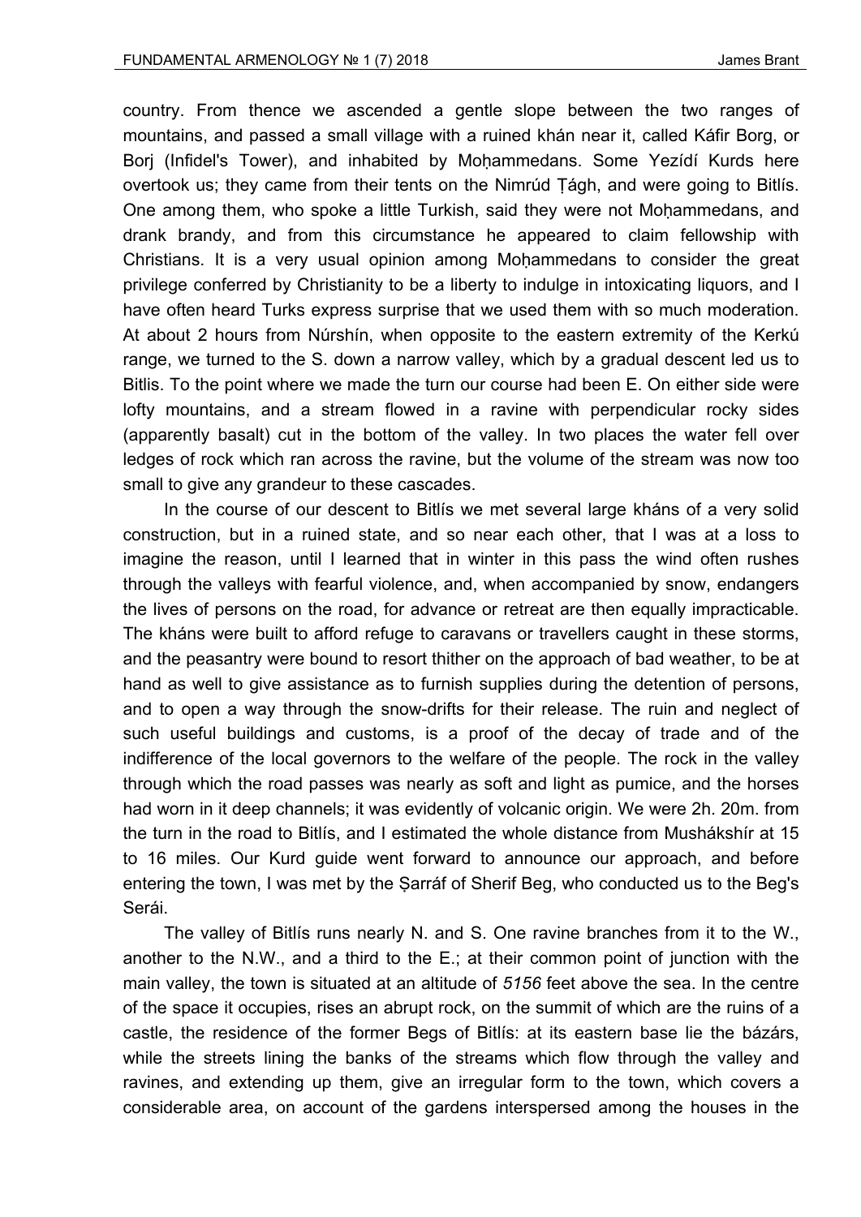country. From thence we ascended a gentle slope between the two ranges of mountains, and passed a small village with a ruined khán near it, called Káfir Borg, or Borj (Infidel's Tower), and inhabited by Moḥammedans. Some Yezídí Kurds here overtook us; they came from their tents on the Nimrúd Ṭágh, and were going to Bitlís. One among them, who spoke a little Turkish, said they were not Moḥammedans, and drank brandy, and from this circumstance he appeared to claim fellowship with Christians. It is a very usual opinion among Moḥammedans to consider the great privilege conferred by Christianity to be a liberty to indulge in intoxicating liquors, and I have often heard Turks express surprise that we used them with so much moderation. At about 2 hours from Núrshín, when opposite to the eastern extremity of the Kerkú range, we turned to the S. down a narrow valley, which by a gradual descent led us to Bitlis. To the point where we made the turn our course had been E. On either side were lofty mountains, and a stream flowed in a ravine with perpendicular rocky sides (apparently basalt) cut in the bottom of the valley. In two places the water fell over ledges of rock which ran across the ravine, but the volume of the stream was now too small to give any grandeur to these cascades.

In the course of our descent to Bitlís we met several large kháns of a very solid construction, but in a ruined state, and so near each other, that I was at a loss to imagine the reason, until I learned that in winter in this pass the wind often rushes through the valleys with fearful violence, and, when accompanied by snow, endangers the lives of persons on the road, for advance or retreat are then equally impracticable. The kháns were built to afford refuge to caravans or travellers caught in these storms, and the peasantry were bound to resort thither on the approach of bad weather, to be at hand as well to give assistance as to furnish supplies during the detention of persons, and to open a way through the snow-drifts for their release. The ruin and neglect of such useful buildings and customs, is a proof of the decay of trade and of the indifference of the local governors to the welfare of the people. The rock in the valley through which the road passes was nearly as soft and light as pumice, and the horses had worn in it deep channels; it was evidently of volcanic origin. We were 2h. 20m. from the turn in the road to Bitlís, and I estimated the whole distance from Mushákshír at 15 to 16 miles. Our Kurd guide went forward to announce our approach, and before entering the town, I was met by the Ṣarráf of Sherif Beg, who conducted us to the Beg's Serái.

The valley of Bitlís runs nearly N. and S. One ravine branches from it to the W., another to the N.W., and a third to the E.; at their common point of junction with the main valley, the town is situated at an altitude of *5156* feet above the sea. In the centre of the space it occupies, rises an abrupt rock, on the summit of which are the ruins of a castle, the residence of the former Begs of Bitlís: at its eastern base lie the bázárs, while the streets lining the banks of the streams which flow through the valley and ravines, and extending up them, give an irregular form to the town, which covers a considerable area, on account of the gardens interspersed among the houses in the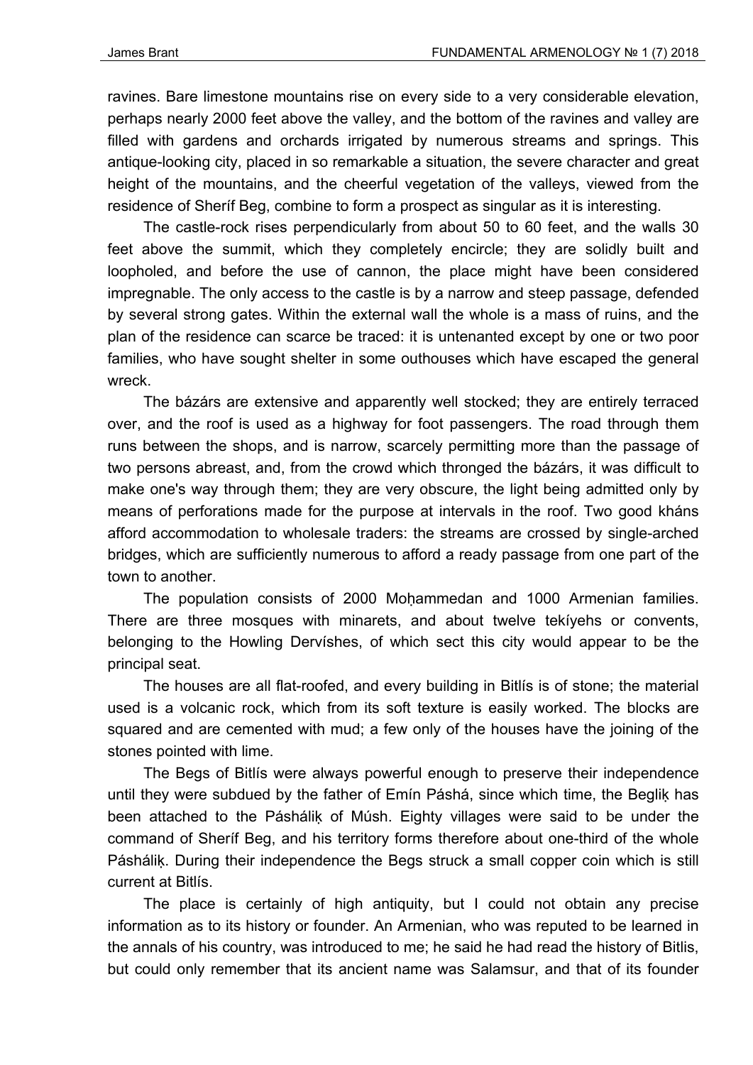ravines. Bare limestone mountains rise on every side to a very considerable elevation, perhaps nearly 2000 feet above the valley, and the bottom of the ravines and valley are filled with gardens and orchards irrigated by numerous streams and springs. This antique-looking city, placed in so remarkable a situation, the severe character and great height of the mountains, and the cheerful vegetation of the valleys, viewed from the residence of Sheríf Beg, combine to form a prospect as singular as it is interesting.

The castle-rock rises perpendicularly from about 50 to 60 feet, and the walls 30 feet above the summit, which they completely encircle; they are solidly built and loopholed, and before the use of cannon, the place might have been considered impregnable. The only access to the castle is by a narrow and steep passage, defended by several strong gates. Within the external wall the whole is a mass of ruins, and the plan of the residence can scarce be traced: it is untenanted except by one or two poor families, who have sought shelter in some outhouses which have escaped the general wreck.

The bázárs are extensive and apparently well stocked; they are entirely terraced over, and the roof is used as a highway for foot passengers. The road through them runs between the shops, and is narrow, scarcely permitting more than the passage of two persons abreast, and, from the crowd which thronged the bázárs, it was difficult to make one's way through them; they are very obscure, the light being admitted only by means of perforations made for the purpose at intervals in the roof. Two good kháns afford accommodation to wholesale traders: the streams are crossed by single-arched bridges, which are sufficiently numerous to afford a ready passage from one part of the town to another.

The population consists of 2000 Moḥammedan and 1000 Armenian families. There are three mosques with minarets, and about twelve tekíyehs or convents, belonging to the Howling Dervíshes, of which sect this city would appear to be the principal seat.

The houses are all flat-roofed, and every building in Bitlís is of stone; the material used is a volcanic rock, which from its soft texture is easily worked. The blocks are squared and are cemented with mud; a few only of the houses have the joining of the stones pointed with lime.

The Begs of Bitlís were always powerful enough to preserve their independence until they were subdued by the father of Emín Páshá, since which time, the Begliḳ has been attached to the Páshálıḳ of Músh. Eighty villages were said to be under the command of Sheríf Beg, and his territory forms therefore about one-third of the whole Páshálıḳ. During their independence the Begs struck a small copper coin which is still current at Bitlís.

The place is certainly of high antiquity, but I could not obtain any precise information as to its history or founder. An Armenian, who was reputed to be learned in the annals of his country, was introduced to me; he said he had read the history of Bitlis, but could only remember that its ancient name was Salamsur, and that of its founder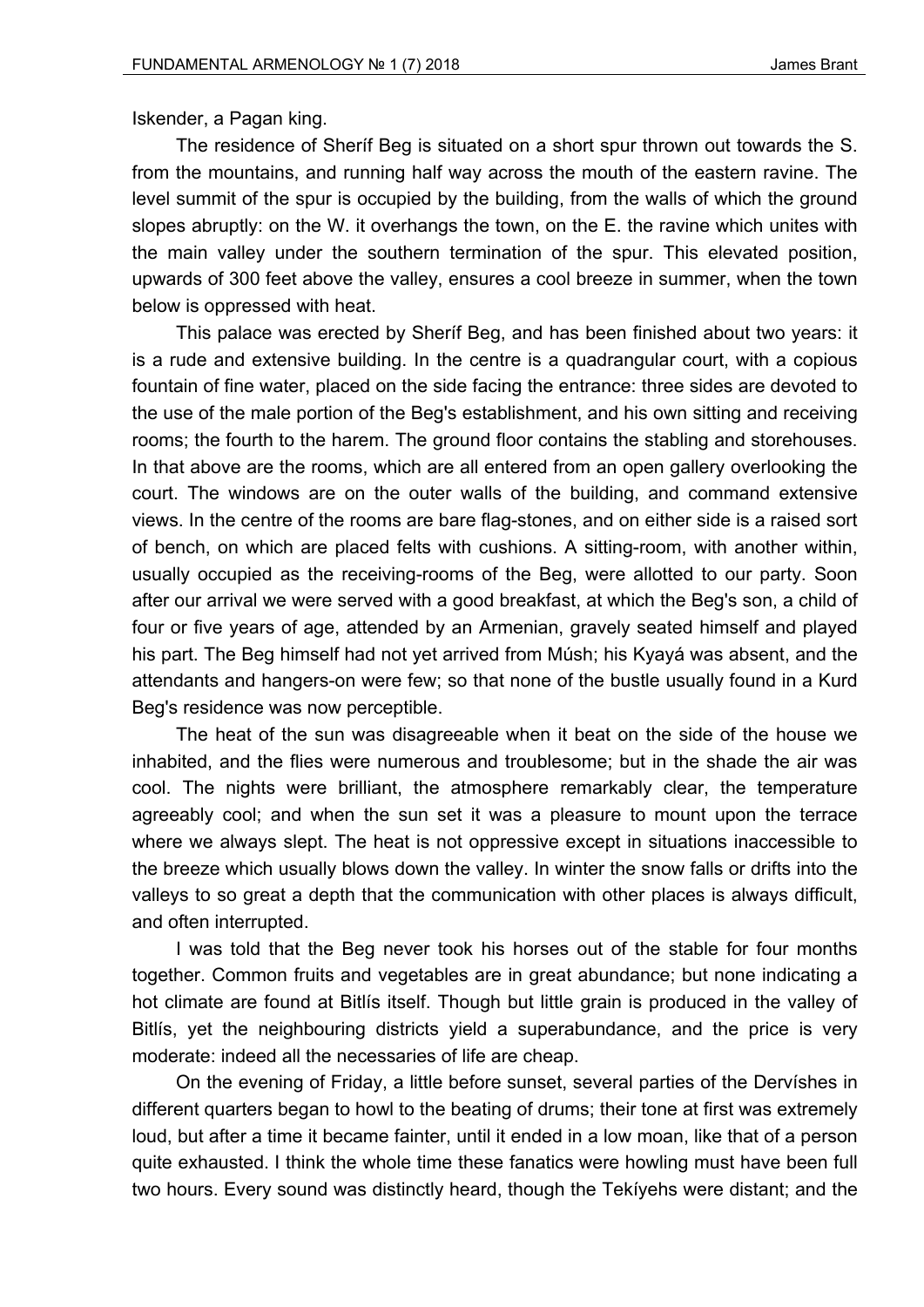Iskender, a Pagan king.

The residence of Sheríf Beg is situated on a short spur thrown out towards the S. from the mountains, and running half way across the mouth of the eastern ravine. The level summit of the spur is occupied by the building, from the walls of which the ground slopes abruptly: on the W. it overhangs the town, on the E. the ravine which unites with the main valley under the southern termination of the spur. This elevated position, upwards of 300 feet above the valley, ensures a cool breeze in summer, when the town below is oppressed with heat.

This palace was erected by Sheríf Beg, and has been finished about two years: it is a rude and extensive building. In the centre is a quadrangular court, with a copious fountain of fine water, placed on the side facing the entrance: three sides are devoted to the use of the male portion of the Beg's establishment, and his own sitting and receiving rooms; the fourth to the harem. The ground floor contains the stabling and storehouses. In that above are the rooms, which are all entered from an open gallery overlooking the court. The windows are on the outer walls of the building, and command extensive views. In the centre of the rooms are bare flag-stones, and on either side is a raised sort of bench, on which are placed felts with cushions. A sitting-room, with another within, usually occupied as the receiving-rooms of the Beg, were allotted to our party. Soon after our arrival we were served with a good breakfast, at which the Beg's son, a child of four or five years of age, attended by an Armenian, gravely seated himself and played his part. The Beg himself had not yet arrived from Músh; his Kyayá was absent, and the attendants and hangers-on were few; so that none of the bustle usually found in a Kurd Beg's residence was now perceptible.

The heat of the sun was disagreeable when it beat on the side of the house we inhabited, and the flies were numerous and troublesome; but in the shade the air was cool. The nights were brilliant, the atmosphere remarkably clear, the temperature agreeably cool; and when the sun set it was a pleasure to mount upon the terrace where we always slept. The heat is not oppressive except in situations inaccessible to the breeze which usually blows down the valley. In winter the snow falls or drifts into the valleys to so great a depth that the communication with other places is always difficult, and often interrupted.

I was told that the Beg never took his horses out of the stable for four months together. Common fruits and vegetables are in great abundance; but none indicating a hot climate are found at Bitlís itself. Though but little grain is produced in the valley of Bitlís, yet the neighbouring districts yield a superabundance, and the price is very moderate: indeed all the necessaries of life are cheap.

On the evening of Friday, a little before sunset, several parties of the Dervíshes in different quarters began to howl to the beating of drums; their tone at first was extremely loud, but after a time it became fainter, until it ended in a low moan, like that of a person quite exhausted. I think the whole time these fanatics were howling must have been full two hours. Every sound was distinctly heard, though the Tekíyehs were distant; and the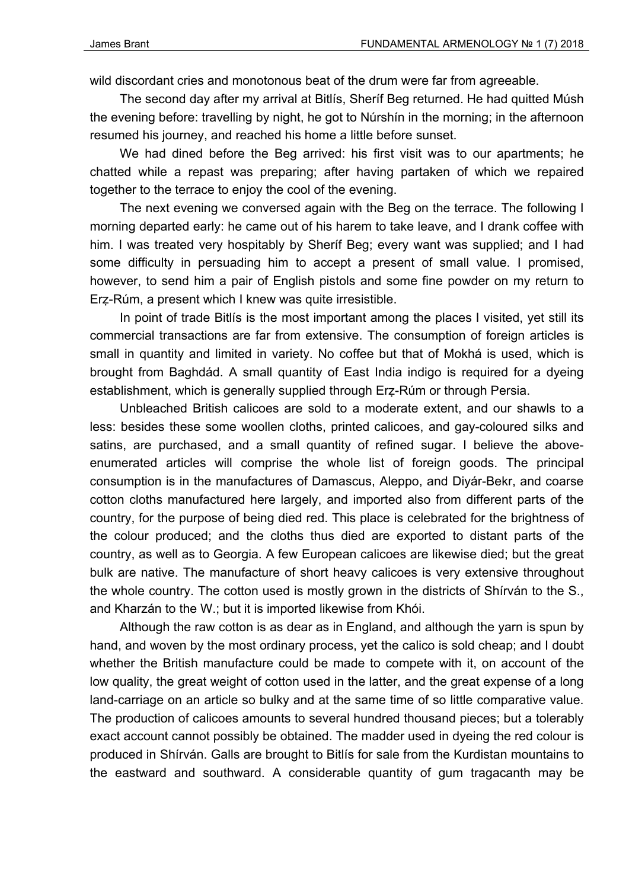wild discordant cries and monotonous beat of the drum were far from agreeable.

The second day after my arrival at Bitlís, Sheríf Beg returned. He had quitted Músh the evening before: travelling by night, he got to Núrshín in the morning; in the afternoon resumed his journey, and reached his home a little before sunset.

We had dined before the Beg arrived: his first visit was to our apartments; he chatted while a repast was preparing; after having partaken of which we repaired together to the terrace to enjoy the cool of the evening.

The next evening we conversed again with the Beg on the terrace. The following I morning departed early: he came out of his harem to take leave, and I drank coffee with him. I was treated very hospitably by Sheríf Beg; every want was supplied; and I had some difficulty in persuading him to accept a present of small value. I promised, however, to send him a pair of English pistols and some fine powder on my return to Erẓ-Rúm, a present which I knew was quite irresistible.

In point of trade Bitlís is the most important among the places I visited, yet still its commercial transactions are far from extensive. The consumption of foreign articles is small in quantity and limited in variety. No coffee but that of Mokhá is used, which is brought from Baghdád. A small quantity of East India indigo is required for a dyeing establishment, which is generally supplied through Erẓ-Rúm or through Persia.

Unbleached British calicoes are sold to a moderate extent, and our shawls to a less: besides these some woollen cloths, printed calicoes, and gay-coloured silks and satins, are purchased, and a small quantity of refined sugar. I believe the above-enumerated articles will comprise the whole list of foreign goods. The principal consumption is in the manufactures of Damascus, Aleppo, and Diyár-Bekr, and coarse cotton cloths manufactured here largely, and imported also from different parts of the country, for the purpose of being died red. This place is celebrated for the brightness of the colour produced; and the cloths thus died are exported to distant parts of the country, as well as to Georgia. A few European calicoes are likewise died; but the great bulk are native. The manufacture of short heavy calicoes is very extensive throughout the whole country. The cotton used is mostly grown in the districts of Shírván to the S., and Kharzán to the W.; but it is imported likewise from Khói.

Although the raw cotton is as dear as in England, and although the yarn is spun by hand, and woven by the most ordinary process, yet the calico is sold cheap; and I doubt whether the British manufacture could be made to compete with it, on account of the low quality, the great weight of cotton used in the latter, and the great expense of a long land-carriage on an article so bulky and at the same time of so little comparative value. The production of calicoes amounts to several hundred thousand pieces; but a tolerably exact account cannot possibly be obtained. The madder used in dyeing the red colour is produced in Shírván. Galls are brought to Bitlís for sale from the Kurdistan mountains to the eastward and southward. A considerable quantity of gum tragacanth may be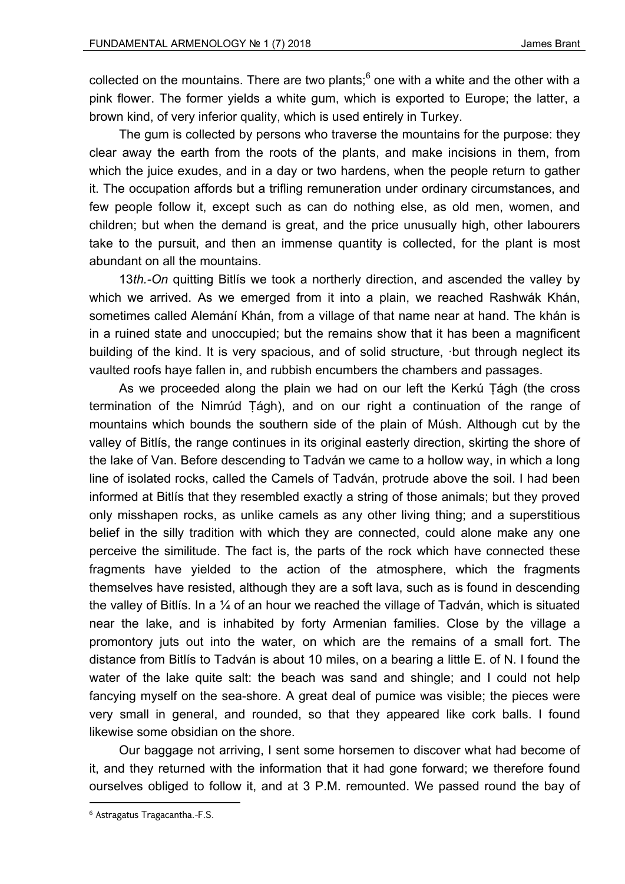collected on the mountains. There are two plants;[6] one with a white and the other with a pink flower. The former yields a white gum, which is exported to Europe; the latter, a brown kind, of very inferior quality, which is used entirely in Turkey.

The gum is collected by persons who traverse the mountains for the purpose: they clear away the earth from the roots of the plants, and make incisions in them, from which the juice exudes, and in a day or two hardens, when the people return to gather it. The occupation affords but a trifling remuneration under ordinary circumstances, and few people follow it, except such as can do nothing else, as old men, women, and children; but when the demand is great, and the price unusually high, other labourers take to the pursuit, and then an immense quantity is collected, for the plant is most abundant on all the mountains.

13*th.-On* quitting Bitlís we took a northerly direction, and ascended the valley by which we arrived. As we emerged from it into a plain, we reached Rashwák Khán, sometimes called Alemání Khán, from a village of that name near at hand. The khán is in a ruined state and unoccupied; but the remains show that it has been a magnificent building of the kind. It is very spacious, and of solid structure, ·but through neglect its vaulted roofs haye fallen in, and rubbish encumbers the chambers and passages.

As we proceeded along the plain we had on our left the Kerkú Ṭágh (the cross termination of the Nimrúd Ṭágh), and on our right a continuation of the range of mountains which bounds the southern side of the plain of Músh. Although cut by the valley of Bitlís, the range continues in its original easterly direction, skirting the shore of the lake of Van. Before descending to Tadván we came to a hollow way, in which a long line of isolated rocks, called the Camels of Tadván, protrude above the soil. I had been informed at Bitlís that they resembled exactly a string of those animals; but they proved only misshapen rocks, as unlike camels as any other living thing; and a superstitious belief in the silly tradition with which they are connected, could alone make any one perceive the similitude. The fact is, the parts of the rock which have connected these fragments have yielded to the action of the atmosphere, which the fragments themselves have resisted, although they are a soft lava, such as is found in descending the valley of Bitlís. In a ¼ of an hour we reached the village of Tadván, which is situated near the lake, and is inhabited by forty Armenian families. Close by the village a promontory juts out into the water, on which are the remains of a small fort. The distance from Bitlís to Tadván is about 10 miles, on a bearing a little E. of N. I found the water of the lake quite salt: the beach was sand and shingle; and I could not help fancying myself on the sea-shore. A great deal of pumice was visible; the pieces were very small in general, and rounded, so that they appeared like cork balls. I found likewise some obsidian on the shore.

Our baggage not arriving, I sent some horsemen to discover what had become of it, and they returned with the information that it had gone forward; we therefore found ourselves obliged to follow it, and at 3 P.M. remounted. We passed round the bay of

---

[6] Astragatus Tragacantha.-F.S.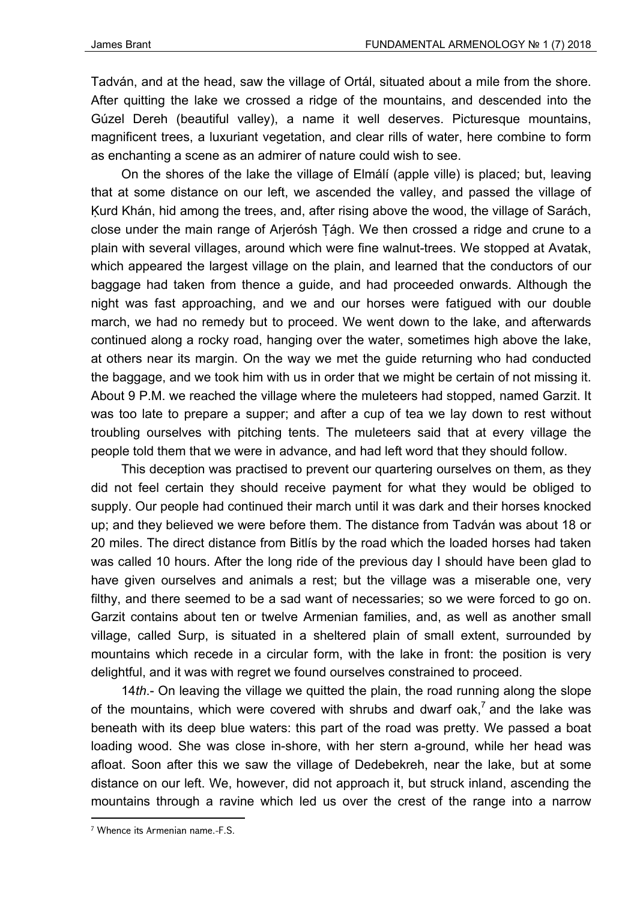Tadván, and at the head, saw the village of Ortál, situated about a mile from the shore. After quitting the lake we crossed a ridge of the mountains, and descended into the Gúzel Dereh (beautiful valley), a name it well deserves. Picturesque mountains, magnificent trees, a luxuriant vegetation, and clear rills of water, here combine to form as enchanting a scene as an admirer of nature could wish to see.

On the shores of the lake the village of Elmálí (apple ville) is placed; but, leaving that at some distance on our left, we ascended the valley, and passed the village of Ḳurd Khán, hid among the trees, and, after rising above the wood, the village of Sarách, close under the main range of Arjerósh Ṭágh. We then crossed a ridge and crune to a plain with several villages, around which were fine walnut-trees. We stopped at Avatak, which appeared the largest village on the plain, and learned that the conductors of our baggage had taken from thence a guide, and had proceeded onwards. Although the night was fast approaching, and we and our horses were fatigued with our double march, we had no remedy but to proceed. We went down to the lake, and afterwards continued along a rocky road, hanging over the water, sometimes high above the lake, at others near its margin. On the way we met the guide returning who had conducted the baggage, and we took him with us in order that we might be certain of not missing it. About 9 P.M. we reached the village where the muleteers had stopped, named Garzit. It was too late to prepare a supper; and after a cup of tea we lay down to rest without troubling ourselves with pitching tents. The muleteers said that at every village the people told them that we were in advance, and had left word that they should follow.

This deception was practised to prevent our quartering ourselves on them, as they did not feel certain they should receive payment for what they would be obliged to supply. Our people had continued their march until it was dark and their horses knocked up; and they believed we were before them. The distance from Tadván was about 18 or 20 miles. The direct distance from Bitlís by the road which the loaded horses had taken was called 10 hours. After the long ride of the previous day I should have been glad to have given ourselves and animals a rest; but the village was a miserable one, very filthy, and there seemed to be a sad want of necessaries; so we were forced to go on. Garzit contains about ten or twelve Armenian families, and, as well as another small village, called Surp, is situated in a sheltered plain of small extent, surrounded by mountains which recede in a circular form, with the lake in front: the position is very delightful, and it was with regret we found ourselves constrained to proceed.

14*th*.- On leaving the village we quitted the plain, the road running along the slope of the mountains, which were covered with shrubs and dwarf oak,[7] and the lake was beneath with its deep blue waters: this part of the road was pretty. We passed a boat loading wood. She was close in-shore, with her stern a-ground, while her head was afloat. Soon after this we saw the village of Dedebekreh, near the lake, but at some distance on our left. We, however, did not approach it, but struck inland, ascending the mountains through a ravine which led us over the crest of the range into a narrow

[7] Whence its Armenian name.-F.S.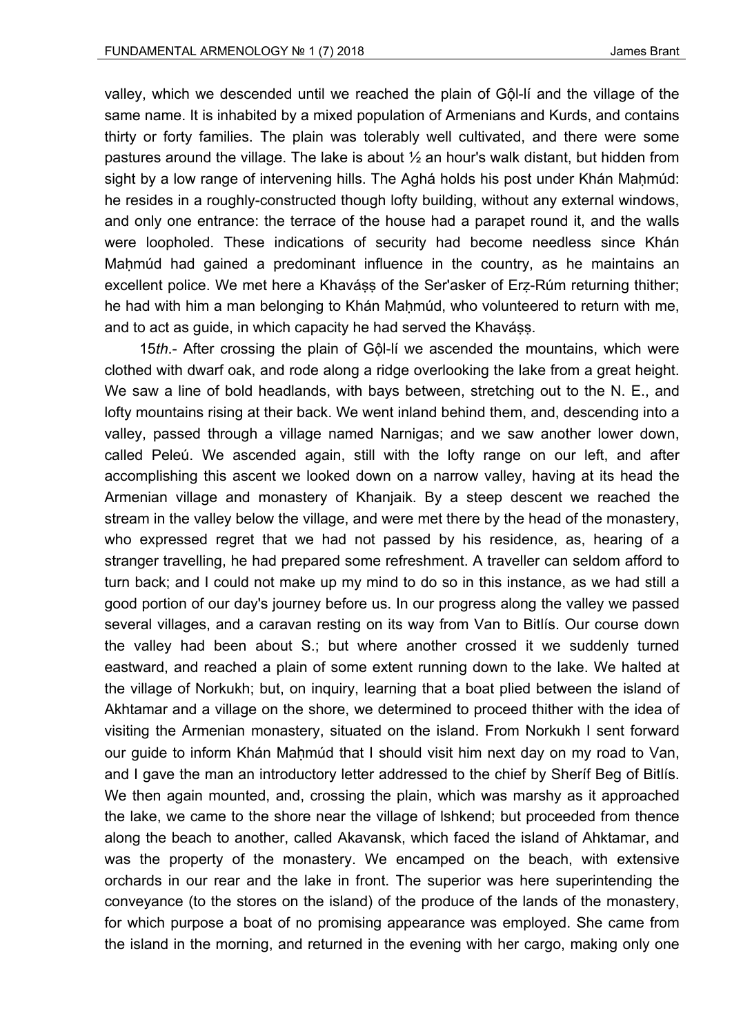valley, which we descended until we reached the plain of Gộl-lí and the village of the same name. It is inhabited by a mixed population of Armenians and Kurds, and contains thirty or forty families. The plain was tolerably well cultivated, and there were some pastures around the village. The lake is about ½ an hour's walk distant, but hidden from sight by a low range of intervening hills. The Aghá holds his post under Khán Maḥmúd: he resides in a roughly-constructed though lofty building, without any external windows, and only one entrance: the terrace of the house had a parapet round it, and the walls were loopholed. These indications of security had become needless since Khán Maḥmúd had gained a predominant influence in the country, as he maintains an excellent police. We met here a Khaváṣṣ of the Ser'asker of Erẓ-Rúm returning thither; he had with him a man belonging to Khán Maḥmúd, who volunteered to return with me, and to act as guide, in which capacity he had served the Khaváṣṣ.

15*th*.- After crossing the plain of Gộl-lí we ascended the mountains, which were clothed with dwarf oak, and rode along a ridge overlooking the lake from a great height. We saw a line of bold headlands, with bays between, stretching out to the N. E., and lofty mountains rising at their back. We went inland behind them, and, descending into a valley, passed through a village named Narnigas; and we saw another lower down, called Peleú. We ascended again, still with the lofty range on our left, and after accomplishing this ascent we looked down on a narrow valley, having at its head the Armenian village and monastery of Khanjaik. By a steep descent we reached the stream in the valley below the village, and were met there by the head of the monastery, who expressed regret that we had not passed by his residence, as, hearing of a stranger travelling, he had prepared some refreshment. A traveller can seldom afford to turn back; and I could not make up my mind to do so in this instance, as we had still a good portion of our day's journey before us. In our progress along the valley we passed several villages, and a caravan resting on its way from Van to Bitlís. Our course down the valley had been about S.; but where another crossed it we suddenly turned eastward, and reached a plain of some extent running down to the lake. We halted at the village of Norkukh; but, on inquiry, learning that a boat plied between the island of Akhtamar and a village on the shore, we determined to proceed thither with the idea of visiting the Armenian monastery, situated on the island. From Norkukh I sent forward our guide to inform Khán Maḥmúd that I should visit him next day on my road to Van, and I gave the man an introductory letter addressed to the chief by Sheríf Beg of Bitlís. We then again mounted, and, crossing the plain, which was marshy as it approached the lake, we came to the shore near the village of Ishkend; but proceeded from thence along the beach to another, called Akavansk, which faced the island of Ahktamar, and was the property of the monastery. We encamped on the beach, with extensive orchards in our rear and the lake in front. The superior was here superintending the conveyance (to the stores on the island) of the produce of the lands of the monastery, for which purpose a boat of no promising appearance was employed. She came from the island in the morning, and returned in the evening with her cargo, making only one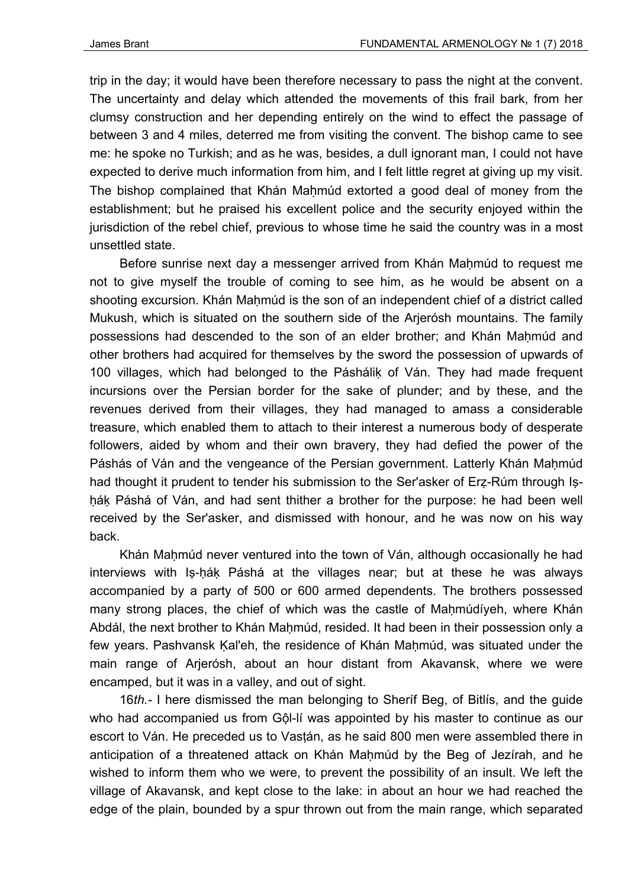trip in the day; it would have been therefore necessary to pass the night at the convent. The uncertainty and delay which attended the movements of this frail bark, from her clumsy construction and her depending entirely on the wind to effect the passage of between 3 and 4 miles, deterred me from visiting the convent. The bishop came to see me: he spoke no Turkish; and as he was, besides, a dull ignorant man, I could not have expected to derive much information from him, and I felt little regret at giving up my visit. The bishop complained that Khán Maḥmúd extorted a good deal of money from the establishment; but he praised his excellent police and the security enjoyed within the jurisdiction of the rebel chief, previous to whose time he said the country was in a most unsettled state.

Before sunrise next day a messenger arrived from Khán Maḥmúd to request me not to give myself the trouble of coming to see him, as he would be absent on a shooting excursion. Khán Maḥmúd is the son of an independent chief of a district called Mukush, which is situated on the southern side of the Arjerósh mountains. The family possessions had descended to the son of an elder brother; and Khán Maḥmúd and other brothers had acquired for themselves by the sword the possession of upwards of 100 villages, which had belonged to the Páshálịk of Ván. They had made frequent incursions over the Persian border for the sake of plunder; and by these, and the revenues derived from their villages, they had managed to amass a considerable treasure, which enabled them to attach to their interest a numerous body of desperate followers, aided by whom and their own bravery, they had defied the power of the Páshás of Ván and the vengeance of the Persian government. Latterly Khán Maḥmúd had thought it prudent to tender his submission to the Ser'asker of Erẓ-Rúm through Iṣ-ḥáḳ Páshá of Ván, and had sent thither a brother for the purpose: he had been well received by the Ser'asker, and dismissed with honour, and he was now on his way back.

Khán Maḥmúd never ventured into the town of Ván, although occasionally he had interviews with Iṣ-ḥáḳ Páshá at the villages near; but at these he was always accompanied by a party of 500 or 600 armed dependents. The brothers possessed many strong places, the chief of which was the castle of Maḥmúdíyeh, where Khán Abdál, the next brother to Khán Maḥmúd, resided. It had been in their possession only a few years. Pashvansk Ḳal'eh, the residence of Khán Maḥmúd, was situated under the main range of Arjerósh, about an hour distant from Akavansk, where we were encamped, but it was in a valley, and out of sight.

16*th.-* I here dismissed the man belonging to Sheríf Beg, of Bitlís, and the guide who had accompanied us from Gộl-lí was appointed by his master to continue as our escort to Ván. He preceded us to Vasṭán, as he said 800 men were assembled there in anticipation of a threatened attack on Khán Maḥmúd by the Beg of Jezírah, and he wished to inform them who we were, to prevent the possibility of an insult. We left the village of Akavansk, and kept close to the lake: in about an hour we had reached the edge of the plain, bounded by a spur thrown out from the main range, which separated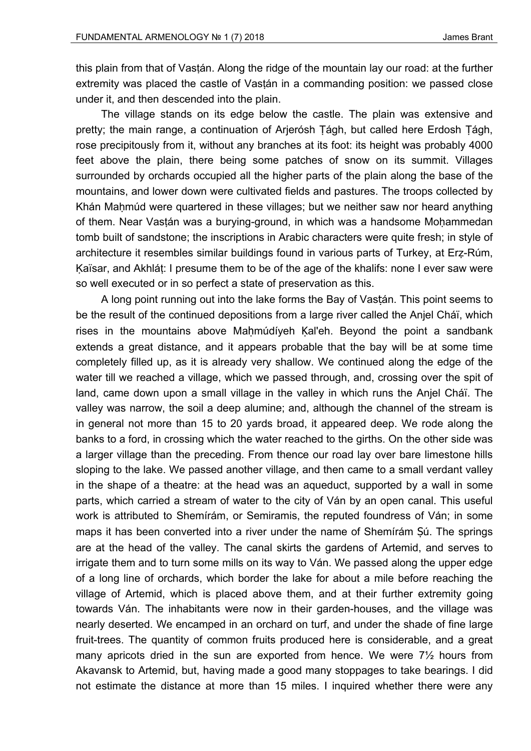this plain from that of Vasṭán. Along the ridge of the mountain lay our road: at the further extremity was placed the castle of Vasṭán in a commanding position: we passed close under it, and then descended into the plain.

The village stands on its edge below the castle. The plain was extensive and pretty; the main range, a continuation of Arjerósh Ṭágh, but called here Erdosh Ṭágh, rose precipitously from it, without any branches at its foot: its height was probably 4000 feet above the plain, there being some patches of snow on its summit. Villages surrounded by orchards occupied all the higher parts of the plain along the base of the mountains, and lower down were cultivated fields and pastures. The troops collected by Khán Maḥmúd were quartered in these villages; but we neither saw nor heard anything of them. Near Vasṭán was a burying-ground, in which was a handsome Moḥammedan tomb built of sandstone; the inscriptions in Arabic characters were quite fresh; in style of architecture it resembles similar buildings found in various parts of Turkey, at Erẓ-Rúm, Ḳaïsar, and Akhláṭ: I presume them to be of the age of the khalifs: none I ever saw were so well executed or in so perfect a state of preservation as this.

A long point running out into the lake forms the Bay of Vasṭán. This point seems to be the result of the continued depositions from a large river called the Anjel Cháï, which rises in the mountains above Maḥmúdíyeh Ḳal'eh. Beyond the point a sandbank extends a great distance, and it appears probable that the bay will be at some time completely filled up, as it is already very shallow. We continued along the edge of the water till we reached a village, which we passed through, and, crossing over the spit of land, came down upon a small village in the valley in which runs the Anjel Cháï. The valley was narrow, the soil a deep alumine; and, although the channel of the stream is in general not more than 15 to 20 yards broad, it appeared deep. We rode along the banks to a ford, in crossing which the water reached to the girths. On the other side was a larger village than the preceding. From thence our road lay over bare limestone hills sloping to the lake. We passed another village, and then came to a small verdant valley in the shape of a theatre: at the head was an aqueduct, supported by a wall in some parts, which carried a stream of water to the city of Ván by an open canal. This useful work is attributed to Shemírám, or Semiramis, the reputed foundress of Ván; in some maps it has been converted into a river under the name of Shemírám Ṣú. The springs are at the head of the valley. The canal skirts the gardens of Artemid, and serves to irrigate them and to turn some mills on its way to Ván. We passed along the upper edge of a long line of orchards, which border the lake for about a mile before reaching the village of Artemid, which is placed above them, and at their further extremity going towards Ván. The inhabitants were now in their garden-houses, and the village was nearly deserted. We encamped in an orchard on turf, and under the shade of fine large fruit-trees. The quantity of common fruits produced here is considerable, and a great many apricots dried in the sun are exported from hence. We were 7½ hours from Akavansk to Artemid, but, having made a good many stoppages to take bearings. I did not estimate the distance at more than 15 miles. I inquired whether there were any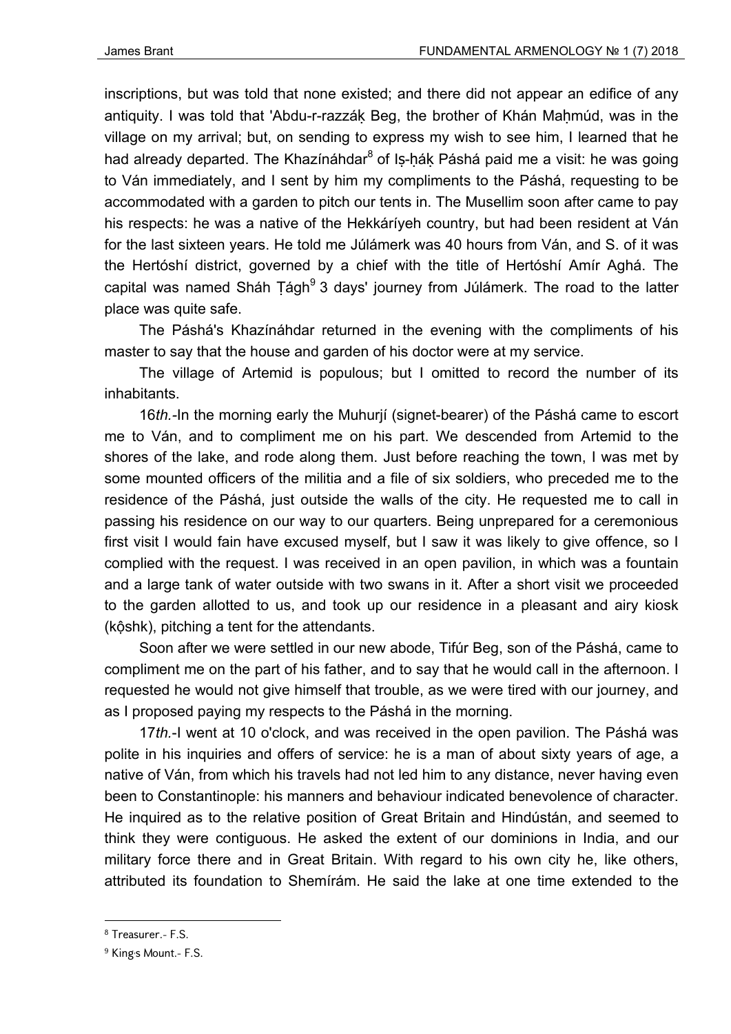inscriptions, but was told that none existed; and there did not appear an edifice of any antiquity. I was told that 'Abdu-r-razzáḳ Beg, the brother of Khán Maḥmúd, was in the village on my arrival; but, on sending to express my wish to see him, I learned that he had already departed. The Khazínáhdar[8] of Iṣ-ḥáḳ Páshá paid me a visit: he was going to Ván immediately, and I sent by him my compliments to the Páshá, requesting to be accommodated with a garden to pitch our tents in. The Musellim soon after came to pay his respects: he was a native of the Hekkáríyeh country, but had been resident at Ván for the last sixteen years. He told me Júlámerk was 40 hours from Ván, and S. of it was the Hertóshí district, governed by a chief with the title of Hertóshí Amír Aghá. The capital was named Sháh Ṭágh[9] 3 days' journey from Júlámerk. The road to the latter place was quite safe.

The Páshá's Khazínáhdar returned in the evening with the compliments of his master to say that the house and garden of his doctor were at my service.

The village of Artemid is populous; but I omitted to record the number of its inhabitants.

16*th.*-In the morning early the Muhurjí (signet-bearer) of the Páshá came to escort me to Ván, and to compliment me on his part. We descended from Artemid to the shores of the lake, and rode along them. Just before reaching the town, I was met by some mounted officers of the militia and a file of six soldiers, who preceded me to the residence of the Páshá, just outside the walls of the city. He requested me to call in passing his residence on our way to our quarters. Being unprepared for a ceremonious first visit I would fain have excused myself, but I saw it was likely to give offence, so I complied with the request. I was received in an open pavilion, in which was a fountain and a large tank of water outside with two swans in it. After a short visit we proceeded to the garden allotted to us, and took up our residence in a pleasant and airy kiosk (kộshk), pitching a tent for the attendants.

Soon after we were settled in our new abode, Tifúr Beg, son of the Páshá, came to compliment me on the part of his father, and to say that he would call in the afternoon. I requested he would not give himself that trouble, as we were tired with our journey, and as I proposed paying my respects to the Páshá in the morning.

17*th.*-I went at 10 o'clock, and was received in the open pavilion. The Páshá was polite in his inquiries and offers of service: he is a man of about sixty years of age, a native of Ván, from which his travels had not led him to any distance, never having even been to Constantinople: his manners and behaviour indicated benevolence of character. He inquired as to the relative position of Great Britain and Hindústán, and seemed to think they were contiguous. He asked the extent of our dominions in India, and our military force there and in Great Britain. With regard to his own city he, like others, attributed its foundation to Shemírám. He said the lake at one time extended to the

---

[8] Treasurer.- F.S.

[9] King's Mount.- F.S.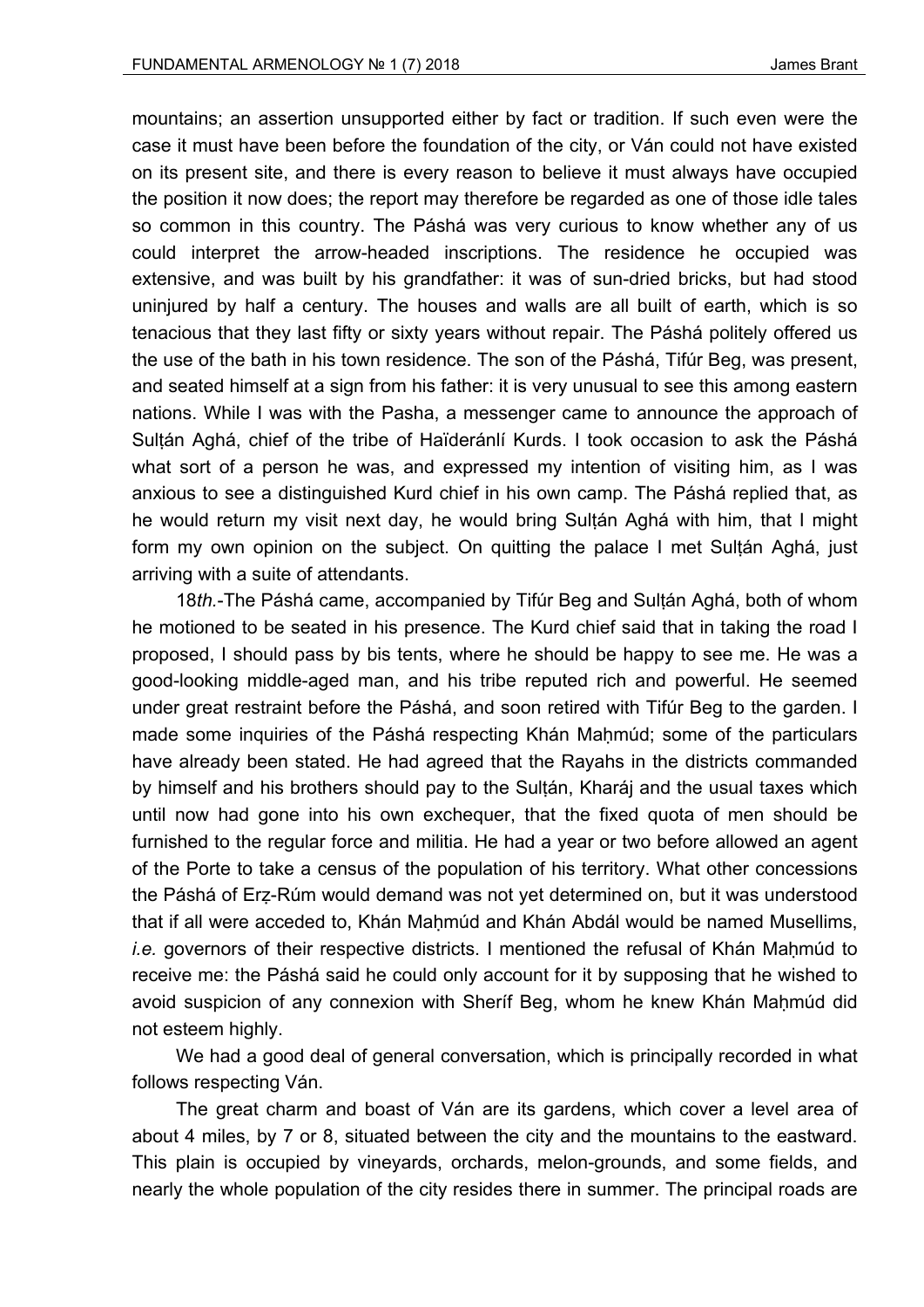mountains; an assertion unsupported either by fact or tradition. If such even were the case it must have been before the foundation of the city, or Ván could not have existed on its present site, and there is every reason to believe it must always have occupied the position it now does; the report may therefore be regarded as one of those idle tales so common in this country. The Páshá was very curious to know whether any of us could interpret the arrow-headed inscriptions. The residence he occupied was extensive, and was built by his grandfather: it was of sun-dried bricks, but had stood uninjured by half a century. The houses and walls are all built of earth, which is so tenacious that they last fifty or sixty years without repair. The Páshá politely offered us the use of the bath in his town residence. The son of the Páshá, Tifúr Beg, was present, and seated himself at a sign from his father: it is very unusual to see this among eastern nations. While I was with the Pasha, a messenger came to announce the approach of Sulṭán Aghá, chief of the tribe of Haïderánlí Kurds. I took occasion to ask the Páshá what sort of a person he was, and expressed my intention of visiting him, as I was anxious to see a distinguished Kurd chief in his own camp. The Páshá replied that, as he would return my visit next day, he would bring Sulṭán Aghá with him, that I might form my own opinion on the subject. On quitting the palace I met Sulṭán Aghá, just arriving with a suite of attendants.

18*th*.-The Páshá came, accompanied by Tifúr Beg and Sulṭán Aghá, both of whom he motioned to be seated in his presence. The Kurd chief said that in taking the road I proposed, I should pass by bis tents, where he should be happy to see me. He was a good-looking middle-aged man, and his tribe reputed rich and powerful. He seemed under great restraint before the Páshá, and soon retired with Tifúr Beg to the garden. I made some inquiries of the Páshá respecting Khán Maḥmúd; some of the particulars have already been stated. He had agreed that the Rayahs in the districts commanded by himself and his brothers should pay to the Sulṭán, Kharáj and the usual taxes which until now had gone into his own exchequer, that the fixed quota of men should be furnished to the regular force and militia. He had a year or two before allowed an agent of the Porte to take a census of the population of his territory. What other concessions the Páshá of Erẓ-Rúm would demand was not yet determined on, but it was understood that if all were acceded to, Khán Maḥmúd and Khán Abdál would be named Musellims, *i.e.* governors of their respective districts. I mentioned the refusal of Khán Maḥmúd to receive me: the Páshá said he could only account for it by supposing that he wished to avoid suspicion of any connexion with Sheríf Beg, whom he knew Khán Maḥmúd did not esteem highly.

We had a good deal of general conversation, which is principally recorded in what follows respecting Ván.

The great charm and boast of Ván are its gardens, which cover a level area of about 4 miles, by 7 or 8, situated between the city and the mountains to the eastward. This plain is occupied by vineyards, orchards, melon-grounds, and some fields, and nearly the whole population of the city resides there in summer. The principal roads are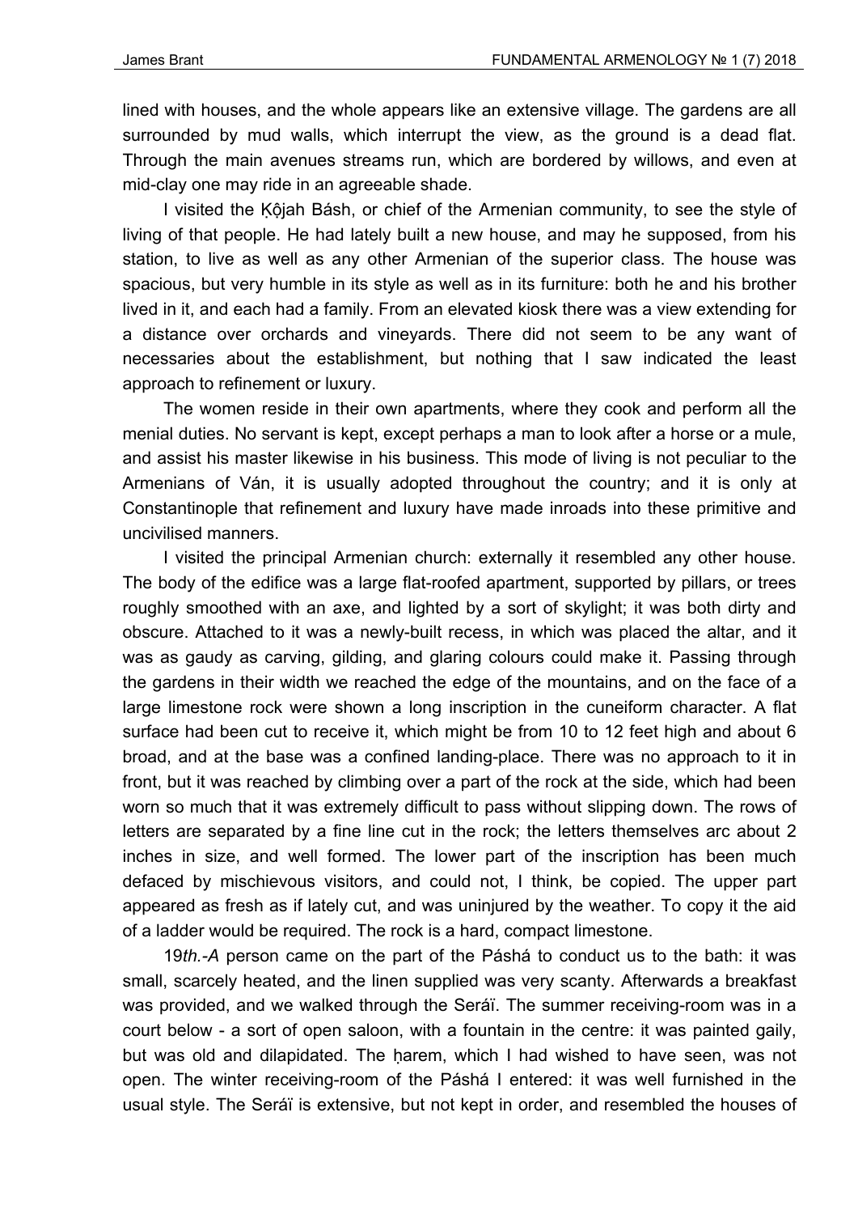lined with houses, and the whole appears like an extensive village. The gardens are all surrounded by mud walls, which interrupt the view, as the ground is a dead flat. Through the main avenues streams run, which are bordered by willows, and even at mid-clay one may ride in an agreeable shade.

I visited the Ḳôjah Básh, or chief of the Armenian community, to see the style of living of that people. He had lately built a new house, and may he supposed, from his station, to live as well as any other Armenian of the superior class. The house was spacious, but very humble in its style as well as in its furniture: both he and his brother lived in it, and each had a family. From an elevated kiosk there was a view extending for a distance over orchards and vineyards. There did not seem to be any want of necessaries about the establishment, but nothing that I saw indicated the least approach to refinement or luxury.

The women reside in their own apartments, where they cook and perform all the menial duties. No servant is kept, except perhaps a man to look after a horse or a mule, and assist his master likewise in his business. This mode of living is not peculiar to the Armenians of Ván, it is usually adopted throughout the country; and it is only at Constantinople that refinement and luxury have made inroads into these primitive and uncivilised manners.

I visited the principal Armenian church: externally it resembled any other house. The body of the edifice was a large flat-roofed apartment, supported by pillars, or trees roughly smoothed with an axe, and lighted by a sort of skylight; it was both dirty and obscure. Attached to it was a newly-built recess, in which was placed the altar, and it was as gaudy as carving, gilding, and glaring colours could make it. Passing through the gardens in their width we reached the edge of the mountains, and on the face of a large limestone rock were shown a long inscription in the cuneiform character. A flat surface had been cut to receive it, which might be from 10 to 12 feet high and about 6 broad, and at the base was a confined landing-place. There was no approach to it in front, but it was reached by climbing over a part of the rock at the side, which had been worn so much that it was extremely difficult to pass without slipping down. The rows of letters are separated by a fine line cut in the rock; the letters themselves arc about 2 inches in size, and well formed. The lower part of the inscription has been much defaced by mischievous visitors, and could not, I think, be copied. The upper part appeared as fresh as if lately cut, and was uninjured by the weather. To copy it the aid of a ladder would be required. The rock is a hard, compact limestone.

19*th.-A* person came on the part of the Páshá to conduct us to the bath: it was small, scarcely heated, and the linen supplied was very scanty. Afterwards a breakfast was provided, and we walked through the Seráï. The summer receiving-room was in a court below - a sort of open saloon, with a fountain in the centre: it was painted gaily, but was old and dilapidated. The ḥarem, which I had wished to have seen, was not open. The winter receiving-room of the Páshá I entered: it was well furnished in the usual style. The Seráï is extensive, but not kept in order, and resembled the houses of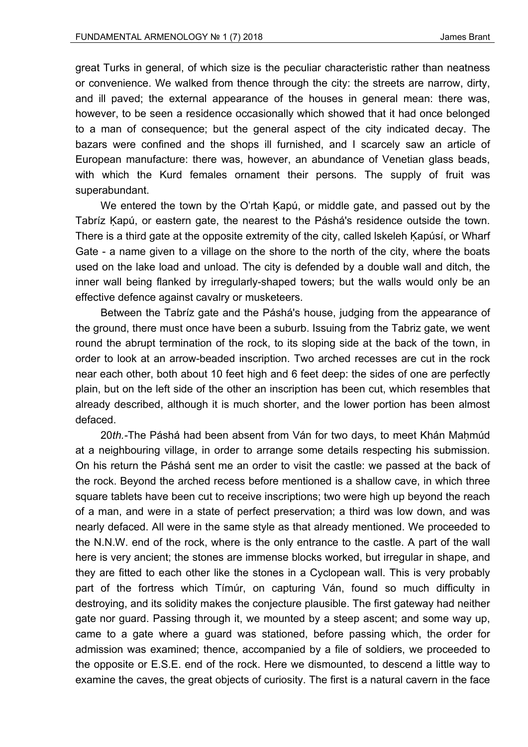great Turks in general, of which size is the peculiar characteristic rather than neatness or convenience. We walked from thence through the city: the streets are narrow, dirty, and ill paved; the external appearance of the houses in general mean: there was, however, to be seen a residence occasionally which showed that it had once belonged to a man of consequence; but the general aspect of the city indicated decay. The bazars were confined and the shops ill furnished, and I scarcely saw an article of European manufacture: there was, however, an abundance of Venetian glass beads, with which the Kurd females ornament their persons. The supply of fruit was superabundant.

We entered the town by the O'rtah Ḳapú, or middle gate, and passed out by the Tabríz Ḳapú, or eastern gate, the nearest to the Pásha's residence outside the town. There is a third gate at the opposite extremity of the city, called Iskeleh Ḳapúsí, or Wharf Gate - a name given to a village on the shore to the north of the city, where the boats used on the lake load and unload. The city is defended by a double wall and ditch, the inner wall being flanked by irregularly-shaped towers; but the walls would only be an effective defence against cavalry or musketeers.

Between the Tabríz gate and the Páshá's house, judging from the appearance of the ground, there must once have been a suburb. Issuing from the Tabriz gate, we went round the abrupt termination of the rock, to its sloping side at the back of the town, in order to look at an arrow-beaded inscription. Two arched recesses are cut in the rock near each other, both about 10 feet high and 6 feet deep: the sides of one are perfectly plain, but on the left side of the other an inscription has been cut, which resembles that already described, although it is much shorter, and the lower portion has been almost defaced.

20*th.*-The Páshá had been absent from Ván for two days, to meet Khán Maḥmúd at a neighbouring village, in order to arrange some details respecting his submission. On his return the Páshá sent me an order to visit the castle: we passed at the back of the rock. Beyond the arched recess before mentioned is a shallow cave, in which three square tablets have been cut to receive inscriptions; two were high up beyond the reach of a man, and were in a state of perfect preservation; a third was low down, and was nearly defaced. All were in the same style as that already mentioned. We proceeded to the N.N.W. end of the rock, where is the only entrance to the castle. A part of the wall here is very ancient; the stones are immense blocks worked, but irregular in shape, and they are fitted to each other like the stones in a Cyclopean wall. This is very probably part of the fortress which Tímúr, on capturing Ván, found so much difficulty in destroying, and its solidity makes the conjecture plausible. The first gateway had neither gate nor guard. Passing through it, we mounted by a steep ascent; and some way up, came to a gate where a guard was stationed, before passing which, the order for admission was examined; thence, accompanied by a file of soldiers, we proceeded to the opposite or E.S.E. end of the rock. Here we dismounted, to descend a little way to examine the caves, the great objects of curiosity. The first is a natural cavern in the face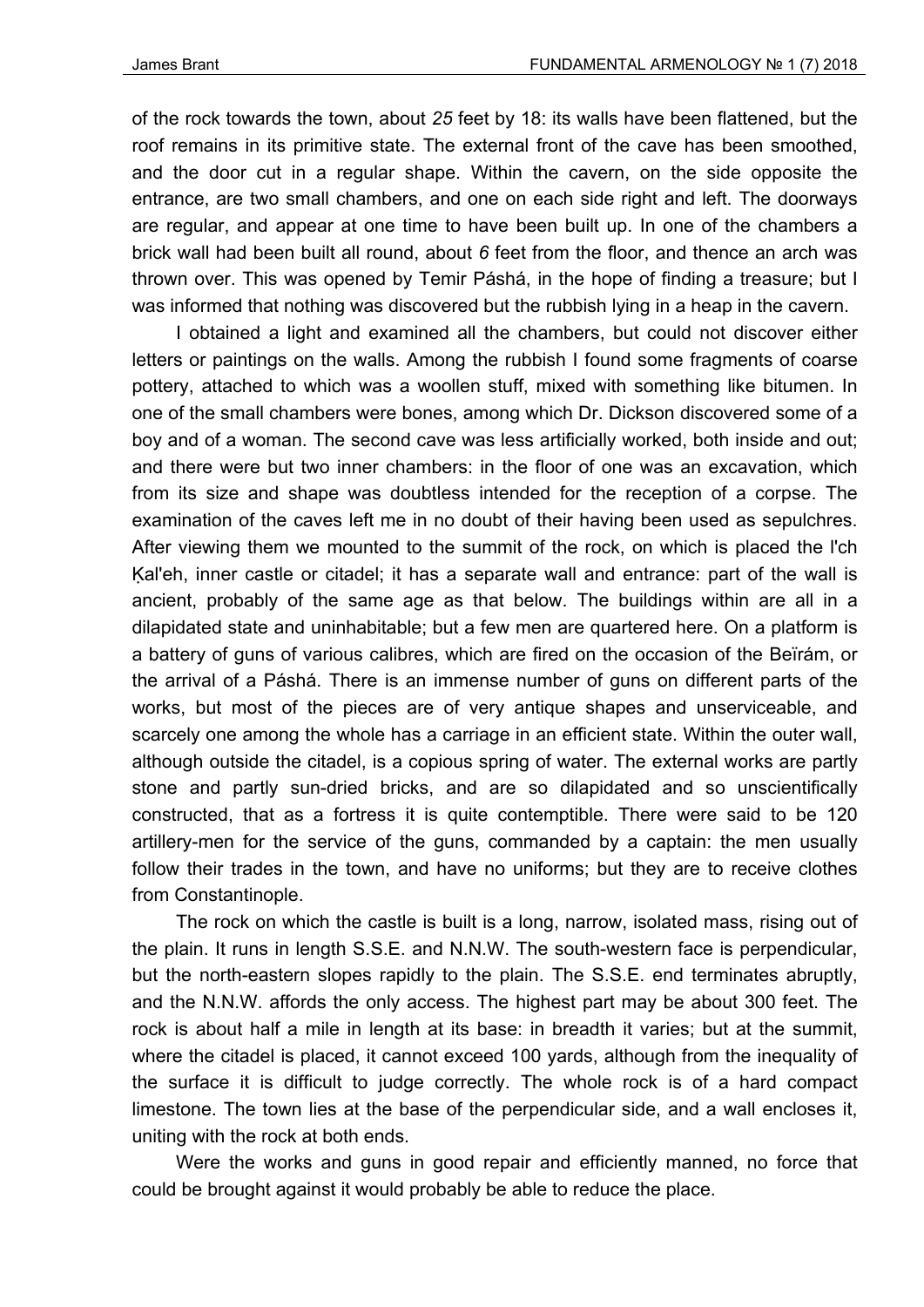of the rock towards the town, about *25* feet by 18: its walls have been flattened, but the roof remains in its primitive state. The external front of the cave has been smoothed, and the door cut in a regular shape. Within the cavern, on the side opposite the entrance, are two small chambers, and one on each side right and left. The doorways are regular, and appear at one time to have been built up. In one of the chambers a brick wall had been built all round, about *6* feet from the floor, and thence an arch was thrown over. This was opened by Temir Páshá, in the hope of finding a treasure; but I was informed that nothing was discovered but the rubbish lying in a heap in the cavern.

I obtained a light and examined all the chambers, but could not discover either letters or paintings on the walls. Among the rubbish I found some fragments of coarse pottery, attached to which was a woollen stuff, mixed with something like bitumen. In one of the small chambers were bones, among which Dr. Dickson discovered some of a boy and of a woman. The second cave was less artificially worked, both inside and out; and there were but two inner chambers: in the floor of one was an excavation, which from its size and shape was doubtless intended for the reception of a corpse. The examination of the caves left me in no doubt of their having been used as sepulchres. After viewing them we mounted to the summit of the rock, on which is placed the I'ch Ḳal'eh, inner castle or citadel; it has a separate wall and entrance: part of the wall is ancient, probably of the same age as that below. The buildings within are all in a dilapidated state and uninhabitable; but a few men are quartered here. On a platform is a battery of guns of various calibres, which are fired on the occasion of the Beïrám, or the arrival of a Páshá. There is an immense number of guns on different parts of the works, but most of the pieces are of very antique shapes and unserviceable, and scarcely one among the whole has a carriage in an efficient state. Within the outer wall, although outside the citadel, is a copious spring of water. The external works are partly stone and partly sun-dried bricks, and are so dilapidated and so unscientifically constructed, that as a fortress it is quite contemptible. There were said to be 120 artillery-men for the service of the guns, commanded by a captain: the men usually follow their trades in the town, and have no uniforms; but they are to receive clothes from Constantinople.

The rock on which the castle is built is a long, narrow, isolated mass, rising out of the plain. It runs in length S.S.E. and N.N.W. The south-western face is perpendicular, but the north-eastern slopes rapidly to the plain. The S.S.E. end terminates abruptly, and the N.N.W. affords the only access. The highest part may be about 300 feet. The rock is about half a mile in length at its base: in breadth it varies; but at the summit, where the citadel is placed, it cannot exceed 100 yards, although from the inequality of the surface it is difficult to judge correctly. The whole rock is of a hard compact limestone. The town lies at the base of the perpendicular side, and a wall encloses it, uniting with the rock at both ends.

Were the works and guns in good repair and efficiently manned, no force that could be brought against it would probably be able to reduce the place.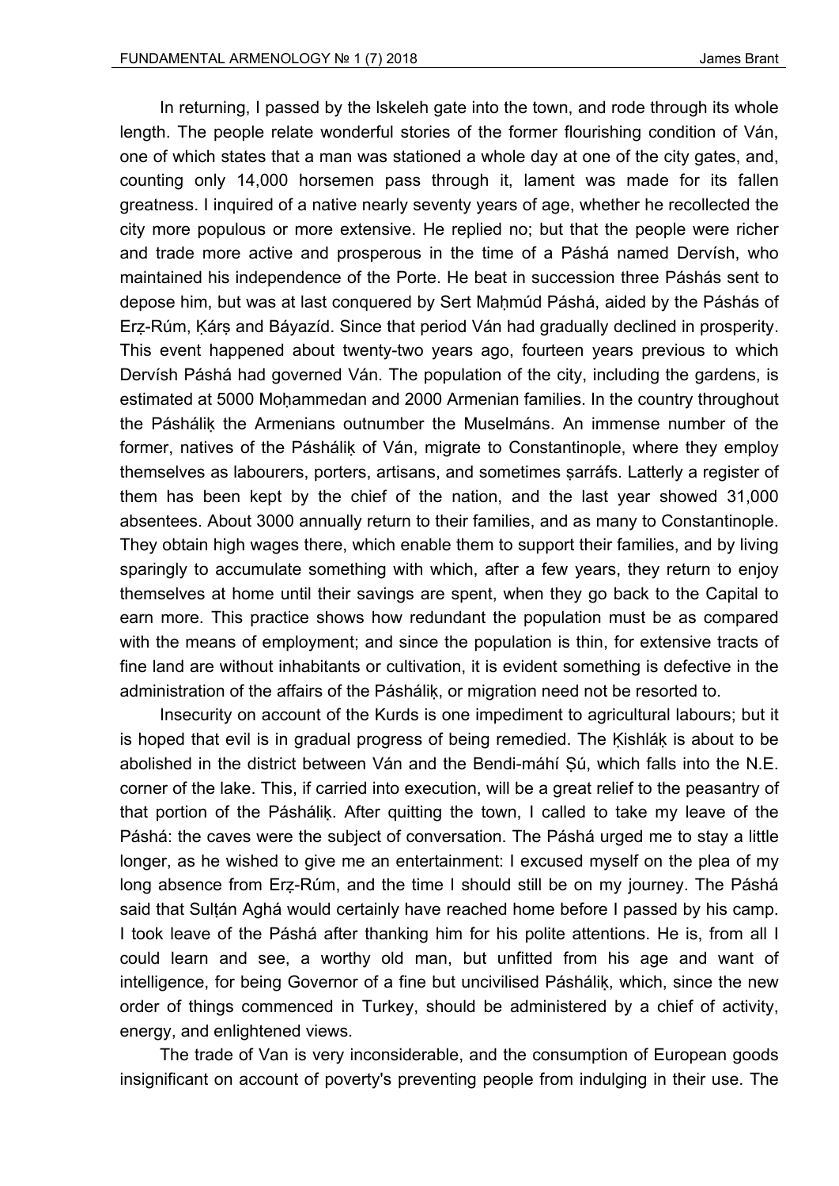In returning, I passed by the Iskeleh gate into the town, and rode through its whole length. The people relate wonderful stories of the former flourishing condition of Ván, one of which states that a man was stationed a whole day at one of the city gates, and, counting only 14,000 horsemen pass through it, lament was made for its fallen greatness. I inquired of a native nearly seventy years of age, whether he recollected the city more populous or more extensive. He replied no; but that the people were richer and trade more active and prosperous in the time of a Páshá named Dervísh, who maintained his independence of the Porte. He beat in succession three Páshás sent to depose him, but was at last conquered by Sert Maḥmúd Páshá, aided by the Páshás of Erẓ-Rúm, Ḳárṣ and Báyazíd. Since that period Ván had gradually declined in prosperity. This event happened about twenty-two years ago, fourteen years previous to which Dervísh Páshá had governed Ván. The population of the city, including the gardens, is estimated at 5000 Moḥammedan and 2000 Armenian families. In the country throughout the Páshálíḳ the Armenians outnumber the Muselmáns. An immense number of the former, natives of the Páshálíḳ of Ván, migrate to Constantinople, where they employ themselves as labourers, porters, artisans, and sometimes ṣarráfs. Latterly a register of them has been kept by the chief of the nation, and the last year showed 31,000 absentees. About 3000 annually return to their families, and as many to Constantinople. They obtain high wages there, which enable them to support their families, and by living sparingly to accumulate something with which, after a few years, they return to enjoy themselves at home until their savings are spent, when they go back to the Capital to earn more. This practice shows how redundant the population must be as compared with the means of employment; and since the population is thin, for extensive tracts of fine land are without inhabitants or cultivation, it is evident something is defective in the administration of the affairs of the Páshálíḳ, or migration need not be resorted to.

Insecurity on account of the Kurds is one impediment to agricultural labours; but it is hoped that evil is in gradual progress of being remedied. The Ḳishláḳ is about to be abolished in the district between Ván and the Bendi-máhí Ṣú, which falls into the N.E. corner of the lake. This, if carried into execution, will be a great relief to the peasantry of that portion of the Páshálíḳ. After quitting the town, I called to take my leave of the Páshá: the caves were the subject of conversation. The Páshá urged me to stay a little longer, as he wished to give me an entertainment: I excused myself on the plea of my long absence from Erẓ-Rúm, and the time I should still be on my journey. The Páshá said that Sulṭán Aghá would certainly have reached home before I passed by his camp. I took leave of the Páshá after thanking him for his polite attentions. He is, from all I could learn and see, a worthy old man, but unfitted from his age and want of intelligence, for being Governor of a fine but uncivilised Páshálíḳ, which, since the new order of things commenced in Turkey, should be administered by a chief of activity, energy, and enlightened views.

The trade of Van is very inconsiderable, and the consumption of European goods insignificant on account of poverty's preventing people from indulging in their use. The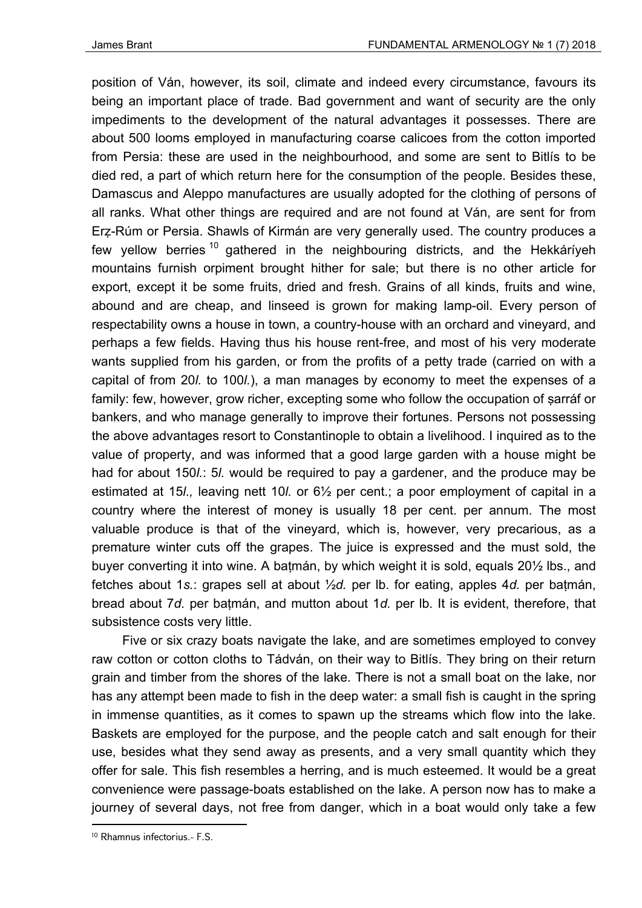position of Ván, however, its soil, climate and indeed every circumstance, favours its being an important place of trade. Bad government and want of security are the only impediments to the development of the natural advantages it possesses. There are about 500 looms employed in manufacturing coarse calicoes from the cotton imported from Persia: these are used in the neighbourhood, and some are sent to Bitlís to be died red, a part of which return here for the consumption of the people. Besides these, Damascus and Aleppo manufactures are usually adopted for the clothing of persons of all ranks. What other things are required and are not found at Ván, are sent for from Erẓ-Rúm or Persia. Shawls of Kirmán are very generally used. The country produces a few yellow berries [10] gathered in the neighbouring districts, and the Hekkáríyeh mountains furnish orpiment brought hither for sale; but there is no other article for export, except it be some fruits, dried and fresh. Grains of all kinds, fruits and wine, abound and are cheap, and linseed is grown for making lamp-oil. Every person of respectability owns a house in town, a country-house with an orchard and vineyard, and perhaps a few fields. Having thus his house rent-free, and most of his very moderate wants supplied from his garden, or from the profits of a petty trade (carried on with a capital of from 20*l.* to 100*l.*), a man manages by economy to meet the expenses of a family: few, however, grow richer, excepting some who follow the occupation of ṣarráf or bankers, and who manage generally to improve their fortunes. Persons not possessing the above advantages resort to Constantinople to obtain a livelihood. I inquired as to the value of property, and was informed that a good large garden with a house might be had for about 150*l.*: 5*l.* would be required to pay a gardener, and the produce may be estimated at 15*l.,* leaving nett 10*l.* or 6½ per cent.; a poor employment of capital in a country where the interest of money is usually 18 per cent. per annum. The most valuable produce is that of the vineyard, which is, however, very precarious, as a premature winter cuts off the grapes. The juice is expressed and the must sold, the buyer converting it into wine. A baṭmán, by which weight it is sold, equals 20½ lbs., and fetches about 1*s.*: grapes sell at about ½*d.* per lb. for eating, apples 4*d.* per baṭmán, bread about 7*d.* per baṭmán, and mutton about 1*d.* per lb. It is evident, therefore, that subsistence costs very little.

Five or six crazy boats navigate the lake, and are sometimes employed to convey raw cotton or cotton cloths to Tádván, on their way to Bitlís. They bring on their return grain and timber from the shores of the lake. There is not a small boat on the lake, nor has any attempt been made to fish in the deep water: a small fish is caught in the spring in immense quantities, as it comes to spawn up the streams which flow into the lake. Baskets are employed for the purpose, and the people catch and salt enough for their use, besides what they send away as presents, and a very small quantity which they offer for sale. This fish resembles a herring, and is much esteemed. It would be a great convenience were passage-boats established on the lake. A person now has to make a journey of several days, not free from danger, which in a boat would only take a few

[10] Rhamnus infectorius.- F.S.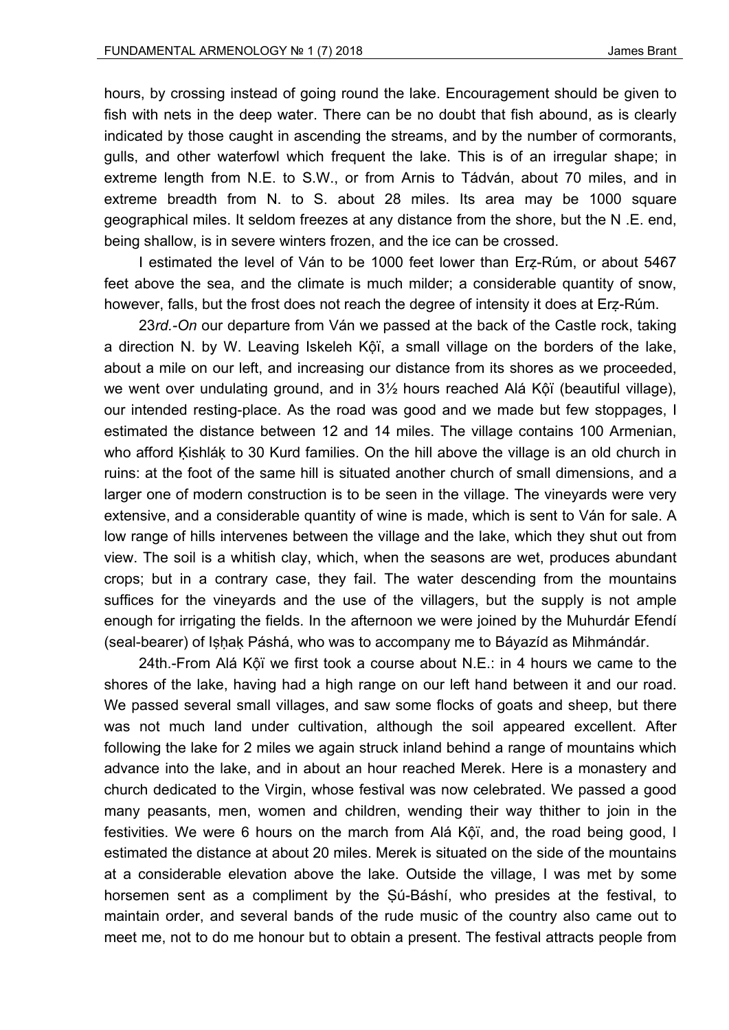hours, by crossing instead of going round the lake. Encouragement should be given to fish with nets in the deep water. There can be no doubt that fish abound, as is clearly indicated by those caught in ascending the streams, and by the number of cormorants, gulls, and other waterfowl which frequent the lake. This is of an irregular shape; in extreme length from N.E. to S.W., or from Arnis to Tádván, about 70 miles, and in extreme breadth from N. to S. about 28 miles. Its area may be 1000 square geographical miles. It seldom freezes at any distance from the shore, but the N .E. end, being shallow, is in severe winters frozen, and the ice can be crossed.

I estimated the level of Ván to be 1000 feet lower than Erẓ-Rúm, or about 5467 feet above the sea, and the climate is much milder; a considerable quantity of snow, however, falls, but the frost does not reach the degree of intensity it does at Erẓ-Rúm.

23*rd.-On* our departure from Ván we passed at the back of the Castle rock, taking a direction N. by W. Leaving Iskeleh Ḳộï, a small village on the borders of the lake, about a mile on our left, and increasing our distance from its shores as we proceeded, we went over undulating ground, and in 3½ hours reached Alá Ḳộï (beautiful village), our intended resting-place. As the road was good and we made but few stoppages, I estimated the distance between 12 and 14 miles. The village contains 100 Armenian, who afford Ḳishláḳ to 30 Kurd families. On the hill above the village is an old church in ruins: at the foot of the same hill is situated another church of small dimensions, and a larger one of modern construction is to be seen in the village. The vineyards were very extensive, and a considerable quantity of wine is made, which is sent to Ván for sale. A low range of hills intervenes between the village and the lake, which they shut out from view. The soil is a whitish clay, which, when the seasons are wet, produces abundant crops; but in a contrary case, they fail. The water descending from the mountains suffices for the vineyards and the use of the villagers, but the supply is not ample enough for irrigating the fields. In the afternoon we were joined by the Muhurdár Efendí (seal-bearer) of Iṣḥaḳ Páshá, who was to accompany me to Báyazíd as Mihmándár.

24th.-From Alá Ḳộï we first took a course about N.E.: in 4 hours we came to the shores of the lake, having had a high range on our left hand between it and our road. We passed several small villages, and saw some flocks of goats and sheep, but there was not much land under cultivation, although the soil appeared excellent. After following the lake for 2 miles we again struck inland behind a range of mountains which advance into the lake, and in about an hour reached Merek. Here is a monastery and church dedicated to the Virgin, whose festival was now celebrated. We passed a good many peasants, men, women and children, wending their way thither to join in the festivities. We were 6 hours on the march from Alá Ḳộï, and, the road being good, I estimated the distance at about 20 miles. Merek is situated on the side of the mountains at a considerable elevation above the lake. Outside the village, I was met by some horsemen sent as a compliment by the Ṣú-Báshí, who presides at the festival, to maintain order, and several bands of the rude music of the country also came out to meet me, not to do me honour but to obtain a present. The festival attracts people from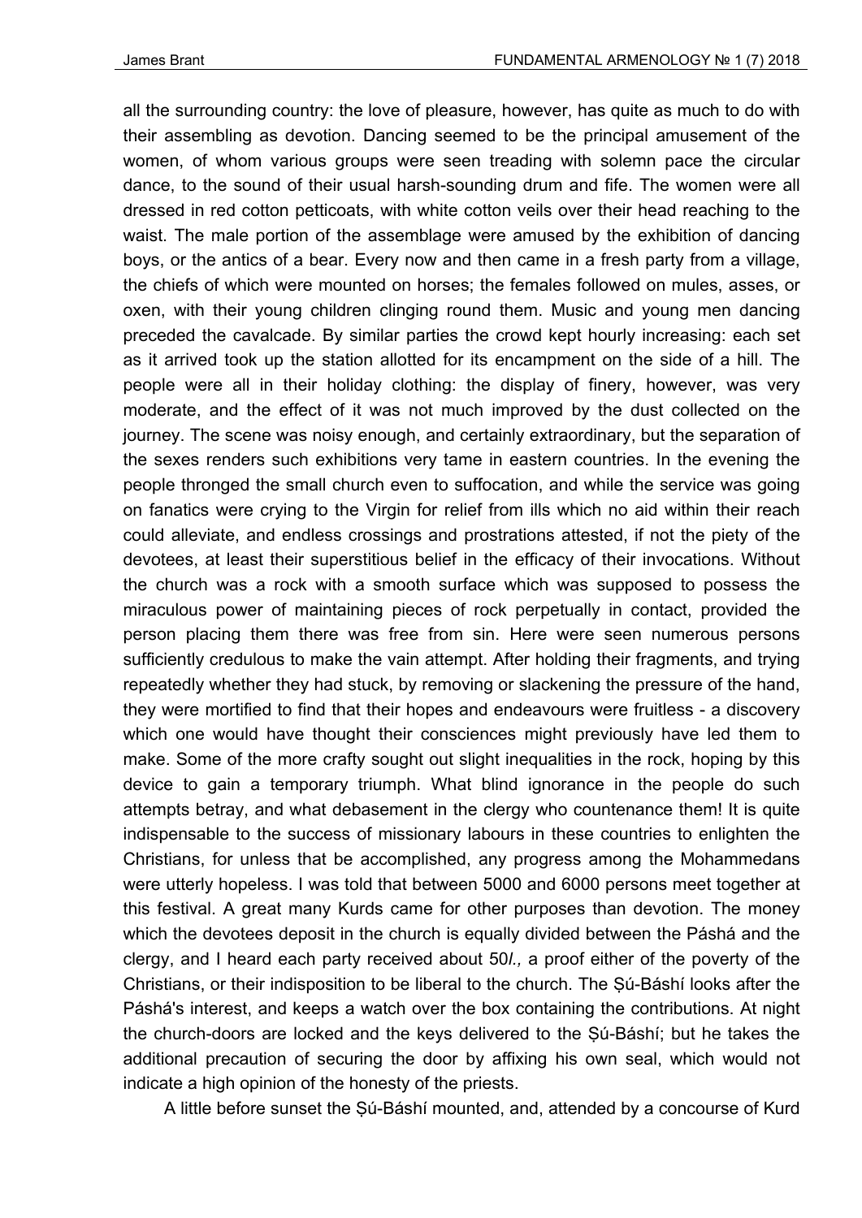all the surrounding country: the love of pleasure, however, has quite as much to do with their assembling as devotion. Dancing seemed to be the principal amusement of the women, of whom various groups were seen treading with solemn pace the circular dance, to the sound of their usual harsh-sounding drum and fife. The women were all dressed in red cotton petticoats, with white cotton veils over their head reaching to the waist. The male portion of the assemblage were amused by the exhibition of dancing boys, or the antics of a bear. Every now and then came in a fresh party from a village, the chiefs of which were mounted on horses; the females followed on mules, asses, or oxen, with their young children clinging round them. Music and young men dancing preceded the cavalcade. By similar parties the crowd kept hourly increasing: each set as it arrived took up the station allotted for its encampment on the side of a hill. The people were all in their holiday clothing: the display of finery, however, was very moderate, and the effect of it was not much improved by the dust collected on the journey. The scene was noisy enough, and certainly extraordinary, but the separation of the sexes renders such exhibitions very tame in eastern countries. In the evening the people thronged the small church even to suffocation, and while the service was going on fanatics were crying to the Virgin for relief from ills which no aid within their reach could alleviate, and endless crossings and prostrations attested, if not the piety of the devotees, at least their superstitious belief in the efficacy of their invocations. Without the church was a rock with a smooth surface which was supposed to possess the miraculous power of maintaining pieces of rock perpetually in contact, provided the person placing them there was free from sin. Here were seen numerous persons sufficiently credulous to make the vain attempt. After holding their fragments, and trying repeatedly whether they had stuck, by removing or slackening the pressure of the hand, they were mortified to find that their hopes and endeavours were fruitless - a discovery which one would have thought their consciences might previously have led them to make. Some of the more crafty sought out slight inequalities in the rock, hoping by this device to gain a temporary triumph. What blind ignorance in the people do such attempts betray, and what debasement in the clergy who countenance them! It is quite indispensable to the success of missionary labours in these countries to enlighten the Christians, for unless that be accomplished, any progress among the Mohammedans were utterly hopeless. I was told that between 5000 and 6000 persons meet together at this festival. A great many Kurds came for other purposes than devotion. The money which the devotees deposit in the church is equally divided between the Páshá and the clergy, and I heard each party received about 50*l.,* a proof either of the poverty of the Christians, or their indisposition to be liberal to the church. The Ṣú-Báshí looks after the Páshá's interest, and keeps a watch over the box containing the contributions. At night the church-doors are locked and the keys delivered to the Ṣú-Báshí; but he takes the additional precaution of securing the door by affixing his own seal, which would not indicate a high opinion of the honesty of the priests.

A little before sunset the Ṣú-Báshí mounted, and, attended by a concourse of Kurd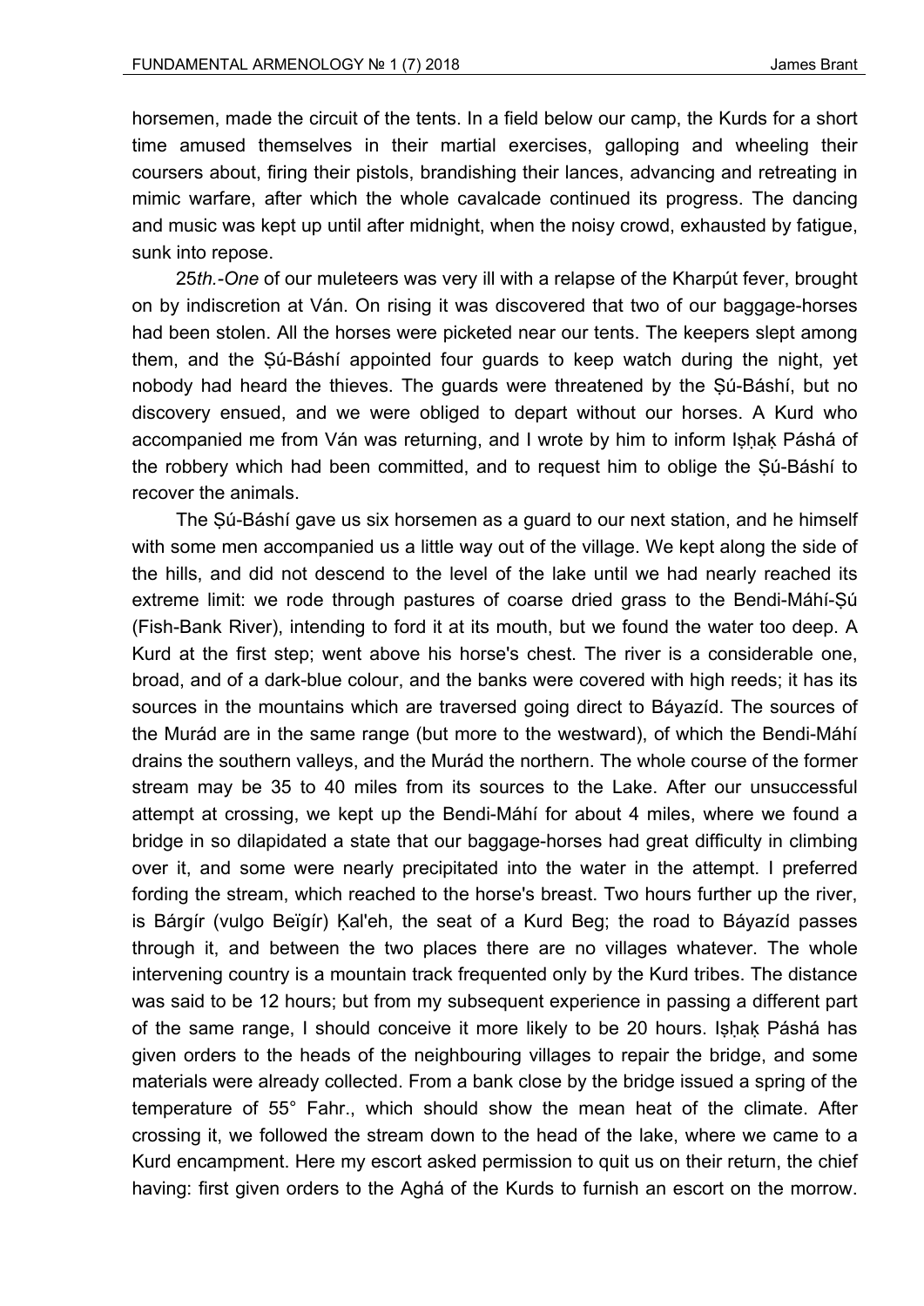horsemen, made the circuit of the tents. In a field below our camp, the Kurds for a short time amused themselves in their martial exercises, galloping and wheeling their coursers about, firing their pistols, brandishing their lances, advancing and retreating in mimic warfare, after which the whole cavalcade continued its progress. The dancing and music was kept up until after midnight, when the noisy crowd, exhausted by fatigue, sunk into repose.

*25th.-One* of our muleteers was very ill with a relapse of the Kharpút fever, brought on by indiscretion at Ván. On rising it was discovered that two of our baggage-horses had been stolen. All the horses were picketed near our tents. The keepers slept among them, and the Ṣú-Báshí appointed four guards to keep watch during the night, yet nobody had heard the thieves. The guards were threatened by the Ṣú-Báshí, but no discovery ensued, and we were obliged to depart without our horses. A Kurd who accompanied me from Ván was returning, and I wrote by him to inform Iṣḥaḳ Páshá of the robbery which had been committed, and to request him to oblige the Ṣú-Báshí to recover the animals.

The Ṣú-Báshí gave us six horsemen as a guard to our next station, and he himself with some men accompanied us a little way out of the village. We kept along the side of the hills, and did not descend to the level of the lake until we had nearly reached its extreme limit: we rode through pastures of coarse dried grass to the Bendi-Máhí-Ṣú (Fish-Bank River), intending to ford it at its mouth, but we found the water too deep. A Kurd at the first step; went above his horse's chest. The river is a considerable one, broad, and of a dark-blue colour, and the banks were covered with high reeds; it has its sources in the mountains which are traversed going direct to Báyazíd. The sources of the Murád are in the same range (but more to the westward), of which the Bendi-Máhí drains the southern valleys, and the Murád the northern. The whole course of the former stream may be 35 to 40 miles from its sources to the Lake. After our unsuccessful attempt at crossing, we kept up the Bendi-Máhí for about 4 miles, where we found a bridge in so dilapidated a state that our baggage-horses had great difficulty in climbing over it, and some were nearly precipitated into the water in the attempt. I preferred fording the stream, which reached to the horse's breast. Two hours further up the river, is Bárgír (vulgo Beïgír) Ḳal'eh, the seat of a Kurd Beg; the road to Báyazíd passes through it, and between the two places there are no villages whatever. The whole intervening country is a mountain track frequented only by the Kurd tribes. The distance was said to be 12 hours; but from my subsequent experience in passing a different part of the same range, I should conceive it more likely to be 20 hours. Iṣḥaḳ Páshá has given orders to the heads of the neighbouring villages to repair the bridge, and some materials were already collected. From a bank close by the bridge issued a spring of the temperature of 55° Fahr., which should show the mean heat of the climate. After crossing it, we followed the stream down to the head of the lake, where we came to a Kurd encampment. Here my escort asked permission to quit us on their return, the chief having: first given orders to the Aghá of the Kurds to furnish an escort on the morrow.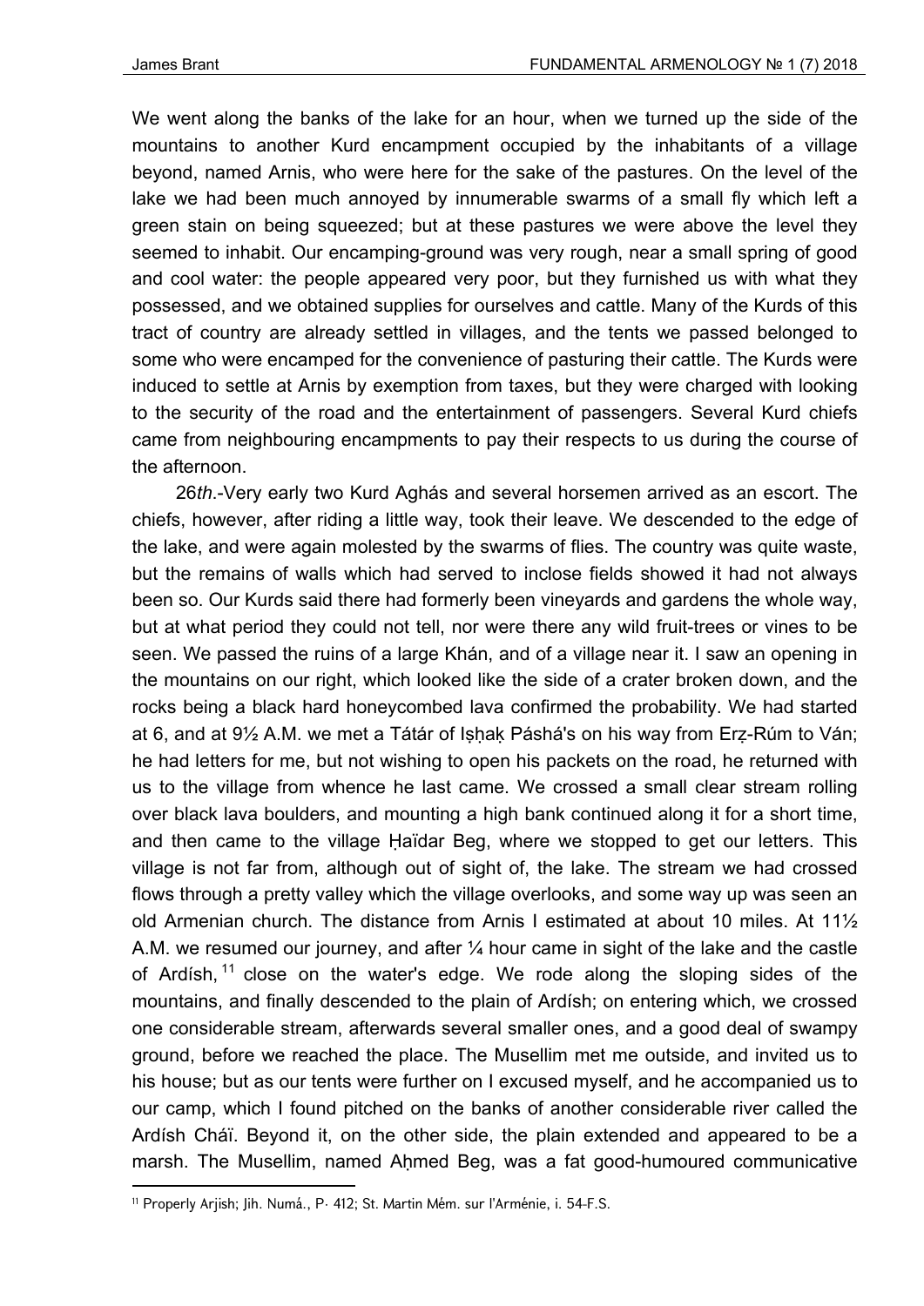We went along the banks of the lake for an hour, when we turned up the side of the mountains to another Kurd encampment occupied by the inhabitants of a village beyond, named Arnis, who were here for the sake of the pastures. On the level of the lake we had been much annoyed by innumerable swarms of a small fly which left a green stain on being squeezed; but at these pastures we were above the level they seemed to inhabit. Our encamping-ground was very rough, near a small spring of good and cool water: the people appeared very poor, but they furnished us with what they possessed, and we obtained supplies for ourselves and cattle. Many of the Kurds of this tract of country are already settled in villages, and the tents we passed belonged to some who were encamped for the convenience of pasturing their cattle. The Kurds were induced to settle at Arnis by exemption from taxes, but they were charged with looking to the security of the road and the entertainment of passengers. Several Kurd chiefs came from neighbouring encampments to pay their respects to us during the course of the afternoon.

26*th*.-Very early two Kurd Aghás and several horsemen arrived as an escort. The chiefs, however, after riding a little way, took their leave. We descended to the edge of the lake, and were again molested by the swarms of flies. The country was quite waste, but the remains of walls which had served to inclose fields showed it had not always been so. Our Kurds said there had formerly been vineyards and gardens the whole way, but at what period they could not tell, nor were there any wild fruit-trees or vines to be seen. We passed the ruins of a large Khán, and of a village near it. I saw an opening in the mountains on our right, which looked like the side of a crater broken down, and the rocks being a black hard honeycombed lava confirmed the probability. We had started at 6, and at 9½ A.M. we met a Tátár of Iṣḥaḳ Páshá's on his way from Erẓ-Rúm to Ván; he had letters for me, but not wishing to open his packets on the road, he returned with us to the village from whence he last came. We crossed a small clear stream rolling over black lava boulders, and mounting a high bank continued along it for a short time, and then came to the village Ḥaïdar Beg, where we stopped to get our letters. This village is not far from, although out of sight of, the lake. The stream we had crossed flows through a pretty valley which the village overlooks, and some way up was seen an old Armenian church. The distance from Arnis I estimated at about 10 miles. At 11½ A.M. we resumed our journey, and after ¼ hour came in sight of the lake and the castle of Ardísh,[11] close on the water's edge. We rode along the sloping sides of the mountains, and finally descended to the plain of Ardísh; on entering which, we crossed one considerable stream, afterwards several smaller ones, and a good deal of swampy ground, before we reached the place. The Musellim met me outside, and invited us to his house; but as our tents were further on I excused myself, and he accompanied us to our camp, which I found pitched on the banks of another considerable river called the Ardísh Cháï. Beyond it, on the other side, the plain extended and appeared to be a marsh. The Musellim, named Aḥmed Beg, was a fat good-humoured communicative

---

[11] Properly Arjish; Jih. Numá., P. 412; St. Martin Mém. sur l'Arménie, i. 54-F.S.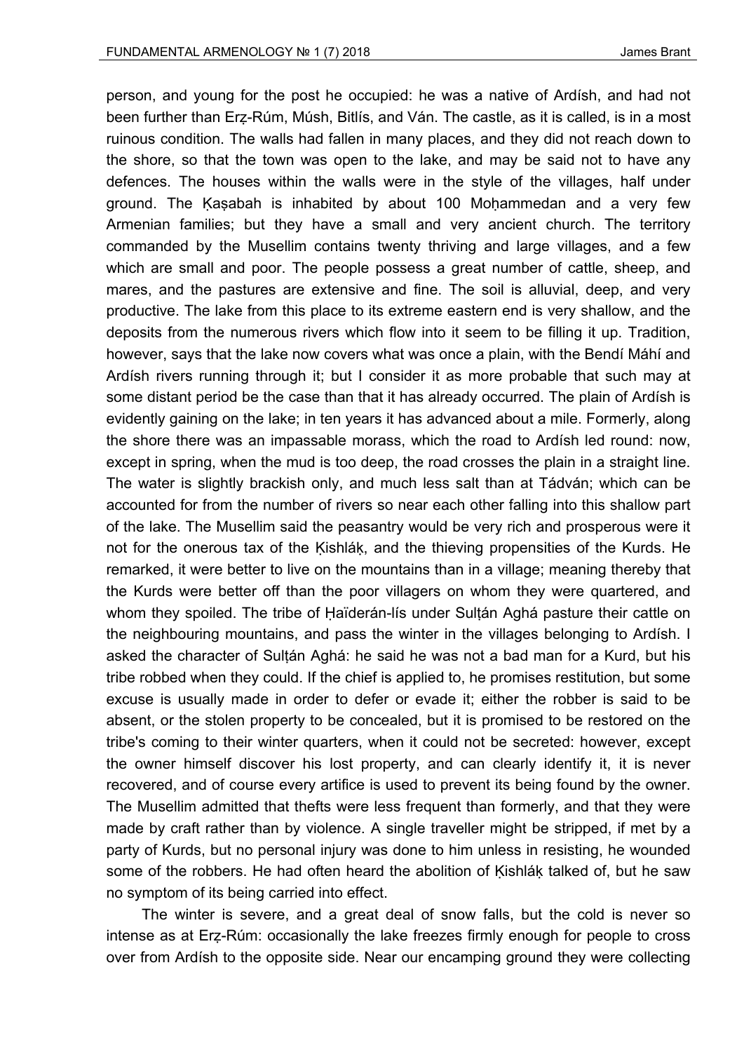person, and young for the post he occupied: he was a native of Ardísh, and had not been further than Erẓ-Rúm, Músh, Bitlís, and Ván. The castle, as it is called, is in a most ruinous condition. The walls had fallen in many places, and they did not reach down to the shore, so that the town was open to the lake, and may be said not to have any defences. The houses within the walls were in the style of the villages, half under ground. The Ḳaṣabah is inhabited by about 100 Moḥammedan and a very few Armenian families; but they have a small and very ancient church. The territory commanded by the Musellim contains twenty thriving and large villages, and a few which are small and poor. The people possess a great number of cattle, sheep, and mares, and the pastures are extensive and fine. The soil is alluvial, deep, and very productive. The lake from this place to its extreme eastern end is very shallow, and the deposits from the numerous rivers which flow into it seem to be filling it up. Tradition, however, says that the lake now covers what was once a plain, with the Bendí Máhí and Ardísh rivers running through it; but I consider it as more probable that such may at some distant period be the case than that it has already occurred. The plain of Ardísh is evidently gaining on the lake; in ten years it has advanced about a mile. Formerly, along the shore there was an impassable morass, which the road to Ardísh led round: now, except in spring, when the mud is too deep, the road crosses the plain in a straight line. The water is slightly brackish only, and much less salt than at Tádván; which can be accounted for from the number of rivers so near each other falling into this shallow part of the lake. The Musellim said the peasantry would be very rich and prosperous were it not for the onerous tax of the Ḳishláḳ, and the thieving propensities of the Kurds. He remarked, it were better to live on the mountains than in a village; meaning thereby that the Kurds were better off than the poor villagers on whom they were quartered, and whom they spoiled. The tribe of Ḥaïderán-lís under Sulṭán Aghá pasture their cattle on the neighbouring mountains, and pass the winter in the villages belonging to Ardísh. I asked the character of Sulṭán Aghá: he said he was not a bad man for a Kurd, but his tribe robbed when they could. If the chief is applied to, he promises restitution, but some excuse is usually made in order to defer or evade it; either the robber is said to be absent, or the stolen property to be concealed, but it is promised to be restored on the tribe's coming to their winter quarters, when it could not be secreted: however, except the owner himself discover his lost property, and can clearly identify it, it is never recovered, and of course every artifice is used to prevent its being found by the owner. The Musellim admitted that thefts were less frequent than formerly, and that they were made by craft rather than by violence. A single traveller might be stripped, if met by a party of Kurds, but no personal injury was done to him unless in resisting, he wounded some of the robbers. He had often heard the abolition of Ḳishláḳ talked of, but he saw no symptom of its being carried into effect.

The winter is severe, and a great deal of snow falls, but the cold is never so intense as at Erẓ-Rúm: occasionally the lake freezes firmly enough for people to cross over from Ardísh to the opposite side. Near our encamping ground they were collecting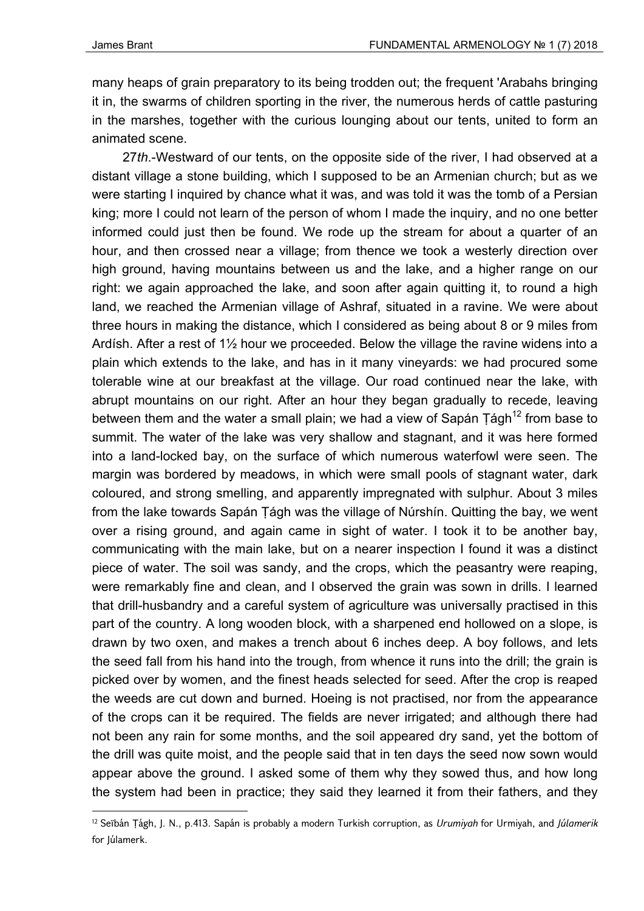many heaps of grain preparatory to its being trodden out; the frequent 'Arabahs bringing it in, the swarms of children sporting in the river, the numerous herds of cattle pasturing in the marshes, together with the curious lounging about our tents, united to form an animated scene.

27*th*.-Westward of our tents, on the opposite side of the river, I had observed at a distant village a stone building, which I supposed to be an Armenian church; but as we were starting I inquired by chance what it was, and was told it was the tomb of a Persian king; more I could not learn of the person of whom I made the inquiry, and no one better informed could just then be found. We rode up the stream for about a quarter of an hour, and then crossed near a village; from thence we took a westerly direction over high ground, having mountains between us and the lake, and a higher range on our right: we again approached the lake, and soon after again quitting it, to round a high land, we reached the Armenian village of Ashraf, situated in a ravine. We were about three hours in making the distance, which I considered as being about 8 or 9 miles from Ardísh. After a rest of 1½ hour we proceeded. Below the village the ravine widens into a plain which extends to the lake, and has in it many vineyards: we had procured some tolerable wine at our breakfast at the village. Our road continued near the lake, with abrupt mountains on our right. After an hour they began gradually to recede, leaving between them and the water a small plain; we had a view of Sapán Ṭágh[12] from base to summit. The water of the lake was very shallow and stagnant, and it was here formed into a land-locked bay, on the surface of which numerous waterfowl were seen. The margin was bordered by meadows, in which were small pools of stagnant water, dark coloured, and strong smelling, and apparently impregnated with sulphur. About 3 miles from the lake towards Sapán Ṭágh was the village of Núrshín. Quitting the bay, we went over a rising ground, and again came in sight of water. I took it to be another bay, communicating with the main lake, but on a nearer inspection I found it was a distinct piece of water. The soil was sandy, and the crops, which the peasantry were reaping, were remarkably fine and clean, and I observed the grain was sown in drills. I learned that drill-husbandry and a careful system of agriculture was universally practised in this part of the country. A long wooden block, with a sharpened end hollowed on a slope, is drawn by two oxen, and makes a trench about 6 inches deep. A boy follows, and lets the seed fall from his hand into the trough, from whence it runs into the drill; the grain is picked over by women, and the finest heads selected for seed. After the crop is reaped the weeds are cut down and burned. Hoeing is not practised, nor from the appearance of the crops can it be required. The fields are never irrigated; and although there had not been any rain for some months, and the soil appeared dry sand, yet the bottom of the drill was quite moist, and the people said that in ten days the seed now sown would appear above the ground. I asked some of them why they sowed thus, and how long the system had been in practice; they said they learned it from their fathers, and they

---

[12] Seïbán Ṭágh, J. N., p.413. Sapán is probably a modern Turkish corruption, as *Urumiyah* for Urmiyah, and *Júlamerik* for Júlamerk.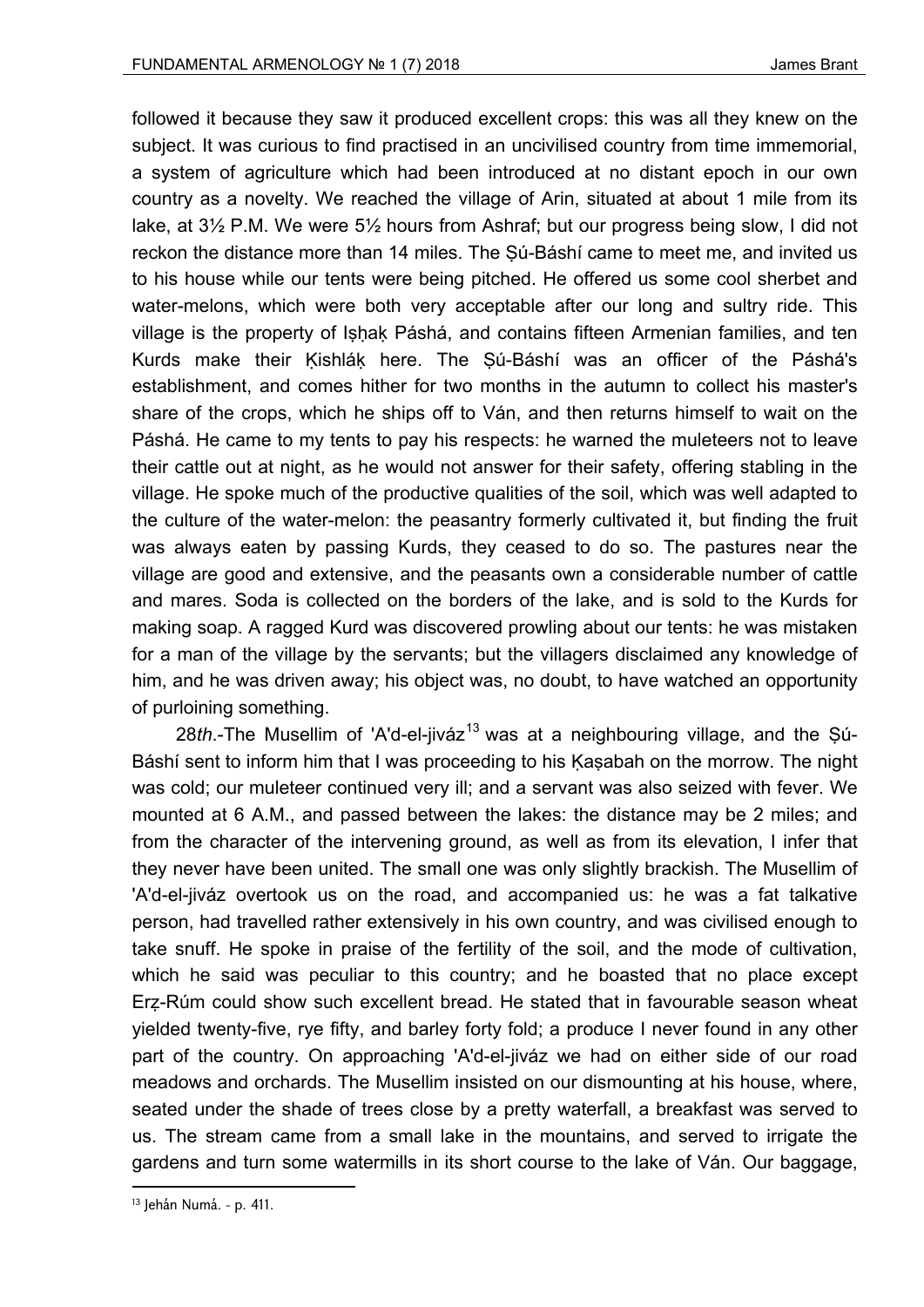followed it because they saw it produced excellent crops: this was all they knew on the subject. It was curious to find practised in an uncivilised country from time immemorial, a system of agriculture which had been introduced at no distant epoch in our own country as a novelty. We reached the village of Arin, situated at about 1 mile from its lake, at 3½ P.M. We were 5½ hours from Ashraf; but our progress being slow, I did not reckon the distance more than 14 miles. The Ṣú-Báshí came to meet me, and invited us to his house while our tents were being pitched. He offered us some cool sherbet and water-melons, which were both very acceptable after our long and sultry ride. This village is the property of Iṣḥaḳ Páshá, and contains fifteen Armenian families, and ten Kurds make their Ḳishláḳ here. The Ṣú-Báshí was an officer of the Páshá's establishment, and comes hither for two months in the autumn to collect his master's share of the crops, which he ships off to Ván, and then returns himself to wait on the Páshá. He came to my tents to pay his respects: he warned the muleteers not to leave their cattle out at night, as he would not answer for their safety, offering stabling in the village. He spoke much of the productive qualities of the soil, which was well adapted to the culture of the water-melon: the peasantry formerly cultivated it, but finding the fruit was always eaten by passing Kurds, they ceased to do so. The pastures near the village are good and extensive, and the peasants own a considerable number of cattle and mares. Soda is collected on the borders of the lake, and is sold to the Kurds for making soap. A ragged Kurd was discovered prowling about our tents: he was mistaken for a man of the village by the servants; but the villagers disclaimed any knowledge of him, and he was driven away; his object was, no doubt, to have watched an opportunity of purloining something.

28*th*.-The Musellim of 'A'd-el-jiváz[13] was at a neighbouring village, and the Ṣú-Báshí sent to inform him that I was proceeding to his Ḳaṣabah on the morrow. The night was cold; our muleteer continued very ill; and a servant was also seized with fever. We mounted at 6 A.M., and passed between the lakes: the distance may be 2 miles; and from the character of the intervening ground, as well as from its elevation, I infer that they never have been united. The small one was only slightly brackish. The Musellim of 'A'd-el-jiváz overtook us on the road, and accompanied us: he was a fat talkative person, had travelled rather extensively in his own country, and was civilised enough to take snuff. He spoke in praise of the fertility of the soil, and the mode of cultivation, which he said was peculiar to this country; and he boasted that no place except Erẓ-Rúm could show such excellent bread. He stated that in favourable season wheat yielded twenty-five, rye fifty, and barley forty fold; a produce I never found in any other part of the country. On approaching 'A'd-el-jiváz we had on either side of our road meadows and orchards. The Musellim insisted on our dismounting at his house, where, seated under the shade of trees close by a pretty waterfall, a breakfast was served to us. The stream came from a small lake in the mountains, and served to irrigate the gardens and turn some watermills in its short course to the lake of Ván. Our baggage,

[13] Jehán Numá. - p. 411.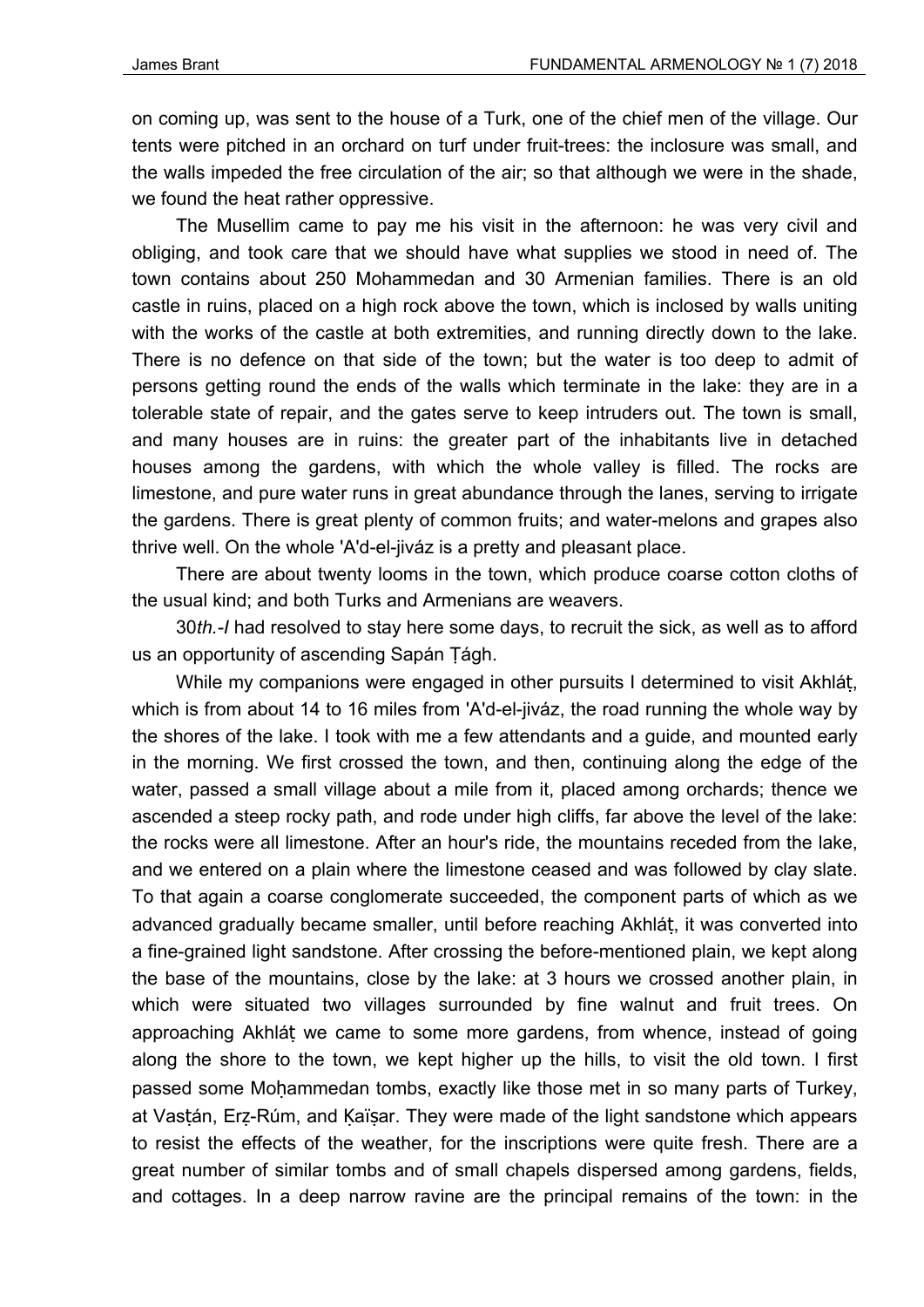on coming up, was sent to the house of a Turk, one of the chief men of the village. Our tents were pitched in an orchard on turf under fruit-trees: the inclosure was small, and the walls impeded the free circulation of the air; so that although we were in the shade, we found the heat rather oppressive.

The Musellim came to pay me his visit in the afternoon: he was very civil and obliging, and took care that we should have what supplies we stood in need of. The town contains about 250 Mohammedan and 30 Armenian families. There is an old castle in ruins, placed on a high rock above the town, which is inclosed by walls uniting with the works of the castle at both extremities, and running directly down to the lake. There is no defence on that side of the town; but the water is too deep to admit of persons getting round the ends of the walls which terminate in the lake: they are in a tolerable state of repair, and the gates serve to keep intruders out. The town is small, and many houses are in ruins: the greater part of the inhabitants live in detached houses among the gardens, with which the whole valley is filled. The rocks are limestone, and pure water runs in great abundance through the lanes, serving to irrigate the gardens. There is great plenty of common fruits; and water-melons and grapes also thrive well. On the whole 'A'd-el-jiváz is a pretty and pleasant place.

There are about twenty looms in the town, which produce coarse cotton cloths of the usual kind; and both Turks and Armenians are weavers.

30*th.-I* had resolved to stay here some days, to recruit the sick, as well as to afford us an opportunity of ascending Sapán Ṭágh.

While my companions were engaged in other pursuits I determined to visit Akhláṭ, which is from about 14 to 16 miles from 'A'd-el-jiváz, the road running the whole way by the shores of the lake. I took with me a few attendants and a guide, and mounted early in the morning. We first crossed the town, and then, continuing along the edge of the water, passed a small village about a mile from it, placed among orchards; thence we ascended a steep rocky path, and rode under high cliffs, far above the level of the lake: the rocks were all limestone. After an hour's ride, the mountains receded from the lake, and we entered on a plain where the limestone ceased and was followed by clay slate. To that again a coarse conglomerate succeeded, the component parts of which as we advanced gradually became smaller, until before reaching Akhláṭ, it was converted into a fine-grained light sandstone. After crossing the before-mentioned plain, we kept along the base of the mountains, close by the lake: at 3 hours we crossed another plain, in which were situated two villages surrounded by fine walnut and fruit trees. On approaching Akhláṭ we came to some more gardens, from whence, instead of going along the shore to the town, we kept higher up the hills, to visit the old town. I first passed some Moḥammedan tombs, exactly like those met in so many parts of Turkey, at Vasṭán, Erẓ-Rúm, and Ḳaïṣar. They were made of the light sandstone which appears to resist the effects of the weather, for the inscriptions were quite fresh. There are a great number of similar tombs and of small chapels dispersed among gardens, fields, and cottages. In a deep narrow ravine are the principal remains of the town: in the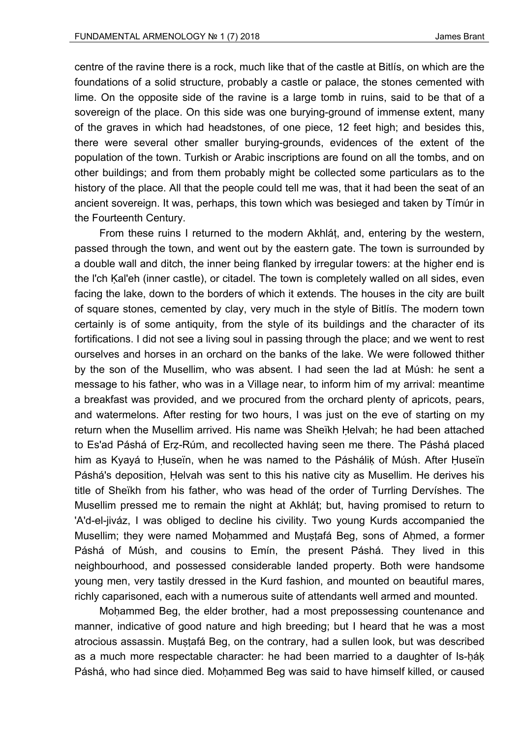centre of the ravine there is a rock, much like that of the castle at Bitlís, on which are the foundations of a solid structure, probably a castle or palace, the stones cemented with lime. On the opposite side of the ravine is a large tomb in ruins, said to be that of a sovereign of the place. On this side was one burying-ground of immense extent, many of the graves in which had headstones, of one piece, 12 feet high; and besides this, there were several other smaller burying-grounds, evidences of the extent of the population of the town. Turkish or Arabic inscriptions are found on all the tombs, and on other buildings; and from them probably might be collected some particulars as to the history of the place. All that the people could tell me was, that it had been the seat of an ancient sovereign. It was, perhaps, this town which was besieged and taken by Tímúr in the Fourteenth Century.

From these ruins I returned to the modern Akhláṭ, and, entering by the western, passed through the town, and went out by the eastern gate. The town is surrounded by a double wall and ditch, the inner being flanked by irregular towers: at the higher end is the I'ch Ḳal'eh (inner castle), or citadel. The town is completely walled on all sides, even facing the lake, down to the borders of which it extends. The houses in the city are built of square stones, cemented by clay, very much in the style of Bitlís. The modern town certainly is of some antiquity, from the style of its buildings and the character of its fortifications. I did not see a living soul in passing through the place; and we went to rest ourselves and horses in an orchard on the banks of the lake. We were followed thither by the son of the Musellim, who was absent. I had seen the lad at Músh: he sent a message to his father, who was in a Village near, to inform him of my arrival: meantime a breakfast was provided, and we procured from the orchard plenty of apricots, pears, and watermelons. After resting for two hours, I was just on the eve of starting on my return when the Musellim arrived. His name was Sheïkh Ḥelvah; he had been attached to Es'ad Páshá of Erẓ-Rúm, and recollected having seen me there. The Páshá placed him as Kyayá to Ḥuseïn, when he was named to the Pásháliḳ of Músh. After Ḥuseïn Páshá's deposition, Ḥelvah was sent to this his native city as Musellim. He derives his title of Sheïkh from his father, who was head of the order of Turrling Dervíshes. The Musellim pressed me to remain the night at Akhláṭ; but, having promised to return to 'A'd-el-jiváz, I was obliged to decline his civility. Two young Kurds accompanied the Musellim; they were named Moḥammed and Muṣṭafá Beg, sons of Aḥmed, a former Páshá of Músh, and cousins to Emín, the present Páshá. They lived in this neighbourhood, and possessed considerable landed property. Both were handsome young men, very tastily dressed in the Kurd fashion, and mounted on beautiful mares, richly caparisoned, each with a numerous suite of attendants well armed and mounted.

Moḥammed Beg, the elder brother, had a most prepossessing countenance and manner, indicative of good nature and high breeding; but I heard that he was a most atrocious assassin. Muṣṭafá Beg, on the contrary, had a sullen look, but was described as a much more respectable character: he had been married to a daughter of Is-ḥáḳ Páshá, who had since died. Moḥammed Beg was said to have himself killed, or caused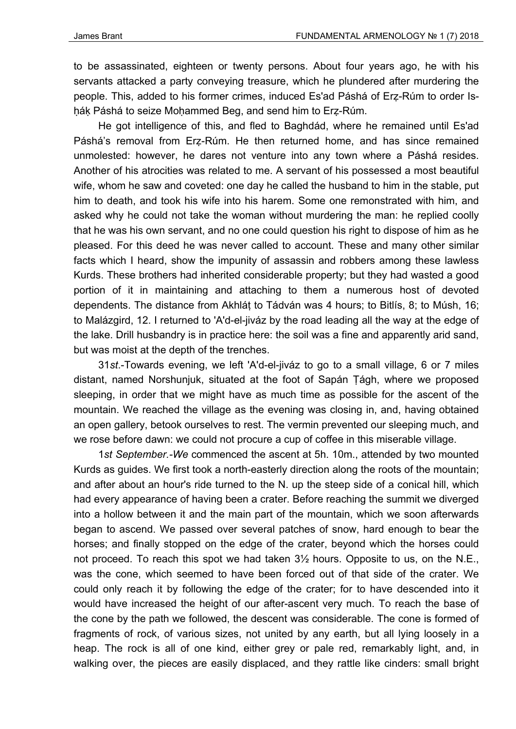to be assassinated, eighteen or twenty persons. About four years ago, he with his servants attacked a party conveying treasure, which he plundered after murdering the people. This, added to his former crimes, induced Es'ad Páshá of Erẓ-Rúm to order Is-ḥáķ Páshá to seize Moḥammed Beg, and send him to Erẓ-Rúm.

He got intelligence of this, and fled to Baghdád, where he remained until Es'ad Páshá's removal from Erẓ-Rúm. He then returned home, and has since remained unmolested: however, he dares not venture into any town where a Páshá resides. Another of his atrocities was related to me. A servant of his possessed a most beautiful wife, whom he saw and coveted: one day he called the husband to him in the stable, put him to death, and took his wife into his harem. Some one remonstrated with him, and asked why he could not take the woman without murdering the man: he replied coolly that he was his own servant, and no one could question his right to dispose of him as he pleased. For this deed he was never called to account. These and many other similar facts which I heard, show the impunity of assassin and robbers among these lawless Kurds. These brothers had inherited considerable property; but they had wasted a good portion of it in maintaining and attaching to them a numerous host of devoted dependents. The distance from Akhláṭ to Tádván was 4 hours; to Bitlís, 8; to Músh, 16; to Malázgird, 12. I returned to 'A'd-el-jiváz by the road leading all the way at the edge of the lake. Drill husbandry is in practice here: the soil was a fine and apparently arid sand, but was moist at the depth of the trenches.

31*st*.-Towards evening, we left 'A'd-el-jiváz to go to a small village, 6 or 7 miles distant, named Norshunjuk, situated at the foot of Sapán Ṭágh, where we proposed sleeping, in order that we might have as much time as possible for the ascent of the mountain. We reached the village as the evening was closing in, and, having obtained an open gallery, betook ourselves to rest. The vermin prevented our sleeping much, and we rose before dawn: we could not procure a cup of coffee in this miserable village.

1*st September.-We* commenced the ascent at 5h. 10m., attended by two mounted Kurds as guides. We first took a north-easterly direction along the roots of the mountain; and after about an hour's ride turned to the N. up the steep side of a conical hill, which had every appearance of having been a crater. Before reaching the summit we diverged into a hollow between it and the main part of the mountain, which we soon afterwards began to ascend. We passed over several patches of snow, hard enough to bear the horses; and finally stopped on the edge of the crater, beyond which the horses could not proceed. To reach this spot we had taken 3½ hours. Opposite to us, on the N.E., was the cone, which seemed to have been forced out of that side of the crater. We could only reach it by following the edge of the crater; for to have descended into it would have increased the height of our after-ascent very much. To reach the base of the cone by the path we followed, the descent was considerable. The cone is formed of fragments of rock, of various sizes, not united by any earth, but all lying loosely in a heap. The rock is all of one kind, either grey or pale red, remarkably light, and, in walking over, the pieces are easily displaced, and they rattle like cinders: small bright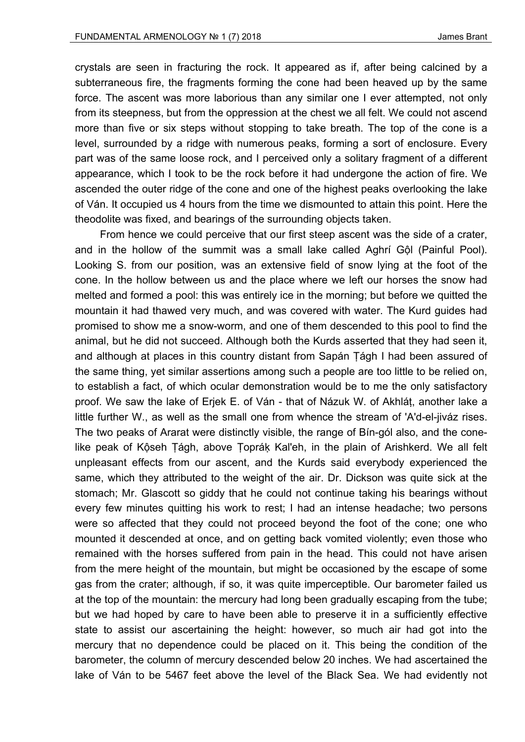crystals are seen in fracturing the rock. It appeared as if, after being calcined by a subterraneous fire, the fragments forming the cone had been heaved up by the same force. The ascent was more laborious than any similar one I ever attempted, not only from its steepness, but from the oppression at the chest we all felt. We could not ascend more than five or six steps without stopping to take breath. The top of the cone is a level, surrounded by a ridge with numerous peaks, forming a sort of enclosure. Every part was of the same loose rock, and I perceived only a solitary fragment of a different appearance, which I took to be the rock before it had undergone the action of fire. We ascended the outer ridge of the cone and one of the highest peaks overlooking the lake of Ván. It occupied us 4 hours from the time we dismounted to attain this point. Here the theodolite was fixed, and bearings of the surrounding objects taken.

From hence we could perceive that our first steep ascent was the side of a crater, and in the hollow of the summit was a small lake called Aghrí Gộl (Painful Pool). Looking S. from our position, was an extensive field of snow lying at the foot of the cone. In the hollow between us and the place where we left our horses the snow had melted and formed a pool: this was entirely ice in the morning; but before we quitted the mountain it had thawed very much, and was covered with water. The Kurd guides had promised to show me a snow-worm, and one of them descended to this pool to find the animal, but he did not succeed. Although both the Kurds asserted that they had seen it, and although at places in this country distant from Sapán Ṭágh I had been assured of the same thing, yet similar assertions among such a people are too little to be relied on, to establish a fact, of which ocular demonstration would be to me the only satisfactory proof. We saw the lake of Erjek E. of Ván - that of Názuk W. of Akhláṭ, another lake a little further W., as well as the small one from whence the stream of 'A'd-el-jiváz rises. The two peaks of Ararat were distinctly visible, the range of Bín-gól also, and the cone-like peak of Kộseh Ṭágh, above Ṭopráḳ Kal'eh, in the plain of Arishkerd. We all felt unpleasant effects from our ascent, and the Kurds said everybody experienced the same, which they attributed to the weight of the air. Dr. Dickson was quite sick at the stomach; Mr. Glascott so giddy that he could not continue taking his bearings without every few minutes quitting his work to rest; I had an intense headache; two persons were so affected that they could not proceed beyond the foot of the cone; one who mounted it descended at once, and on getting back vomited violently; even those who remained with the horses suffered from pain in the head. This could not have arisen from the mere height of the mountain, but might be occasioned by the escape of some gas from the crater; although, if so, it was quite imperceptible. Our barometer failed us at the top of the mountain: the mercury had long been gradually escaping from the tube; but we had hoped by care to have been able to preserve it in a sufficiently effective state to assist our ascertaining the height: however, so much air had got into the mercury that no dependence could be placed on it. This being the condition of the barometer, the column of mercury descended below 20 inches. We had ascertained the lake of Ván to be 5467 feet above the level of the Black Sea. We had evidently not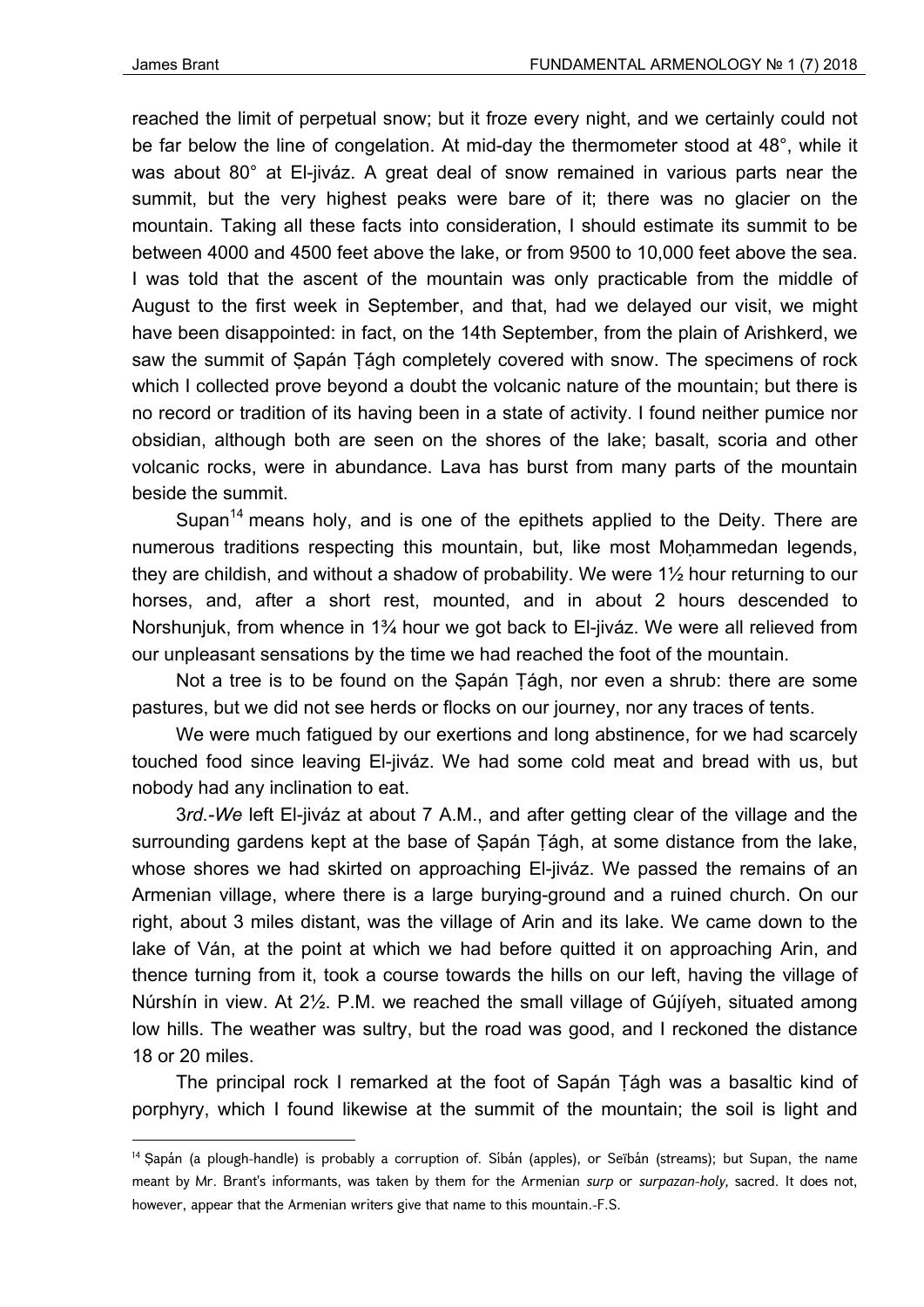reached the limit of perpetual snow; but it froze every night, and we certainly could not be far below the line of congelation. At mid-day the thermometer stood at 48°, while it was about 80° at El-jiváz. A great deal of snow remained in various parts near the summit, but the very highest peaks were bare of it; there was no glacier on the mountain. Taking all these facts into consideration, I should estimate its summit to be between 4000 and 4500 feet above the lake, or from 9500 to 10,000 feet above the sea. I was told that the ascent of the mountain was only practicable from the middle of August to the first week in September, and that, had we delayed our visit, we might have been disappointed: in fact, on the 14th September, from the plain of Arishkerd, we saw the summit of Ṣapán Ṭágh completely covered with snow. The specimens of rock which I collected prove beyond a doubt the volcanic nature of the mountain; but there is no record or tradition of its having been in a state of activity. I found neither pumice nor obsidian, although both are seen on the shores of the lake; basalt, scoria and other volcanic rocks, were in abundance. Lava has burst from many parts of the mountain beside the summit.

Supan[14] means holy, and is one of the epithets applied to the Deity. There are numerous traditions respecting this mountain, but, like most Moḥammedan legends, they are childish, and without a shadow of probability. We were 1½ hour returning to our horses, and, after a short rest, mounted, and in about 2 hours descended to Norshunjuk, from whence in 1¾ hour we got back to El-jiváz. We were all relieved from our unpleasant sensations by the time we had reached the foot of the mountain.

Not a tree is to be found on the Ṣapán Ṭágh, nor even a shrub: there are some pastures, but we did not see herds or flocks on our journey, nor any traces of tents.

We were much fatigued by our exertions and long abstinence, for we had scarcely touched food since leaving El-jiváz. We had some cold meat and bread with us, but nobody had any inclination to eat.

3*rd.-We* left El-jiváz at about 7 A.M., and after getting clear of the village and the surrounding gardens kept at the base of Ṣapán Ṭágh, at some distance from the lake, whose shores we had skirted on approaching El-jiváz. We passed the remains of an Armenian village, where there is a large burying-ground and a ruined church. On our right, about 3 miles distant, was the village of Arin and its lake. We came down to the lake of Ván, at the point at which we had before quitted it on approaching Arin, and thence turning from it, took a course towards the hills on our left, having the village of Núrshín in view. At 2½. P.M. we reached the small village of Gújíyeh, situated among low hills. The weather was sultry, but the road was good, and I reckoned the distance 18 or 20 miles.

The principal rock I remarked at the foot of Sapán Ṭágh was a basaltic kind of porphyry, which I found likewise at the summit of the mountain; the soil is light and

---

[14] Ṣapán (a plough-handle) is probably a corruption of. Síbán (apples), or Seïbán (streams); but Supan, the name meant by Mr. Brant's informants, was taken by them for the Armenian *surp* or *surpazan-holy,* sacred. It does not, however, appear that the Armenian writers give that name to this mountain.-F.S.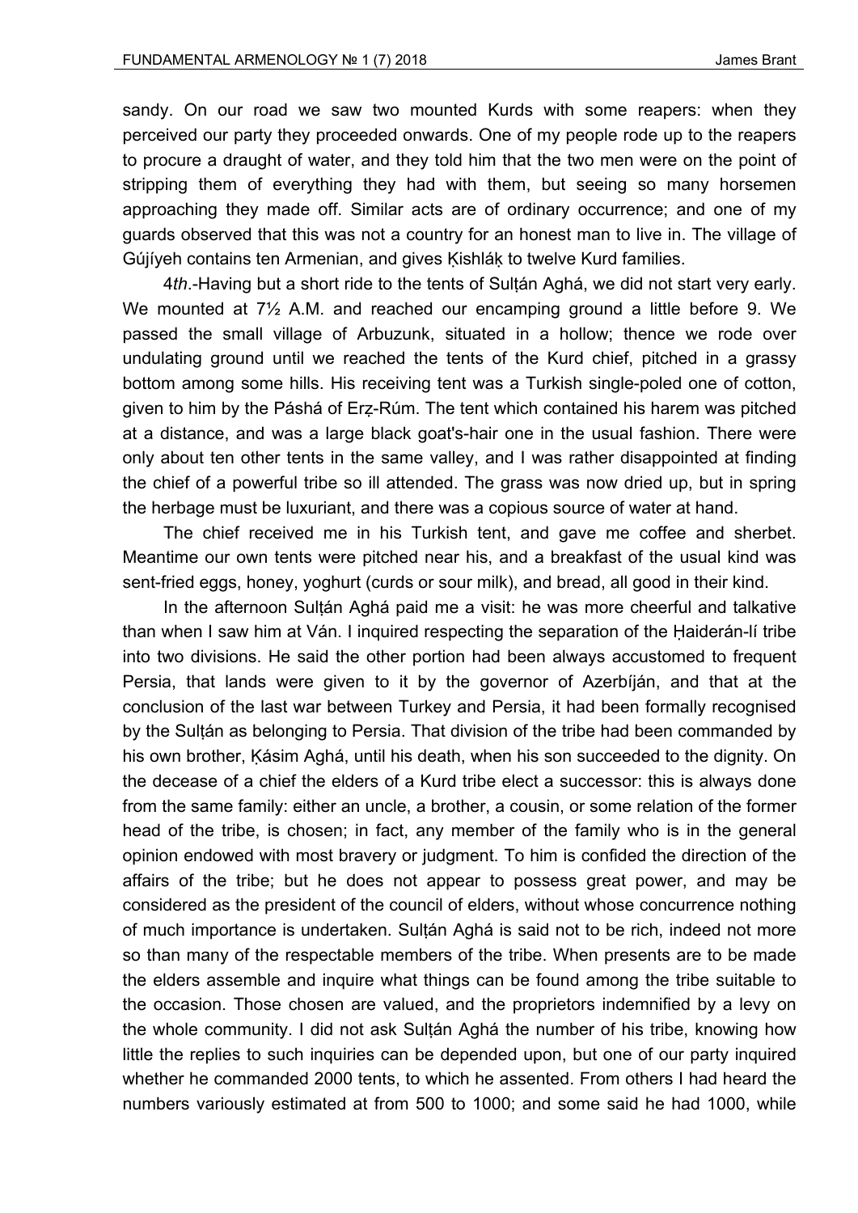sandy. On our road we saw two mounted Kurds with some reapers: when they perceived our party they proceeded onwards. One of my people rode up to the reapers to procure a draught of water, and they told him that the two men were on the point of stripping them of everything they had with them, but seeing so many horsemen approaching they made off. Similar acts are of ordinary occurrence; and one of my guards observed that this was not a country for an honest man to live in. The village of Gújíyeh contains ten Armenian, and gives Ḳishláḳ to twelve Kurd families.

4*th*.-Having but a short ride to the tents of Sulṭán Aghá, we did not start very early. We mounted at 7½ A.M. and reached our encamping ground a little before 9. We passed the small village of Arbuzunk, situated in a hollow; thence we rode over undulating ground until we reached the tents of the Kurd chief, pitched in a grassy bottom among some hills. His receiving tent was a Turkish single-poled one of cotton, given to him by the Páshá of Erẓ-Rúm. The tent which contained his harem was pitched at a distance, and was a large black goat's-hair one in the usual fashion. There were only about ten other tents in the same valley, and I was rather disappointed at finding the chief of a powerful tribe so ill attended. The grass was now dried up, but in spring the herbage must be luxuriant, and there was a copious source of water at hand.

The chief received me in his Turkish tent, and gave me coffee and sherbet. Meantime our own tents were pitched near his, and a breakfast of the usual kind was sent-fried eggs, honey, yoghurt (curds or sour milk), and bread, all good in their kind.

In the afternoon Sulṭán Aghá paid me a visit: he was more cheerful and talkative than when I saw him at Ván. I inquired respecting the separation of the Ḥaiderán-lí tribe into two divisions. He said the other portion had been always accustomed to frequent Persia, that lands were given to it by the governor of Azerbíján, and that at the conclusion of the last war between Turkey and Persia, it had been formally recognised by the Sulṭán as belonging to Persia. That division of the tribe had been commanded by his own brother, Ḳásim Aghá, until his death, when his son succeeded to the dignity. On the decease of a chief the elders of a Kurd tribe elect a successor: this is always done from the same family: either an uncle, a brother, a cousin, or some relation of the former head of the tribe, is chosen; in fact, any member of the family who is in the general opinion endowed with most bravery or judgment. To him is confided the direction of the affairs of the tribe; but he does not appear to possess great power, and may be considered as the president of the council of elders, without whose concurrence nothing of much importance is undertaken. Sulṭán Aghá is said not to be rich, indeed not more so than many of the respectable members of the tribe. When presents are to be made the elders assemble and inquire what things can be found among the tribe suitable to the occasion. Those chosen are valued, and the proprietors indemnified by a levy on the whole community. I did not ask Sulṭán Aghá the number of his tribe, knowing how little the replies to such inquiries can be depended upon, but one of our party inquired whether he commanded 2000 tents, to which he assented. From others I had heard the numbers variously estimated at from 500 to 1000; and some said he had 1000, while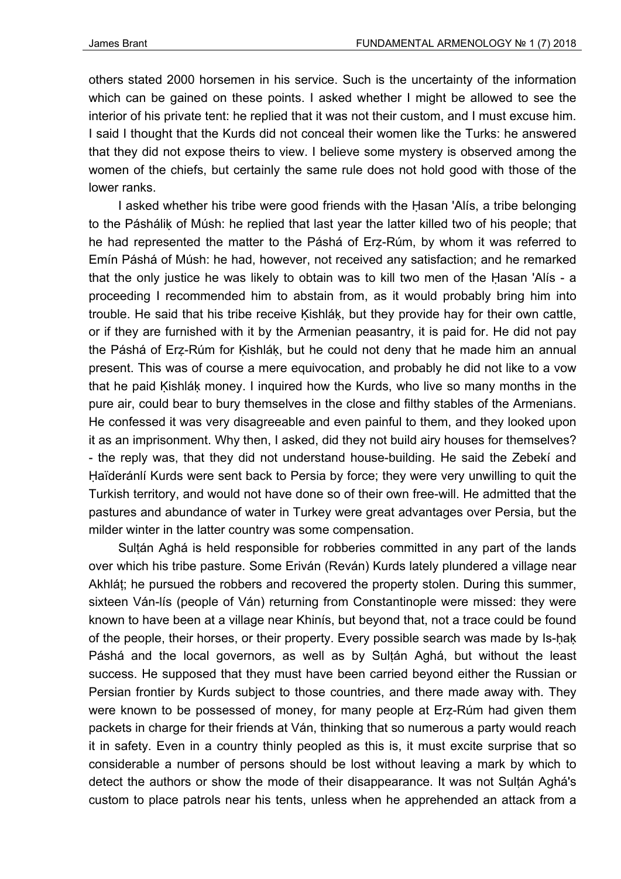others stated 2000 horsemen in his service. Such is the uncertainty of the information which can be gained on these points. I asked whether I might be allowed to see the interior of his private tent: he replied that it was not their custom, and I must excuse him. I said I thought that the Kurds did not conceal their women like the Turks: he answered that they did not expose theirs to view. I believe some mystery is observed among the women of the chiefs, but certainly the same rule does not hold good with those of the lower ranks.

I asked whether his tribe were good friends with the Ḥasan 'Alís, a tribe belonging to the Páshálik̦ of Músh: he replied that last year the latter killed two of his people; that he had represented the matter to the Páshá of Erẓ-Rúm, by whom it was referred to Emín Páshá of Músh: he had, however, not received any satisfaction; and he remarked that the only justice he was likely to obtain was to kill two men of the Ḥasan 'Alís - a proceeding I recommended him to abstain from, as it would probably bring him into trouble. He said that his tribe receive K̦ishlák̦, but they provide hay for their own cattle, or if they are furnished with it by the Armenian peasantry, it is paid for. He did not pay the Páshá of Erẓ-Rúm for K̦ishlák̦, but he could not deny that he made him an annual present. This was of course a mere equivocation, and probably he did not like to a vow that he paid K̦ishlák̦ money. I inquired how the Kurds, who live so many months in the pure air, could bear to bury themselves in the close and filthy stables of the Armenians. He confessed it was very disagreeable and even painful to them, and they looked upon it as an imprisonment. Why then, I asked, did they not build airy houses for themselves? - the reply was, that they did not understand house-building. He said the Zebekí and Ḥaïderánlí Kurds were sent back to Persia by force; they were very unwilling to quit the Turkish territory, and would not have done so of their own free-will. He admitted that the pastures and abundance of water in Turkey were great advantages over Persia, but the milder winter in the latter country was some compensation.

Sulṭán Aghá is held responsible for robberies committed in any part of the lands over which his tribe pasture. Some Eriván (Reván) Kurds lately plundered a village near Akhláṭ; he pursued the robbers and recovered the property stolen. During this summer, sixteen Ván-lís (people of Ván) returning from Constantinople were missed: they were known to have been at a village near Khinís, but beyond that, not a trace could be found of the people, their horses, or their property. Every possible search was made by Is-ḥak̦ Páshá and the local governors, as well as by Sulṭán Aghá, but without the least success. He supposed that they must have been carried beyond either the Russian or Persian frontier by Kurds subject to those countries, and there made away with. They were known to be possessed of money, for many people at Erẓ-Rúm had given them packets in charge for their friends at Ván, thinking that so numerous a party would reach it in safety. Even in a country thinly peopled as this is, it must excite surprise that so considerable a number of persons should be lost without leaving a mark by which to detect the authors or show the mode of their disappearance. It was not Sulṭán Aghá's custom to place patrols near his tents, unless when he apprehended an attack from a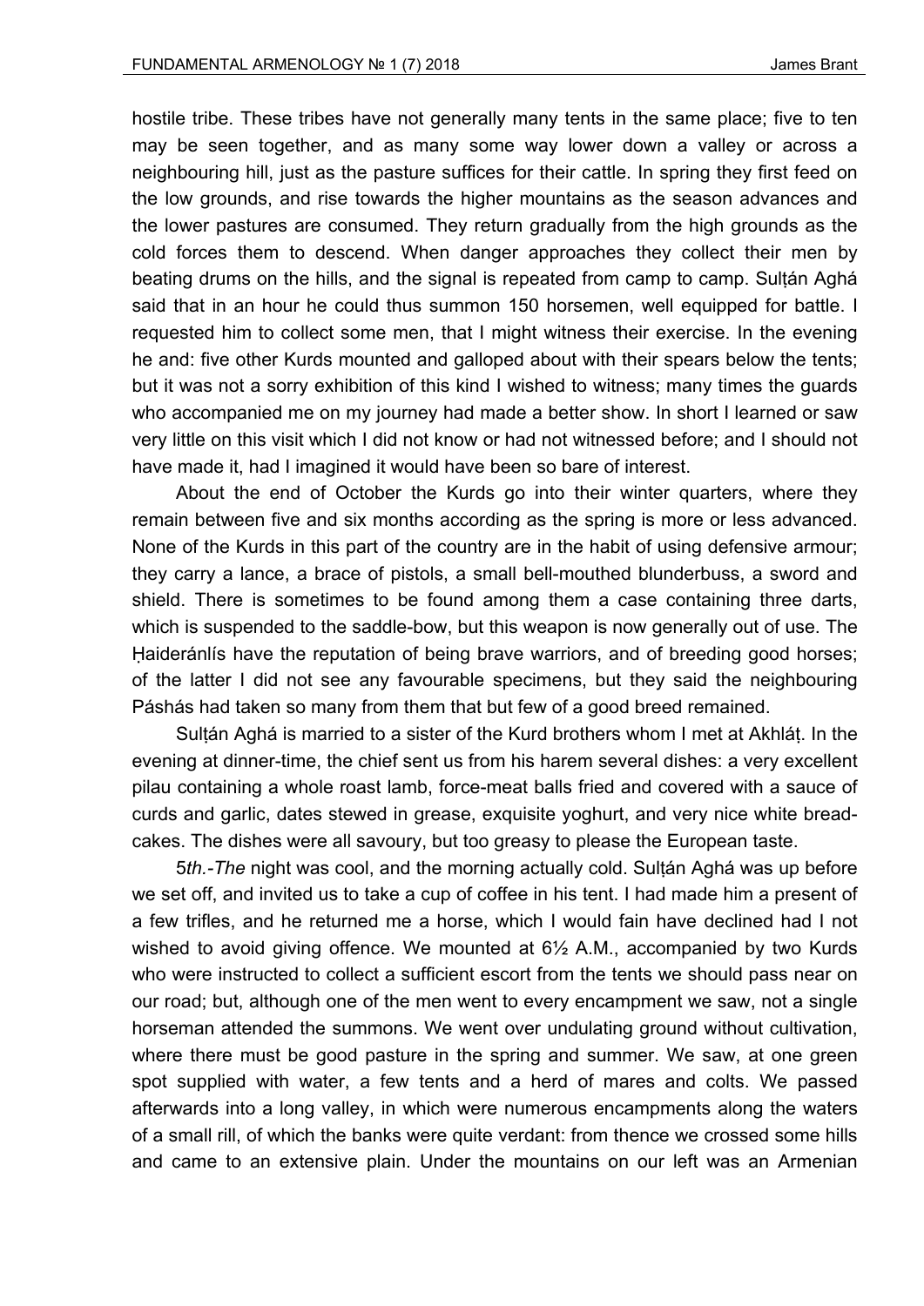hostile tribe. These tribes have not generally many tents in the same place; five to ten may be seen together, and as many some way lower down a valley or across a neighbouring hill, just as the pasture suffices for their cattle. In spring they first feed on the low grounds, and rise towards the higher mountains as the season advances and the lower pastures are consumed. They return gradually from the high grounds as the cold forces them to descend. When danger approaches they collect their men by beating drums on the hills, and the signal is repeated from camp to camp. Sulṭán Aghá said that in an hour he could thus summon 150 horsemen, well equipped for battle. I requested him to collect some men, that I might witness their exercise. In the evening he and: five other Kurds mounted and galloped about with their spears below the tents; but it was not a sorry exhibition of this kind I wished to witness; many times the guards who accompanied me on my journey had made a better show. In short I learned or saw very little on this visit which I did not know or had not witnessed before; and I should not have made it, had I imagined it would have been so bare of interest.

About the end of October the Kurds go into their winter quarters, where they remain between five and six months according as the spring is more or less advanced. None of the Kurds in this part of the country are in the habit of using defensive armour; they carry a lance, a brace of pistols, a small bell-mouthed blunderbuss, a sword and shield. There is sometimes to be found among them a case containing three darts, which is suspended to the saddle-bow, but this weapon is now generally out of use. The Ḥaideránlís have the reputation of being brave warriors, and of breeding good horses; of the latter I did not see any favourable specimens, but they said the neighbouring Páshás had taken so many from them that but few of a good breed remained.

Sulṭán Aghá is married to a sister of the Kurd brothers whom I met at Akhláṭ. In the evening at dinner-time, the chief sent us from his harem several dishes: a very excellent pilau containing a whole roast lamb, force-meat balls fried and covered with a sauce of curds and garlic, dates stewed in grease, exquisite yoghurt, and very nice white bread-cakes. The dishes were all savoury, but too greasy to please the European taste.

5*th.-The* night was cool, and the morning actually cold. Sulṭán Aghá was up before we set off, and invited us to take a cup of coffee in his tent. I had made him a present of a few trifles, and he returned me a horse, which I would fain have declined had I not wished to avoid giving offence. We mounted at 6½ A.M., accompanied by two Kurds who were instructed to collect a sufficient escort from the tents we should pass near on our road; but, although one of the men went to every encampment we saw, not a single horseman attended the summons. We went over undulating ground without cultivation, where there must be good pasture in the spring and summer. We saw, at one green spot supplied with water, a few tents and a herd of mares and colts. We passed afterwards into a long valley, in which were numerous encampments along the waters of a small rill, of which the banks were quite verdant: from thence we crossed some hills and came to an extensive plain. Under the mountains on our left was an Armenian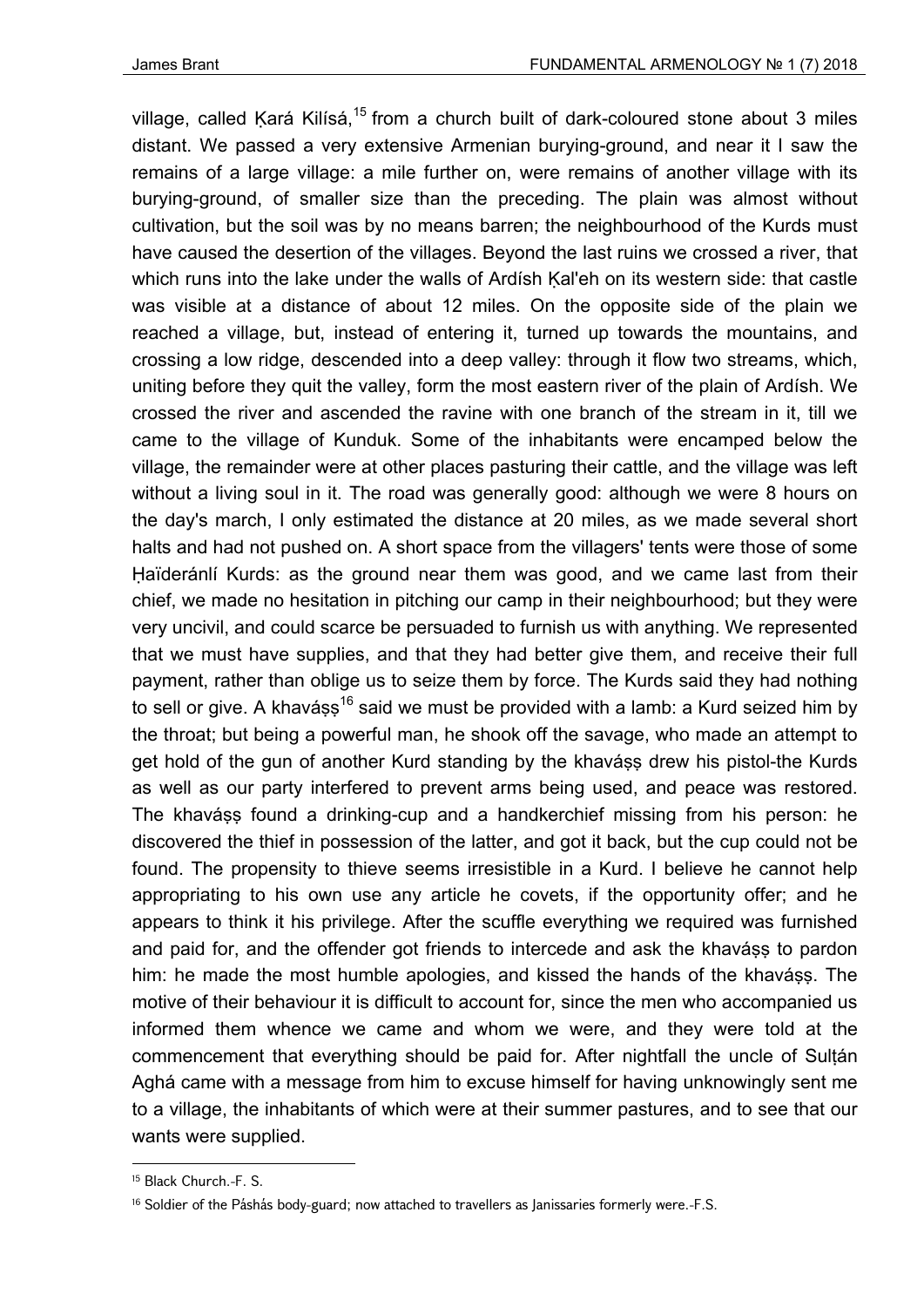village, called Ḳará Kilísá,[15] from a church built of dark-coloured stone about 3 miles distant. We passed a very extensive Armenian burying-ground, and near it I saw the remains of a large village: a mile further on, were remains of another village with its burying-ground, of smaller size than the preceding. The plain was almost without cultivation, but the soil was by no means barren; the neighbourhood of the Kurds must have caused the desertion of the villages. Beyond the last ruins we crossed a river, that which runs into the lake under the walls of Ardísh Ḳal'eh on its western side: that castle was visible at a distance of about 12 miles. On the opposite side of the plain we reached a village, but, instead of entering it, turned up towards the mountains, and crossing a low ridge, descended into a deep valley: through it flow two streams, which, uniting before they quit the valley, form the most eastern river of the plain of Ardísh. We crossed the river and ascended the ravine with one branch of the stream in it, till we came to the village of Kunduk. Some of the inhabitants were encamped below the village, the remainder were at other places pasturing their cattle, and the village was left without a living soul in it. The road was generally good: although we were 8 hours on the day's march, I only estimated the distance at 20 miles, as we made several short halts and had not pushed on. A short space from the villagers' tents were those of some Ḥaïderánlí Kurds: as the ground near them was good, and we came last from their chief, we made no hesitation in pitching our camp in their neighbourhood; but they were very uncivil, and could scarce be persuaded to furnish us with anything. We represented that we must have supplies, and that they had better give them, and receive their full payment, rather than oblige us to seize them by force. The Kurds said they had nothing to sell or give. A khaváṣṣ[16] said we must be provided with a lamb: a Kurd seized him by the throat; but being a powerful man, he shook off the savage, who made an attempt to get hold of the gun of another Kurd standing by the khaváṣṣ drew his pistol-the Kurds as well as our party interfered to prevent arms being used, and peace was restored. The khaváṣṣ found a drinking-cup and a handkerchief missing from his person: he discovered the thief in possession of the latter, and got it back, but the cup could not be found. The propensity to thieve seems irresistible in a Kurd. I believe he cannot help appropriating to his own use any article he covets, if the opportunity offer; and he appears to think it his privilege. After the scuffle everything we required was furnished and paid for, and the offender got friends to intercede and ask the khaváṣṣ to pardon him: he made the most humble apologies, and kissed the hands of the khaváṣṣ. The motive of their behaviour it is difficult to account for, since the men who accompanied us informed them whence we came and whom we were, and they were told at the commencement that everything should be paid for. After nightfall the uncle of Sulṭán Aghá came with a message from him to excuse himself for having unknowingly sent me to a village, the inhabitants of which were at their summer pastures, and to see that our wants were supplied.

[15] Black Church.-F. S.

[16] Soldier of the Páshás body-guard; now attached to travellers as Janissaries formerly were.-F.S.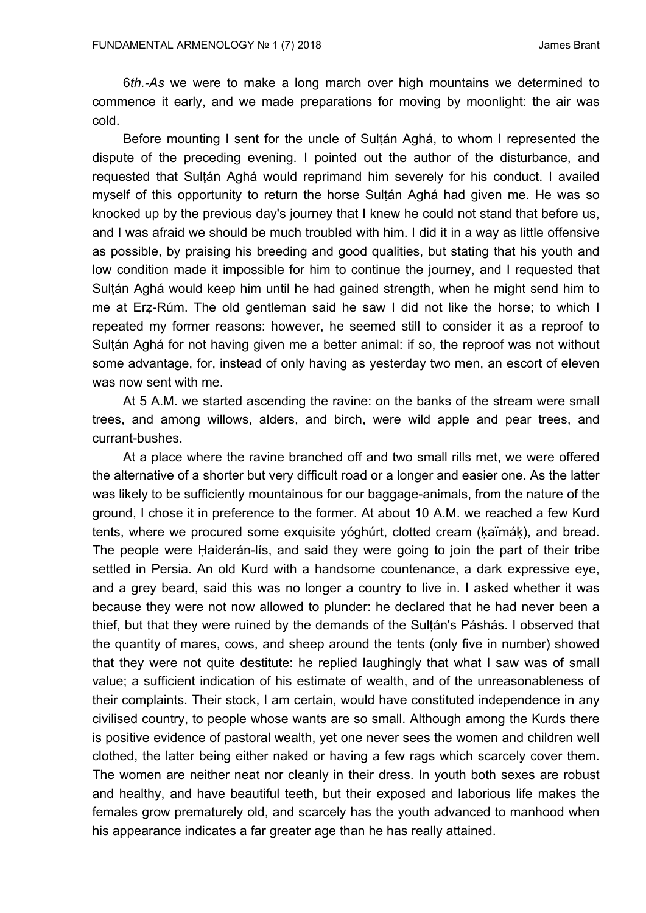6*th.-As* we were to make a long march over high mountains we determined to commence it early, and we made preparations for moving by moonlight: the air was cold.

Before mounting I sent for the uncle of Sulṭán Aghá, to whom I represented the dispute of the preceding evening. I pointed out the author of the disturbance, and requested that Sulṭán Aghá would reprimand him severely for his conduct. I availed myself of this opportunity to return the horse Sulṭán Aghá had given me. He was so knocked up by the previous day's journey that I knew he could not stand that before us, and I was afraid we should be much troubled with him. I did it in a way as little offensive as possible, by praising his breeding and good qualities, but stating that his youth and low condition made it impossible for him to continue the journey, and I requested that Sulṭán Aghá would keep him until he had gained strength, when he might send him to me at Erẓ-Rúm. The old gentleman said he saw I did not like the horse; to which I repeated my former reasons: however, he seemed still to consider it as a reproof to Sulṭán Aghá for not having given me a better animal: if so, the reproof was not without some advantage, for, instead of only having as yesterday two men, an escort of eleven was now sent with me.

At 5 A.M. we started ascending the ravine: on the banks of the stream were small trees, and among willows, alders, and birch, were wild apple and pear trees, and currant-bushes.

At a place where the ravine branched off and two small rills met, we were offered the alternative of a shorter but very difficult road or a longer and easier one. As the latter was likely to be sufficiently mountainous for our baggage-animals, from the nature of the ground, I chose it in preference to the former. At about 10 A.M. we reached a few Kurd tents, where we procured some exquisite yóghúrt, clotted cream (ḳaïmáḳ), and bread. The people were Ḥaiderán-Iís, and said they were going to join the part of their tribe settled in Persia. An old Kurd with a handsome countenance, a dark expressive eye, and a grey beard, said this was no longer a country to live in. I asked whether it was because they were not now allowed to plunder: he declared that he had never been a thief, but that they were ruined by the demands of the Sulṭán's Páshás. I observed that the quantity of mares, cows, and sheep around the tents (only five in number) showed that they were not quite destitute: he replied laughingly that what I saw was of small value; a sufficient indication of his estimate of wealth, and of the unreasonableness of their complaints. Their stock, I am certain, would have constituted independence in any civilised country, to people whose wants are so small. Although among the Kurds there is positive evidence of pastoral wealth, yet one never sees the women and children well clothed, the latter being either naked or having a few rags which scarcely cover them. The women are neither neat nor cleanly in their dress. In youth both sexes are robust and healthy, and have beautiful teeth, but their exposed and laborious life makes the females grow prematurely old, and scarcely has the youth advanced to manhood when his appearance indicates a far greater age than he has really attained.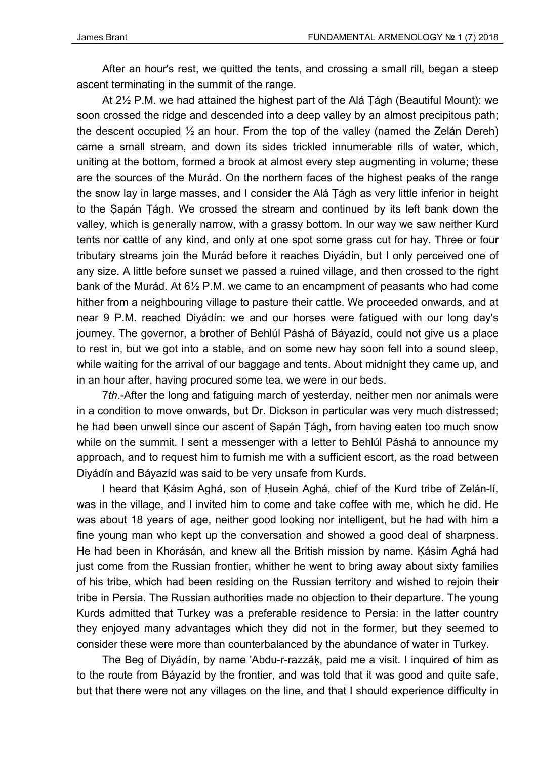After an hour's rest, we quitted the tents, and crossing a small rill, began a steep ascent terminating in the summit of the range.

At 2½ P.M. we had attained the highest part of the Alá Ṭágh (Beautiful Mount): we soon crossed the ridge and descended into a deep valley by an almost precipitous path; the descent occupied ½ an hour. From the top of the valley (named the Zelán Dereh) came a small stream, and down its sides trickled innumerable rills of water, which, uniting at the bottom, formed a brook at almost every step augmenting in volume; these are the sources of the Murád. On the northern faces of the highest peaks of the range the snow lay in large masses, and I consider the Alá Ṭágh as very little inferior in height to the Ṣapán Ṭágh. We crossed the stream and continued by its left bank down the valley, which is generally narrow, with a grassy bottom. In our way we saw neither Kurd tents nor cattle of any kind, and only at one spot some grass cut for hay. Three or four tributary streams join the Murád before it reaches Diyádín, but I only perceived one of any size. A little before sunset we passed a ruined village, and then crossed to the right bank of the Murád. At 6½ P.M. we came to an encampment of peasants who had come hither from a neighbouring village to pasture their cattle. We proceeded onwards, and at near 9 P.M. reached Diyádín: we and our horses were fatigued with our long day's journey. The governor, a brother of Behlúl Páshá of Báyazíd, could not give us a place to rest in, but we got into a stable, and on some new hay soon fell into a sound sleep, while waiting for the arrival of our baggage and tents. About midnight they came up, and in an hour after, having procured some tea, we were in our beds.

*7th*.-After the long and fatiguing march of yesterday, neither men nor animals were in a condition to move onwards, but Dr. Dickson in particular was very much distressed; he had been unwell since our ascent of Ṣapán Ṭágh, from having eaten too much snow while on the summit. I sent a messenger with a letter to Behlúl Páshá to announce my approach, and to request him to furnish me with a sufficient escort, as the road between Diyádín and Báyazíd was said to be very unsafe from Kurds.

I heard that Ḳásim Aghá, son of Ḥusein Aghá, chief of the Kurd tribe of Zelán-lí, was in the village, and I invited him to come and take coffee with me, which he did. He was about 18 years of age, neither good looking nor intelligent, but he had with him a fine young man who kept up the conversation and showed a good deal of sharpness. He had been in Khorásán, and knew all the British mission by name. Ḳásim Aghá had just come from the Russian frontier, whither he went to bring away about sixty families of his tribe, which had been residing on the Russian territory and wished to rejoin their tribe in Persia. The Russian authorities made no objection to their departure. The young Kurds admitted that Turkey was a preferable residence to Persia: in the latter country they enjoyed many advantages which they did not in the former, but they seemed to consider these were more than counterbalanced by the abundance of water in Turkey.

The Beg of Diyádín, by name 'Abdu-r-razzáḳ, paid me a visit. I inquired of him as to the route from Báyazíd by the frontier, and was told that it was good and quite safe, but that there were not any villages on the line, and that I should experience difficulty in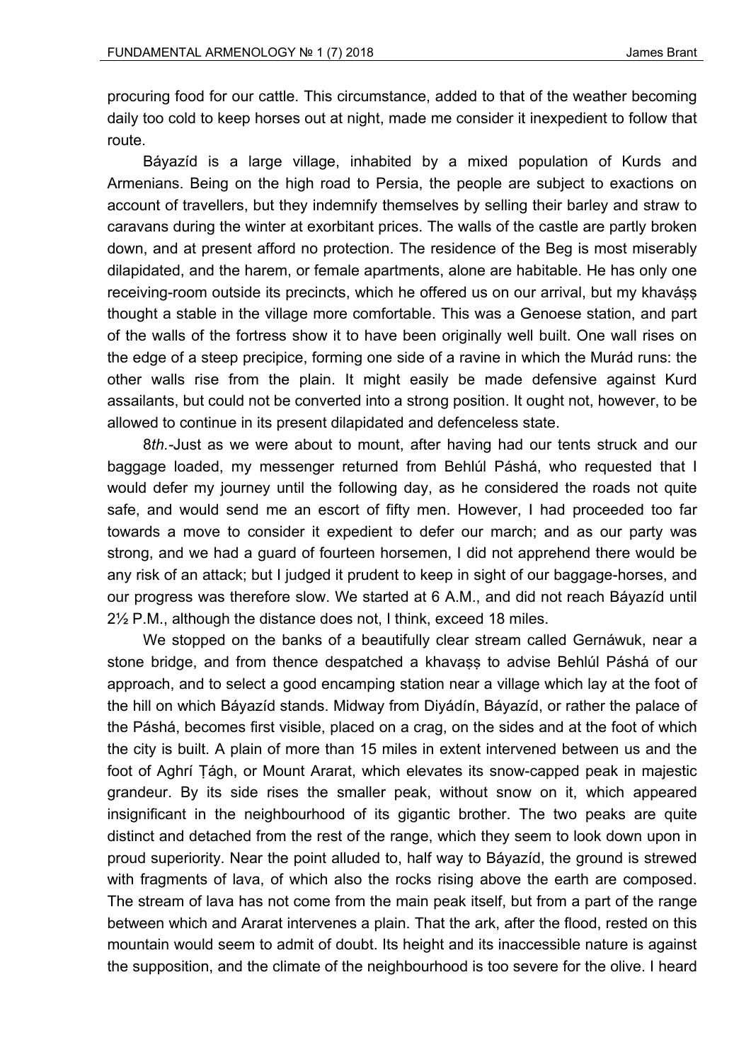procuring food for our cattle. This circumstance, added to that of the weather becoming daily too cold to keep horses out at night, made me consider it inexpedient to follow that route.

Báyazíd is a large village, inhabited by a mixed population of Kurds and Armenians. Being on the high road to Persia, the people are subject to exactions on account of travellers, but they indemnify themselves by selling their barley and straw to caravans during the winter at exorbitant prices. The walls of the castle are partly broken down, and at present afford no protection. The residence of the Beg is most miserably dilapidated, and the harem, or female apartments, alone are habitable. He has only one receiving-room outside its precincts, which he offered us on our arrival, but my khaváṣṣ thought a stable in the village more comfortable. This was a Genoese station, and part of the walls of the fortress show it to have been originally well built. One wall rises on the edge of a steep precipice, forming one side of a ravine in which the Murád runs: the other walls rise from the plain. It might easily be made defensive against Kurd assailants, but could not be converted into a strong position. It ought not, however, to be allowed to continue in its present dilapidated and defenceless state.

8*th.*-Just as we were about to mount, after having had our tents struck and our baggage loaded, my messenger returned from Behlúl Páshá, who requested that I would defer my journey until the following day, as he considered the roads not quite safe, and would send me an escort of fifty men. However, I had proceeded too far towards a move to consider it expedient to defer our march; and as our party was strong, and we had a guard of fourteen horsemen, I did not apprehend there would be any risk of an attack; but I judged it prudent to keep in sight of our baggage-horses, and our progress was therefore slow. We started at 6 A.M., and did not reach Báyazíd until 2½ P.M., although the distance does not, I think, exceed 18 miles.

We stopped on the banks of a beautifully clear stream called Gernáwuk, near a stone bridge, and from thence despatched a khavaṣṣ to advise Behlúl Páshá of our approach, and to select a good encamping station near a village which lay at the foot of the hill on which Báyazíd stands. Midway from Diyádín, Báyazíd, or rather the palace of the Páshá, becomes first visible, placed on a crag, on the sides and at the foot of which the city is built. A plain of more than 15 miles in extent intervened between us and the foot of Aghrí Ṭágh, or Mount Ararat, which elevates its snow-capped peak in majestic grandeur. By its side rises the smaller peak, without snow on it, which appeared insignificant in the neighbourhood of its gigantic brother. The two peaks are quite distinct and detached from the rest of the range, which they seem to look down upon in proud superiority. Near the point alluded to, half way to Báyazíd, the ground is strewed with fragments of lava, of which also the rocks rising above the earth are composed. The stream of lava has not come from the main peak itself, but from a part of the range between which and Ararat intervenes a plain. That the ark, after the flood, rested on this mountain would seem to admit of doubt. Its height and its inaccessible nature is against the supposition, and the climate of the neighbourhood is too severe for the olive. I heard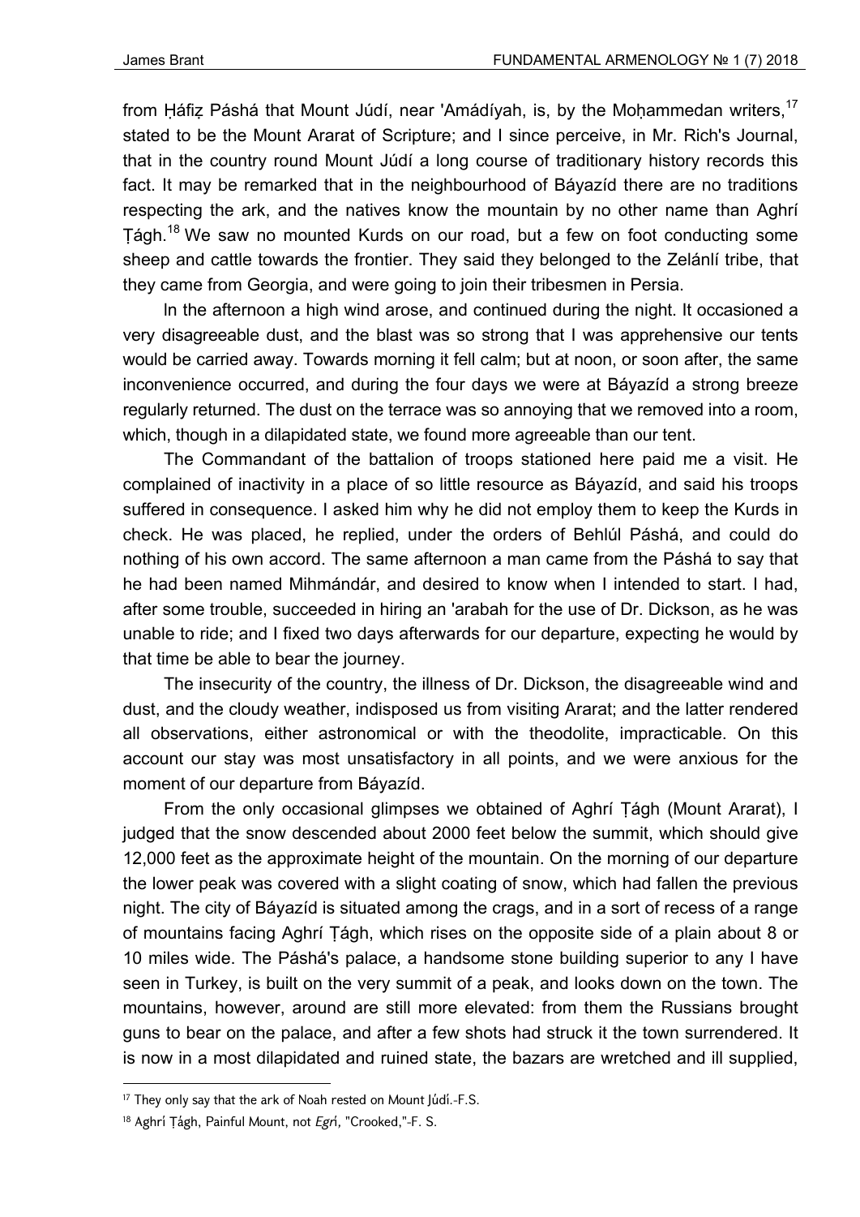from Ḥáfiẓ Páshá that Mount Júdí, near 'Amádíyah, is, by the Moḥammedan writers,[17] stated to be the Mount Ararat of Scripture; and I since perceive, in Mr. Rich's Journal, that in the country round Mount Júdí a long course of traditionary history records this fact. It may be remarked that in the neighbourhood of Báyazíd there are no traditions respecting the ark, and the natives know the mountain by no other name than Aghrí Ṭágh.[18] We saw no mounted Kurds on our road, but a few on foot conducting some sheep and cattle towards the frontier. They said they belonged to the Zelánlí tribe, that they came from Georgia, and were going to join their tribesmen in Persia.

In the afternoon a high wind arose, and continued during the night. It occasioned a very disagreeable dust, and the blast was so strong that I was apprehensive our tents would be carried away. Towards morning it fell calm; but at noon, or soon after, the same inconvenience occurred, and during the four days we were at Báyazíd a strong breeze regularly returned. The dust on the terrace was so annoying that we removed into a room, which, though in a dilapidated state, we found more agreeable than our tent.

The Commandant of the battalion of troops stationed here paid me a visit. He complained of inactivity in a place of so little resource as Báyazíd, and said his troops suffered in consequence. I asked him why he did not employ them to keep the Kurds in check. He was placed, he replied, under the orders of Behlúl Páshá, and could do nothing of his own accord. The same afternoon a man came from the Páshá to say that he had been named Mihmándár, and desired to know when I intended to start. I had, after some trouble, succeeded in hiring an 'arabah for the use of Dr. Dickson, as he was unable to ride; and I fixed two days afterwards for our departure, expecting he would by that time be able to bear the journey.

The insecurity of the country, the illness of Dr. Dickson, the disagreeable wind and dust, and the cloudy weather, indisposed us from visiting Ararat; and the latter rendered all observations, either astronomical or with the theodolite, impracticable. On this account our stay was most unsatisfactory in all points, and we were anxious for the moment of our departure from Báyazíd.

From the only occasional glimpses we obtained of Aghrí Ṭágh (Mount Ararat), I judged that the snow descended about 2000 feet below the summit, which should give 12,000 feet as the approximate height of the mountain. On the morning of our departure the lower peak was covered with a slight coating of snow, which had fallen the previous night. The city of Báyazíd is situated among the crags, and in a sort of recess of a range of mountains facing Aghrí Ṭágh, which rises on the opposite side of a plain about 8 or 10 miles wide. The Páshá's palace, a handsome stone building superior to any I have seen in Turkey, is built on the very summit of a peak, and looks down on the town. The mountains, however, around are still more elevated: from them the Russians brought guns to bear on the palace, and after a few shots had struck it the town surrendered. It is now in a most dilapidated and ruined state, the bazars are wretched and ill supplied,

---

[17] They only say that the ark of Noah rested on Mount Júdí.-F.S.

[18] Aghrí Ṭágh, Painful Mount, not *Egrí*, "Crooked,"-F. S.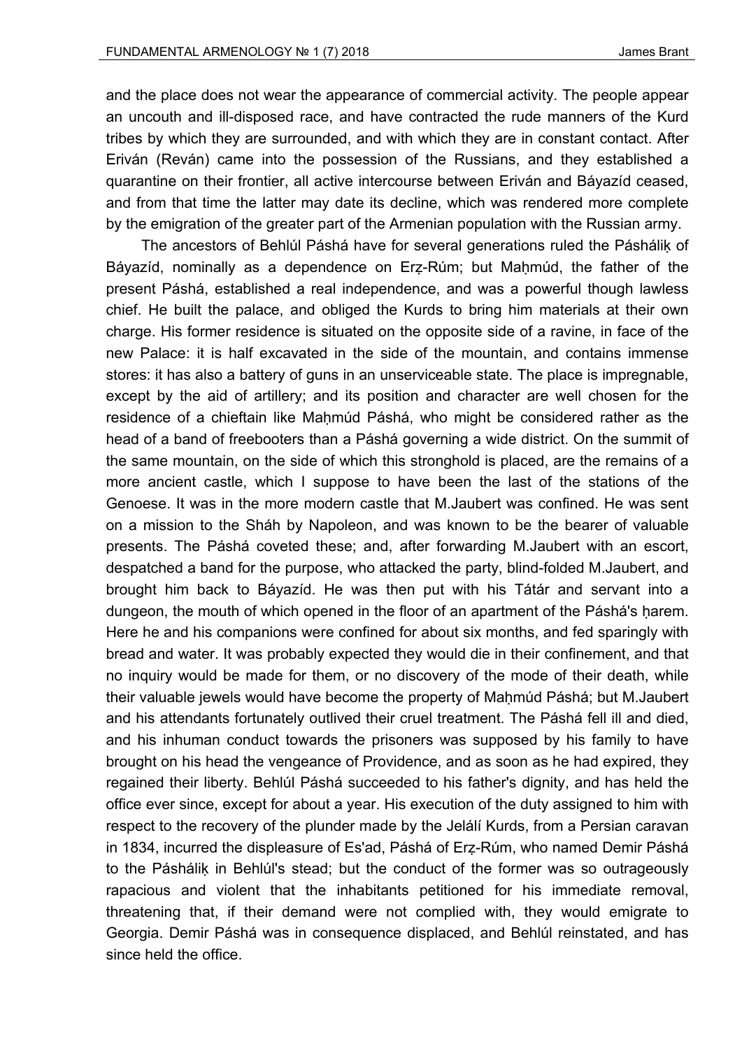and the place does not wear the appearance of commercial activity. The people appear an uncouth and ill-disposed race, and have contracted the rude manners of the Kurd tribes by which they are surrounded, and with which they are in constant contact. After Eriván (Reván) came into the possession of the Russians, and they established a quarantine on their frontier, all active intercourse between Eriván and Báyazíd ceased, and from that time the latter may date its decline, which was rendered more complete by the emigration of the greater part of the Armenian population with the Russian army.

The ancestors of Behlúl Páshá have for several generations ruled the Páshálịk of Báyazíd, nominally as a dependence on Erẓ-Rúm; but Maḥmúd, the father of the present Páshá, established a real independence, and was a powerful though lawless chief. He built the palace, and obliged the Kurds to bring him materials at their own charge. His former residence is situated on the opposite side of a ravine, in face of the new Palace: it is half excavated in the side of the mountain, and contains immense stores: it has also a battery of guns in an unserviceable state. The place is impregnable, except by the aid of artillery; and its position and character are well chosen for the residence of a chieftain like Maḥmúd Páshá, who might be considered rather as the head of a band of freebooters than a Páshá governing a wide district. On the summit of the same mountain, on the side of which this stronghold is placed, are the remains of a more ancient castle, which I suppose to have been the last of the stations of the Genoese. It was in the more modern castle that M.Jaubert was confined. He was sent on a mission to the Sháh by Napoleon, and was known to be the bearer of valuable presents. The Páshá coveted these; and, after forwarding M.Jaubert with an escort, despatched a band for the purpose, who attacked the party, blind-folded M.Jaubert, and brought him back to Báyazíd. He was then put with his Tátár and servant into a dungeon, the mouth of which opened in the floor of an apartment of the Páshá's ḥarem. Here he and his companions were confined for about six months, and fed sparingly with bread and water. It was probably expected they would die in their confinement, and that no inquiry would be made for them, or no discovery of the mode of their death, while their valuable jewels would have become the property of Maḥmúd Páshá; but M.Jaubert and his attendants fortunately outlived their cruel treatment. The Páshá fell ill and died, and his inhuman conduct towards the prisoners was supposed by his family to have brought on his head the vengeance of Providence, and as soon as he had expired, they regained their liberty. Behlúl Páshá succeeded to his father's dignity, and has held the office ever since, except for about a year. His execution of the duty assigned to him with respect to the recovery of the plunder made by the Jelálí Kurds, from a Persian caravan in 1834, incurred the displeasure of Es'ad, Páshá of Erẓ-Rúm, who named Demir Páshá to the Páshálịk in Behlúl's stead; but the conduct of the former was so outrageously rapacious and violent that the inhabitants petitioned for his immediate removal, threatening that, if their demand were not complied with, they would emigrate to Georgia. Demir Páshá was in consequence displaced, and Behlúl reinstated, and has since held the office.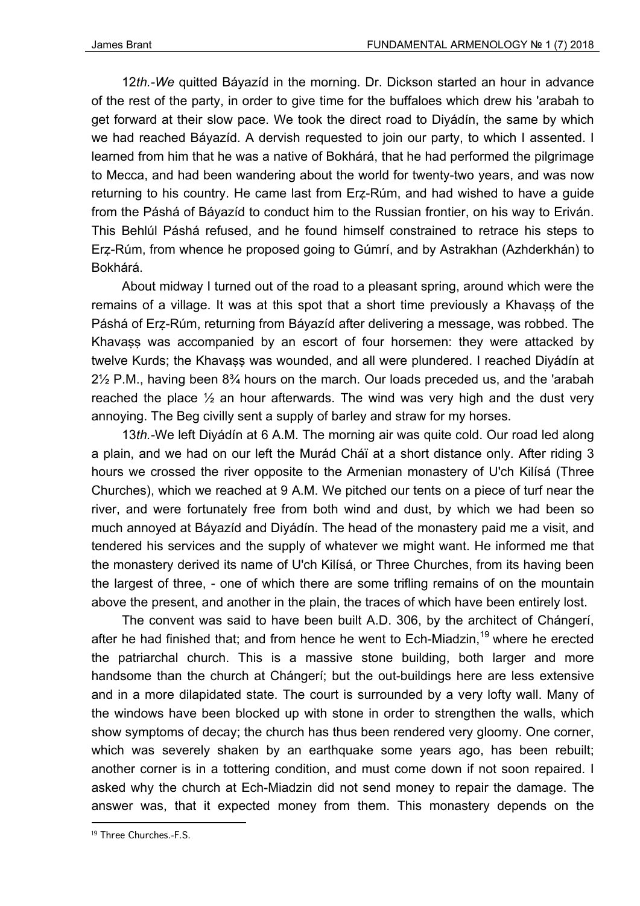12*th.-We* quitted Báyazíd in the morning. Dr. Dickson started an hour in advance of the rest of the party, in order to give time for the buffaloes which drew his 'arabah to get forward at their slow pace. We took the direct road to Diyádín, the same by which we had reached Báyazíd. A dervish requested to join our party, to which I assented. I learned from him that he was a native of Bokhárá, that he had performed the pilgrimage to Mecca, and had been wandering about the world for twenty-two years, and was now returning to his country. He came last from Erẓ-Rúm, and had wished to have a guide from the Páshá of Báyazíd to conduct him to the Russian frontier, on his way to Eriván. This Behlúl Páshá refused, and he found himself constrained to retrace his steps to Erẓ-Rúm, from whence he proposed going to Gúmrí, and by Astrakhan (Azhderkhán) to Bokhárá.

About midway I turned out of the road to a pleasant spring, around which were the remains of a village. It was at this spot that a short time previously a Khavaṣṣ of the Páshá of Erẓ-Rúm, returning from Báyazíd after delivering a message, was robbed. The Khavaṣṣ was accompanied by an escort of four horsemen: they were attacked by twelve Kurds; the Khavaṣṣ was wounded, and all were plundered. I reached Diyádín at 2½ P.M., having been 8¾ hours on the march. Our loads preceded us, and the 'arabah reached the place ½ an hour afterwards. The wind was very high and the dust very annoying. The Beg civilly sent a supply of barley and straw for my horses.

13*th.*-We left Diyádín at 6 A.M. The morning air was quite cold. Our road led along a plain, and we had on our left the Murád Cháï at a short distance only. After riding 3 hours we crossed the river opposite to the Armenian monastery of U'ch Kilísá (Three Churches), which we reached at 9 A.M. We pitched our tents on a piece of turf near the river, and were fortunately free from both wind and dust, by which we had been so much annoyed at Báyazíd and Diyádín. The head of the monastery paid me a visit, and tendered his services and the supply of whatever we might want. He informed me that the monastery derived its name of U'ch Kilísá, or Three Churches, from its having been the largest of three, - one of which there are some trifling remains of on the mountain above the present, and another in the plain, the traces of which have been entirely lost.

The convent was said to have been built A.D. 306, by the architect of Chángerí, after he had finished that; and from hence he went to Ech-Miadzin,[19] where he erected the patriarchal church. This is a massive stone building, both larger and more handsome than the church at Chángerí; but the out-buildings here are less extensive and in a more dilapidated state. The court is surrounded by a very lofty wall. Many of the windows have been blocked up with stone in order to strengthen the walls, which show symptoms of decay; the church has thus been rendered very gloomy. One corner, which was severely shaken by an earthquake some years ago, has been rebuilt; another corner is in a tottering condition, and must come down if not soon repaired. I asked why the church at Ech-Miadzin did not send money to repair the damage. The answer was, that it expected money from them. This monastery depends on the

[19] Three Churches.-F.S.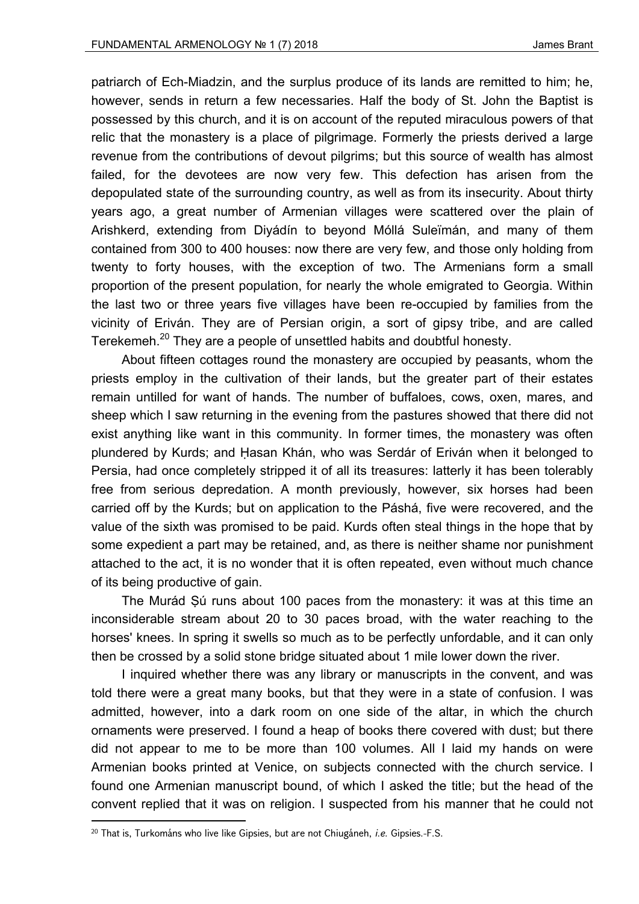patriarch of Ech-Miadzin, and the surplus produce of its lands are remitted to him; he, however, sends in return a few necessaries. Half the body of St. John the Baptist is possessed by this church, and it is on account of the reputed miraculous powers of that relic that the monastery is a place of pilgrimage. Formerly the priests derived a large revenue from the contributions of devout pilgrims; but this source of wealth has almost failed, for the devotees are now very few. This defection has arisen from the depopulated state of the surrounding country, as well as from its insecurity. About thirty years ago, a great number of Armenian villages were scattered over the plain of Arishkerd, extending from Diyádín to beyond Móllá Suleïmán, and many of them contained from 300 to 400 houses: now there are very few, and those only holding from twenty to forty houses, with the exception of two. The Armenians form a small proportion of the present population, for nearly the whole emigrated to Georgia. Within the last two or three years five villages have been re-occupied by families from the vicinity of Eriván. They are of Persian origin, a sort of gipsy tribe, and are called Terekemeh.[20] They are a people of unsettled habits and doubtful honesty.

About fifteen cottages round the monastery are occupied by peasants, whom the priests employ in the cultivation of their lands, but the greater part of their estates remain untilled for want of hands. The number of buffaloes, cows, oxen, mares, and sheep which I saw returning in the evening from the pastures showed that there did not exist anything like want in this community. In former times, the monastery was often plundered by Kurds; and Ḥasan Khán, who was Serdár of Eriván when it belonged to Persia, had once completely stripped it of all its treasures: latterly it has been tolerably free from serious depredation. A month previously, however, six horses had been carried off by the Kurds; but on application to the Páshá, five were recovered, and the value of the sixth was promised to be paid. Kurds often steal things in the hope that by some expedient a part may be retained, and, as there is neither shame nor punishment attached to the act, it is no wonder that it is often repeated, even without much chance of its being productive of gain.

The Murád Ṣú runs about 100 paces from the monastery: it was at this time an inconsiderable stream about 20 to 30 paces broad, with the water reaching to the horses' knees. In spring it swells so much as to be perfectly unfordable, and it can only then be crossed by a solid stone bridge situated about 1 mile lower down the river.

I inquired whether there was any library or manuscripts in the convent, and was told there were a great many books, but that they were in a state of confusion. I was admitted, however, into a dark room on one side of the altar, in which the church ornaments were preserved. I found a heap of books there covered with dust; but there did not appear to me to be more than 100 volumes. All I laid my hands on were Armenian books printed at Venice, on subjects connected with the church service. I found one Armenian manuscript bound, of which I asked the title; but the head of the convent replied that it was on religion. I suspected from his manner that he could not

[20] That is, Turkománs who live like Gipsies, but are not Chiugáneh, *i.e.* Gipsies.-F.S.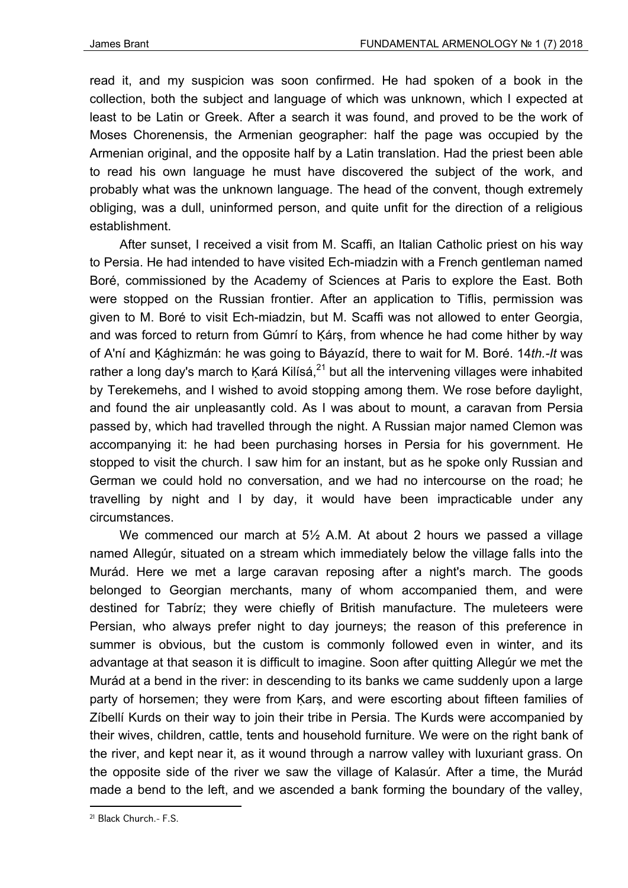read it, and my suspicion was soon confirmed. He had spoken of a book in the collection, both the subject and language of which was unknown, which I expected at least to be Latin or Greek. After a search it was found, and proved to be the work of Moses Chorenensis, the Armenian geographer: half the page was occupied by the Armenian original, and the opposite half by a Latin translation. Had the priest been able to read his own language he must have discovered the subject of the work, and probably what was the unknown language. The head of the convent, though extremely obliging, was a dull, uninformed person, and quite unfit for the direction of a religious establishment.

After sunset, I received a visit from M. Scaffi, an Italian Catholic priest on his way to Persia. He had intended to have visited Ech-miadzin with a French gentleman named Boré, commissioned by the Academy of Sciences at Paris to explore the East. Both were stopped on the Russian frontier. After an application to Tiflis, permission was given to M. Boré to visit Ech-miadzin, but M. Scaffi was not allowed to enter Georgia, and was forced to return from Gúmrí to Ḳárṣ, from whence he had come hither by way of A'ní and Ḳághizmán: he was going to Báyazíd, there to wait for M. Boré. 14*th.-It* was rather a long day's march to Ḳará Kilísá,[21] but all the intervening villages were inhabited by Terekemehs, and I wished to avoid stopping among them. We rose before daylight, and found the air unpleasantly cold. As I was about to mount, a caravan from Persia passed by, which had travelled through the night. A Russian major named Clemon was accompanying it: he had been purchasing horses in Persia for his government. He stopped to visit the church. I saw him for an instant, but as he spoke only Russian and German we could hold no conversation, and we had no intercourse on the road; he travelling by night and I by day, it would have been impracticable under any circumstances.

We commenced our march at 5½ A.M. At about 2 hours we passed a village named Allegúr, situated on a stream which immediately below the village falls into the Murád. Here we met a large caravan reposing after a night's march. The goods belonged to Georgian merchants, many of whom accompanied them, and were destined for Tabríz; they were chiefly of British manufacture. The muleteers were Persian, who always prefer night to day journeys; the reason of this preference in summer is obvious, but the custom is commonly followed even in winter, and its advantage at that season it is difficult to imagine. Soon after quitting Allegúr we met the Murád at a bend in the river: in descending to its banks we came suddenly upon a large party of horsemen; they were from Ḳarṣ, and were escorting about fifteen families of Zíbellí Kurds on their way to join their tribe in Persia. The Kurds were accompanied by their wives, children, cattle, tents and household furniture. We were on the right bank of the river, and kept near it, as it wound through a narrow valley with luxuriant grass. On the opposite side of the river we saw the village of Kalasúr. After a time, the Murád made a bend to the left, and we ascended a bank forming the boundary of the valley,

---

[21] Black Church.- F.S.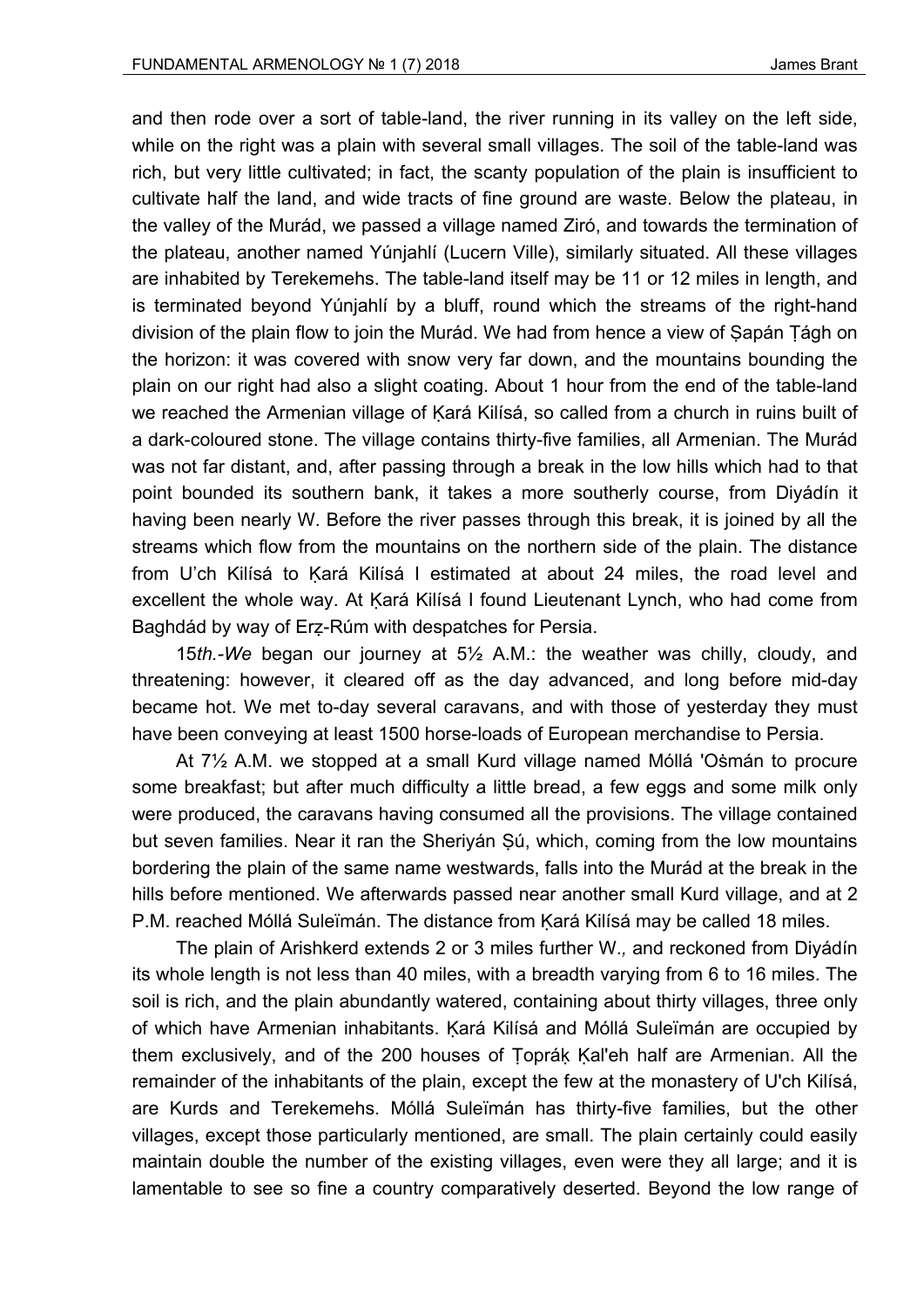and then rode over a sort of table-land, the river running in its valley on the left side, while on the right was a plain with several small villages. The soil of the table-land was rich, but very little cultivated; in fact, the scanty population of the plain is insufficient to cultivate half the land, and wide tracts of fine ground are waste. Below the plateau, in the valley of the Murád, we passed a village named Ziró, and towards the termination of the plateau, another named Yúnjahlí (Lucern Ville), similarly situated. All these villages are inhabited by Terekemehs. The table-land itself may be 11 or 12 miles in length, and is terminated beyond Yúnjahlí by a bluff, round which the streams of the right-hand division of the plain flow to join the Murád. We had from hence a view of Ṣapán Ṭágh on the horizon: it was covered with snow very far down, and the mountains bounding the plain on our right had also a slight coating. About 1 hour from the end of the table-land we reached the Armenian village of Ḳará Kilísá, so called from a church in ruins built of a dark-coloured stone. The village contains thirty-five families, all Armenian. The Murád was not far distant, and, after passing through a break in the low hills which had to that point bounded its southern bank, it takes a more southerly course, from Diyádín it having been nearly W. Before the river passes through this break, it is joined by all the streams which flow from the mountains on the northern side of the plain. The distance from U'ch Kilísá to Ḳará Kilísá I estimated at about 24 miles, the road level and excellent the whole way. At Ḳará Kilísá I found Lieutenant Lynch, who had come from Baghdád by way of Erẓ-Rúm with despatches for Persia.

15*th.-We* began our journey at 5½ A.M.: the weather was chilly, cloudy, and threatening: however, it cleared off as the day advanced, and long before mid-day became hot. We met to-day several caravans, and with those of yesterday they must have been conveying at least 1500 horse-loads of European merchandise to Persia.

At 7½ A.M. we stopped at a small Kurd village named Móllá 'Oṡmán to procure some breakfast; but after much difficulty a little bread, a few eggs and some milk only were produced, the caravans having consumed all the provisions. The village contained but seven families. Near it ran the Sheriyán Ṣú, which, coming from the low mountains bordering the plain of the same name westwards, falls into the Murád at the break in the hills before mentioned. We afterwards passed near another small Kurd village, and at 2 P.M. reached Móllá Suleïmán. The distance from Ḳará Kilísá may be called 18 miles.

The plain of Arishkerd extends 2 or 3 miles further W., and reckoned from Diyádín its whole length is not less than 40 miles, with a breadth varying from 6 to 16 miles. The soil is rich, and the plain abundantly watered, containing about thirty villages, three only of which have Armenian inhabitants. Ḳará Kilísá and Móllá Suleïmán are occupied by them exclusively, and of the 200 houses of Ṭopráḳ Ḳal'eh half are Armenian. All the remainder of the inhabitants of the plain, except the few at the monastery of U'ch Kilísá, are Kurds and Terekemehs. Móllá Suleïmán has thirty-five families, but the other villages, except those particularly mentioned, are small. The plain certainly could easily maintain double the number of the existing villages, even were they all large; and it is lamentable to see so fine a country comparatively deserted. Beyond the low range of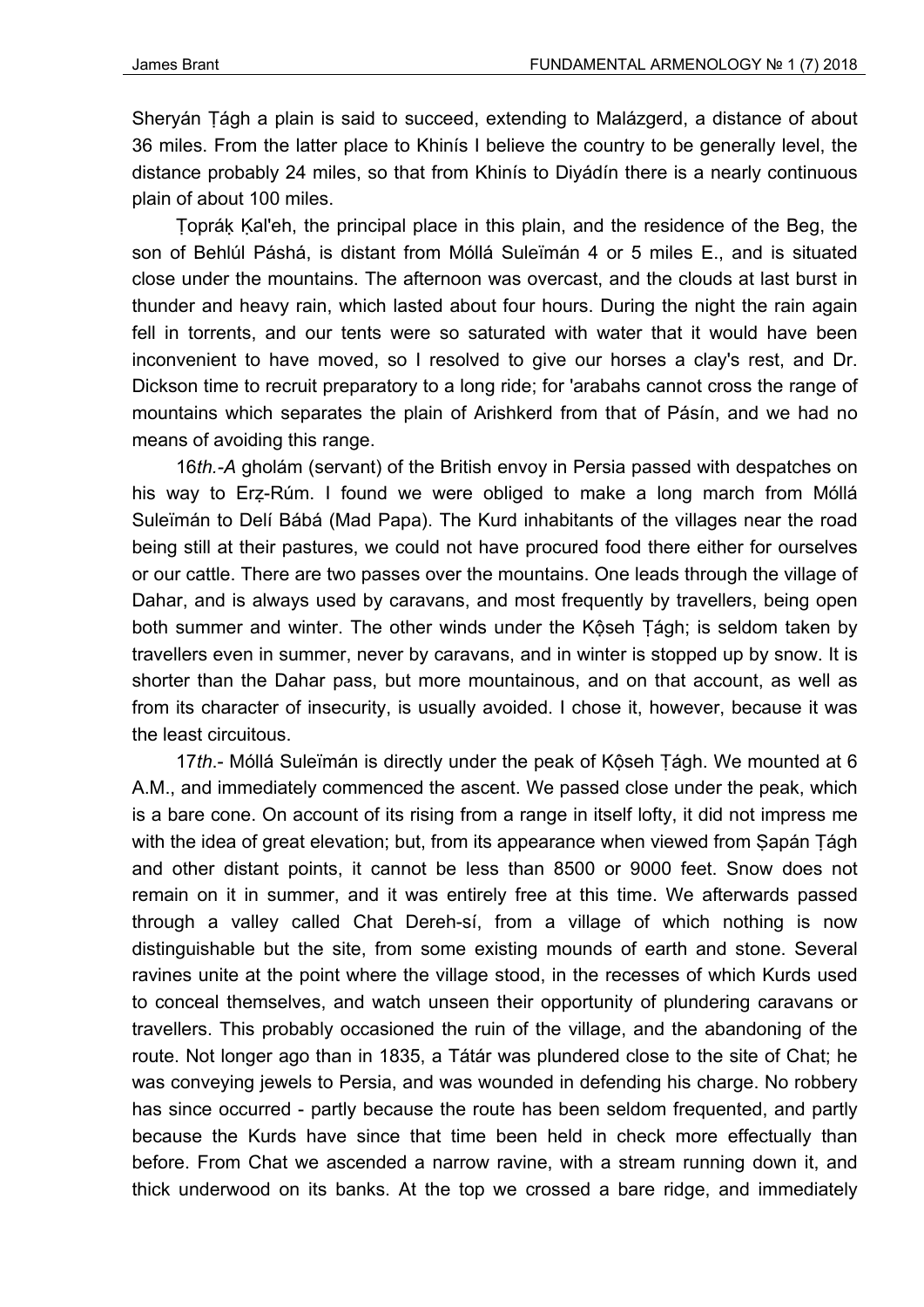Sheryán Ṭágh a plain is said to succeed, extending to Malázgerd, a distance of about 36 miles. From the latter place to Khinís I believe the country to be generally level, the distance probably 24 miles, so that from Khinís to Diyádín there is a nearly continuous plain of about 100 miles.

Ṭopráḳ Ḳal'eh, the principal place in this plain, and the residence of the Beg, the son of Behlúl Páshá, is distant from Móllá Suleïmán 4 or 5 miles E., and is situated close under the mountains. The afternoon was overcast, and the clouds at last burst in thunder and heavy rain, which lasted about four hours. During the night the rain again fell in torrents, and our tents were so saturated with water that it would have been inconvenient to have moved, so I resolved to give our horses a clay's rest, and Dr. Dickson time to recruit preparatory to a long ride; for 'arabahs cannot cross the range of mountains which separates the plain of Arishkerd from that of Pásín, and we had no means of avoiding this range.

16*th.-A* gholám (servant) of the British envoy in Persia passed with despatches on his way to Erẓ-Rúm. I found we were obliged to make a long march from Móllá Suleïmán to Delí Bábá (Mad Papa). The Kurd inhabitants of the villages near the road being still at their pastures, we could not have procured food there either for ourselves or our cattle. There are two passes over the mountains. One leads through the village of Dahar, and is always used by caravans, and most frequently by travellers, being open both summer and winter. The other winds under the Kộseh Ṭágh; is seldom taken by travellers even in summer, never by caravans, and in winter is stopped up by snow. It is shorter than the Dahar pass, but more mountainous, and on that account, as well as from its character of insecurity, is usually avoided. I chose it, however, because it was the least circuitous.

17*th*.- Móllá Suleïmán is directly under the peak of Kộseh Ṭágh. We mounted at 6 A.M., and immediately commenced the ascent. We passed close under the peak, which is a bare cone. On account of its rising from a range in itself lofty, it did not impress me with the idea of great elevation; but, from its appearance when viewed from Ṣapán Ṭágh and other distant points, it cannot be less than 8500 or 9000 feet. Snow does not remain on it in summer, and it was entirely free at this time. We afterwards passed through a valley called Chat Dereh-sí, from a village of which nothing is now distinguishable but the site, from some existing mounds of earth and stone. Several ravines unite at the point where the village stood, in the recesses of which Kurds used to conceal themselves, and watch unseen their opportunity of plundering caravans or travellers. This probably occasioned the ruin of the village, and the abandoning of the route. Not longer ago than in 1835, a Tátár was plundered close to the site of Chat; he was conveying jewels to Persia, and was wounded in defending his charge. No robbery has since occurred - partly because the route has been seldom frequented, and partly because the Kurds have since that time been held in check more effectually than before. From Chat we ascended a narrow ravine, with a stream running down it, and thick underwood on its banks. At the top we crossed a bare ridge, and immediately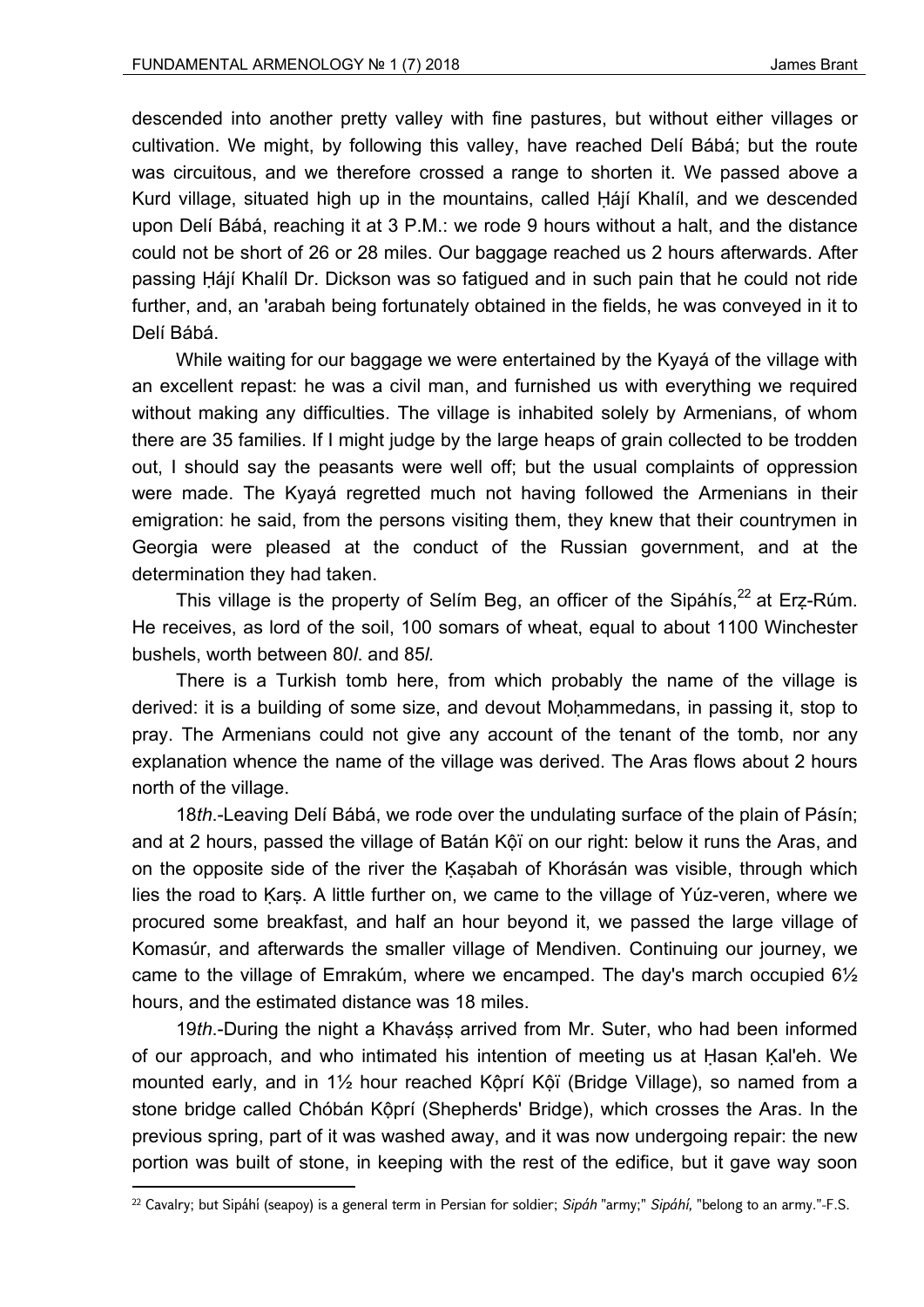descended into another pretty valley with fine pastures, but without either villages or cultivation. We might, by following this valley, have reached Delí Bábá; but the route was circuitous, and we therefore crossed a range to shorten it. We passed above a Kurd village, situated high up in the mountains, called Ḥájí Khalíl, and we descended upon Delí Bábá, reaching it at 3 P.M.: we rode 9 hours without a halt, and the distance could not be short of 26 or 28 miles. Our baggage reached us 2 hours afterwards. After passing Ḥájí Khalíl Dr. Dickson was so fatigued and in such pain that he could not ride further, and, an 'arabah being fortunately obtained in the fields, he was conveyed in it to Delí Bábá.

While waiting for our baggage we were entertained by the Kyayá of the village with an excellent repast: he was a civil man, and furnished us with everything we required without making any difficulties. The village is inhabited solely by Armenians, of whom there are 35 families. If I might judge by the large heaps of grain collected to be trodden out, I should say the peasants were well off; but the usual complaints of oppression were made. The Kyayá regretted much not having followed the Armenians in their emigration: he said, from the persons visiting them, they knew that their countrymen in Georgia were pleased at the conduct of the Russian government, and at the determination they had taken.

This village is the property of Selím Beg, an officer of the Sipáhís,[22] at Erẓ-Rúm. He receives, as lord of the soil, 100 somars of wheat, equal to about 1100 Winchester bushels, worth between 80*l*. and 85*l.*

There is a Turkish tomb here, from which probably the name of the village is derived: it is a building of some size, and devout Moḥammedans, in passing it, stop to pray. The Armenians could not give any account of the tenant of the tomb, nor any explanation whence the name of the village was derived. The Aras flows about 2 hours north of the village.

18*th*.-Leaving Delí Bábá, we rode over the undulating surface of the plain of Pásín; and at 2 hours, passed the village of Batán Kộï on our right: below it runs the Aras, and on the opposite side of the river the Ḳaṣabah of Khorásán was visible, through which lies the road to Ḳarṣ. A little further on, we came to the village of Yúz-veren, where we procured some breakfast, and half an hour beyond it, we passed the large village of Komasúr, and afterwards the smaller village of Mendiven. Continuing our journey, we came to the village of Emrakúm, where we encamped. The day's march occupied 6½ hours, and the estimated distance was 18 miles.

19*th*.-During the night a Khaváṣṣ arrived from Mr. Suter, who had been informed of our approach, and who intimated his intention of meeting us at Ḥasan Ḳal'eh. We mounted early, and in 1½ hour reached Kộprí Kộï (Bridge Village), so named from a stone bridge called Chóbán Kộprí (Shepherds' Bridge), which crosses the Aras. In the previous spring, part of it was washed away, and it was now undergoing repair: the new portion was built of stone, in keeping with the rest of the edifice, but it gave way soon

---

[22] Cavalry; but Sipáhí (seapoy) is a general term in Persian for soldier; *Sipáh* "army;" *Sipáhí,* "belong to an army."-F.S.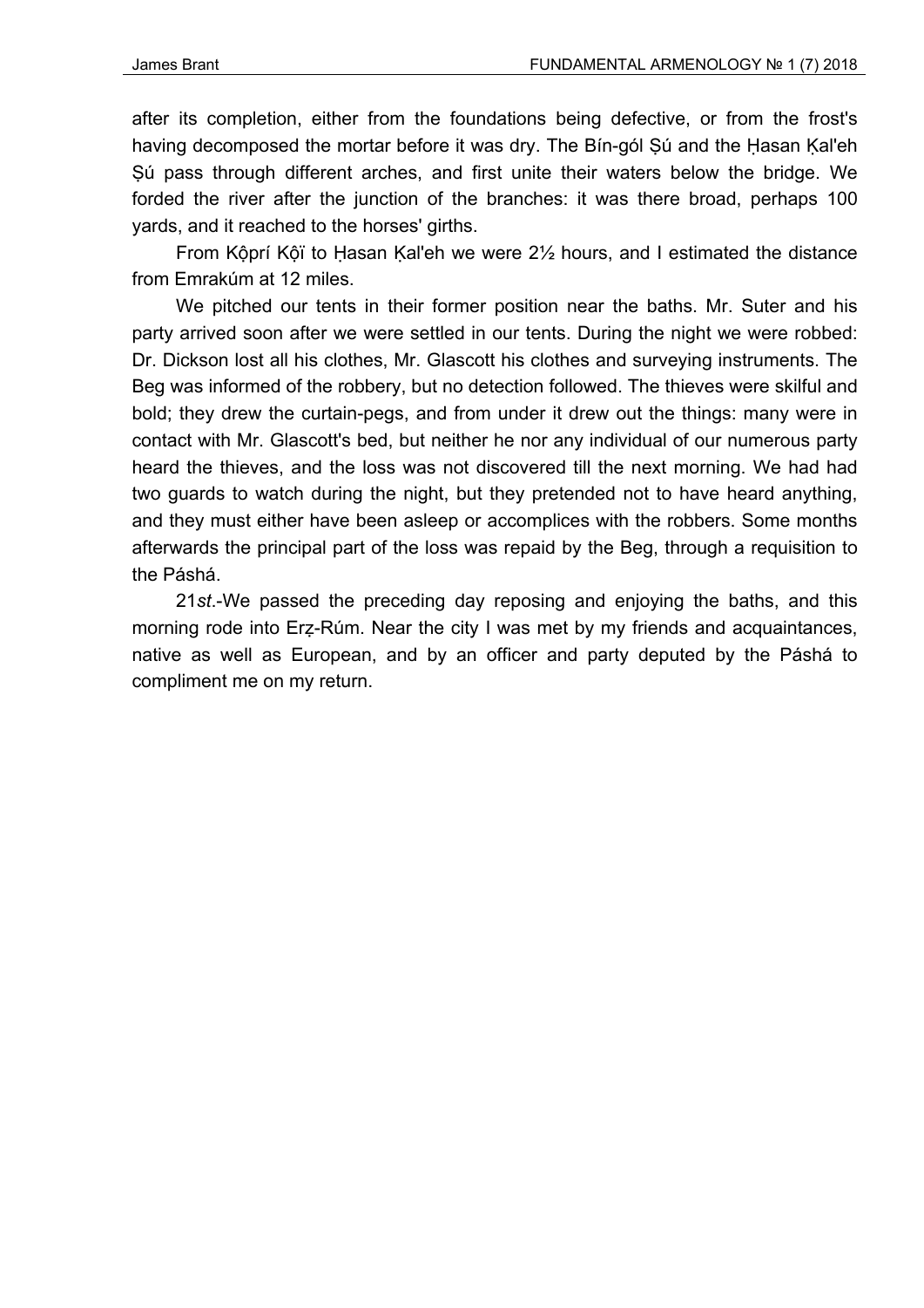after its completion, either from the foundations being defective, or from the frost's having decomposed the mortar before it was dry. The Bín-gól Ṣú and the Ḥasan Ḳal'eh Ṣú pass through different arches, and first unite their waters below the bridge. We forded the river after the junction of the branches: it was there broad, perhaps 100 yards, and it reached to the horses' girths.

From Kộprí Kộï to Ḥasan Ḳal'eh we were 2½ hours, and I estimated the distance from Emrakúm at 12 miles.

We pitched our tents in their former position near the baths. Mr. Suter and his party arrived soon after we were settled in our tents. During the night we were robbed: Dr. Dickson lost all his clothes, Mr. Glascott his clothes and surveying instruments. The Beg was informed of the robbery, but no detection followed. The thieves were skilful and bold; they drew the curtain-pegs, and from under it drew out the things: many were in contact with Mr. Glascott's bed, but neither he nor any individual of our numerous party heard the thieves, and the loss was not discovered till the next morning. We had had two guards to watch during the night, but they pretended not to have heard anything, and they must either have been asleep or accomplices with the robbers. Some months afterwards the principal part of the loss was repaid by the Beg, through a requisition to the Páshá.

21*st*.-We passed the preceding day reposing and enjoying the baths, and this morning rode into Erẓ-Rúm. Near the city I was met by my friends and acquaintances, native as well as European, and by an officer and party deputed by the Páshá to compliment me on my return.